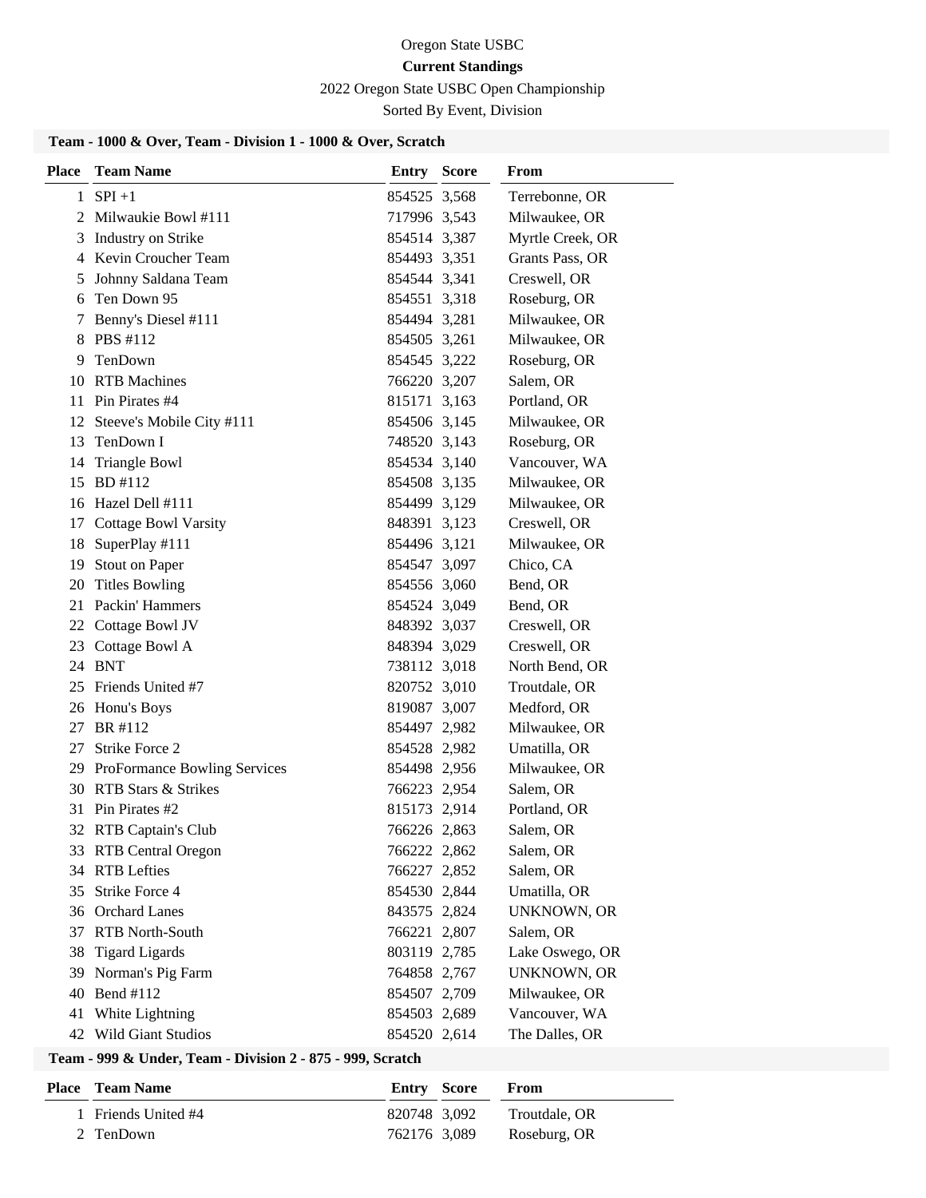Oregon State USBC

**Current Standings**

2022 Oregon State USBC Open Championship

Sorted By Event, Division

**Team - 1000 & Over, Team - Division 1 - 1000 & Over, Scratch**

| Place | Team Name | Entry | Score | From |
|---|---|---|---|---|
| 1 | SPI +1 | 854525 | 3,568 | Terrebonne, OR |
| 2 | Milwaukie Bowl #111 | 717996 | 3,543 | Milwaukee, OR |
| 3 | Industry on Strike | 854514 | 3,387 | Myrtle Creek, OR |
| 4 | Kevin Croucher Team | 854493 | 3,351 | Grants Pass, OR |
| 5 | Johnny Saldana Team | 854544 | 3,341 | Creswell, OR |
| 6 | Ten Down 95 | 854551 | 3,318 | Roseburg, OR |
| 7 | Benny's Diesel #111 | 854494 | 3,281 | Milwaukee, OR |
| 8 | PBS #112 | 854505 | 3,261 | Milwaukee, OR |
| 9 | TenDown | 854545 | 3,222 | Roseburg, OR |
| 10 | RTB Machines | 766220 | 3,207 | Salem, OR |
| 11 | Pin Pirates #4 | 815171 | 3,163 | Portland, OR |
| 12 | Steeve's Mobile City #111 | 854506 | 3,145 | Milwaukee, OR |
| 13 | TenDown I | 748520 | 3,143 | Roseburg, OR |
| 14 | Triangle Bowl | 854534 | 3,140 | Vancouver, WA |
| 15 | BD #112 | 854508 | 3,135 | Milwaukee, OR |
| 16 | Hazel Dell #111 | 854499 | 3,129 | Milwaukee, OR |
| 17 | Cottage Bowl Varsity | 848391 | 3,123 | Creswell, OR |
| 18 | SuperPlay #111 | 854496 | 3,121 | Milwaukee, OR |
| 19 | Stout on Paper | 854547 | 3,097 | Chico, CA |
| 20 | Titles Bowling | 854556 | 3,060 | Bend, OR |
| 21 | Packin' Hammers | 854524 | 3,049 | Bend, OR |
| 22 | Cottage Bowl JV | 848392 | 3,037 | Creswell, OR |
| 23 | Cottage Bowl A | 848394 | 3,029 | Creswell, OR |
| 24 | BNT | 738112 | 3,018 | North Bend, OR |
| 25 | Friends United #7 | 820752 | 3,010 | Troutdale, OR |
| 26 | Honu's Boys | 819087 | 3,007 | Medford, OR |
| 27 | BR #112 | 854497 | 2,982 | Milwaukee, OR |
| 27 | Strike Force 2 | 854528 | 2,982 | Umatilla, OR |
| 29 | ProFormance Bowling Services | 854498 | 2,956 | Milwaukee, OR |
| 30 | RTB Stars & Strikes | 766223 | 2,954 | Salem, OR |
| 31 | Pin Pirates #2 | 815173 | 2,914 | Portland, OR |
| 32 | RTB Captain's Club | 766226 | 2,863 | Salem, OR |
| 33 | RTB Central Oregon | 766222 | 2,862 | Salem, OR |
| 34 | RTB Lefties | 766227 | 2,852 | Salem, OR |
| 35 | Strike Force 4 | 854530 | 2,844 | Umatilla, OR |
| 36 | Orchard Lanes | 843575 | 2,824 | UNKNOWN, OR |
| 37 | RTB North-South | 766221 | 2,807 | Salem, OR |
| 38 | Tigard Ligards | 803119 | 2,785 | Lake Oswego, OR |
| 39 | Norman's Pig Farm | 764858 | 2,767 | UNKNOWN, OR |
| 40 | Bend #112 | 854507 | 2,709 | Milwaukee, OR |
| 41 | White Lightning | 854503 | 2,689 | Vancouver, WA |
| 42 | Wild Giant Studios | 854520 | 2,614 | The Dalles, OR |

**Team - 999 & Under, Team - Division 2 - 875 - 999, Scratch**

| Place | Team Name | Entry | Score | From |
|---|---|---|---|---|
| 1 | Friends United #4 | 820748 | 3,092 | Troutdale, OR |
| 2 | TenDown | 762176 | 3,089 | Roseburg, OR |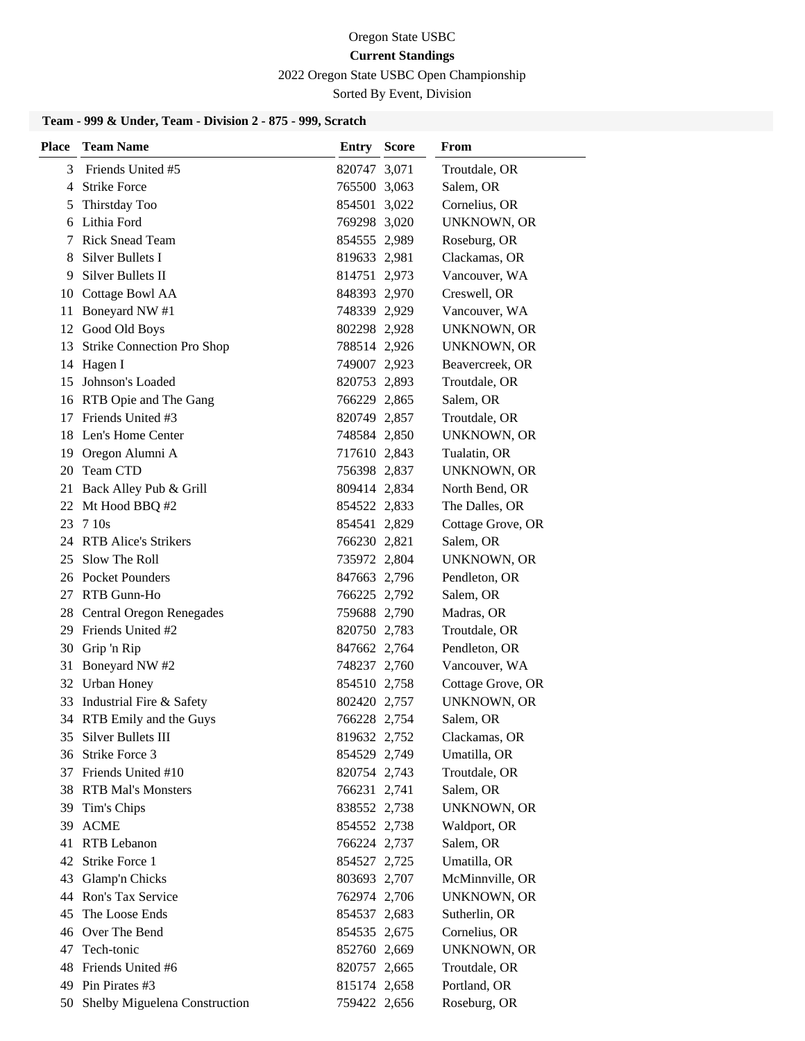Oregon State USBC

**Current Standings**

2022 Oregon State USBC Open Championship

Sorted By Event, Division

**Team - 999 & Under, Team - Division 2 - 875 - 999, Scratch**

| Place | Team Name | Entry | Score | From |
|---|---|---|---|---|
| 3 | Friends United #5 | 820747 | 3,071 | Troutdale, OR |
| 4 | Strike Force | 765500 | 3,063 | Salem, OR |
| 5 | Thirstday Too | 854501 | 3,022 | Cornelius, OR |
| 6 | Lithia Ford | 769298 | 3,020 | UNKNOWN, OR |
| 7 | Rick Snead Team | 854555 | 2,989 | Roseburg, OR |
| 8 | Silver Bullets I | 819633 | 2,981 | Clackamas, OR |
| 9 | Silver Bullets II | 814751 | 2,973 | Vancouver, WA |
| 10 | Cottage Bowl AA | 848393 | 2,970 | Creswell, OR |
| 11 | Boneyard NW #1 | 748339 | 2,929 | Vancouver, WA |
| 12 | Good Old Boys | 802298 | 2,928 | UNKNOWN, OR |
| 13 | Strike Connection Pro Shop | 788514 | 2,926 | UNKNOWN, OR |
| 14 | Hagen I | 749007 | 2,923 | Beavercreek, OR |
| 15 | Johnson's Loaded | 820753 | 2,893 | Troutdale, OR |
| 16 | RTB Opie and The Gang | 766229 | 2,865 | Salem, OR |
| 17 | Friends United #3 | 820749 | 2,857 | Troutdale, OR |
| 18 | Len's Home Center | 748584 | 2,850 | UNKNOWN, OR |
| 19 | Oregon Alumni A | 717610 | 2,843 | Tualatin, OR |
| 20 | Team CTD | 756398 | 2,837 | UNKNOWN, OR |
| 21 | Back Alley Pub & Grill | 809414 | 2,834 | North Bend, OR |
| 22 | Mt Hood BBQ #2 | 854522 | 2,833 | The Dalles, OR |
| 23 | 7 10s | 854541 | 2,829 | Cottage Grove, OR |
| 24 | RTB Alice's Strikers | 766230 | 2,821 | Salem, OR |
| 25 | Slow The Roll | 735972 | 2,804 | UNKNOWN, OR |
| 26 | Pocket Pounders | 847663 | 2,796 | Pendleton, OR |
| 27 | RTB Gunn-Ho | 766225 | 2,792 | Salem, OR |
| 28 | Central Oregon Renegades | 759688 | 2,790 | Madras, OR |
| 29 | Friends United #2 | 820750 | 2,783 | Troutdale, OR |
| 30 | Grip 'n Rip | 847662 | 2,764 | Pendleton, OR |
| 31 | Boneyard NW #2 | 748237 | 2,760 | Vancouver, WA |
| 32 | Urban Honey | 854510 | 2,758 | Cottage Grove, OR |
| 33 | Industrial Fire & Safety | 802420 | 2,757 | UNKNOWN, OR |
| 34 | RTB Emily and the Guys | 766228 | 2,754 | Salem, OR |
| 35 | Silver Bullets III | 819632 | 2,752 | Clackamas, OR |
| 36 | Strike Force 3 | 854529 | 2,749 | Umatilla, OR |
| 37 | Friends United #10 | 820754 | 2,743 | Troutdale, OR |
| 38 | RTB Mal's Monsters | 766231 | 2,741 | Salem, OR |
| 39 | Tim's Chips | 838552 | 2,738 | UNKNOWN, OR |
| 39 | ACME | 854552 | 2,738 | Waldport, OR |
| 41 | RTB Lebanon | 766224 | 2,737 | Salem, OR |
| 42 | Strike Force 1 | 854527 | 2,725 | Umatilla, OR |
| 43 | Glamp'n Chicks | 803693 | 2,707 | McMinnville, OR |
| 44 | Ron's Tax Service | 762974 | 2,706 | UNKNOWN, OR |
| 45 | The Loose Ends | 854537 | 2,683 | Sutherlin, OR |
| 46 | Over The Bend | 854535 | 2,675 | Cornelius, OR |
| 47 | Tech-tonic | 852760 | 2,669 | UNKNOWN, OR |
| 48 | Friends United #6 | 820757 | 2,665 | Troutdale, OR |
| 49 | Pin Pirates #3 | 815174 | 2,658 | Portland, OR |
| 50 | Shelby Miguelena Construction | 759422 | 2,656 | Roseburg, OR |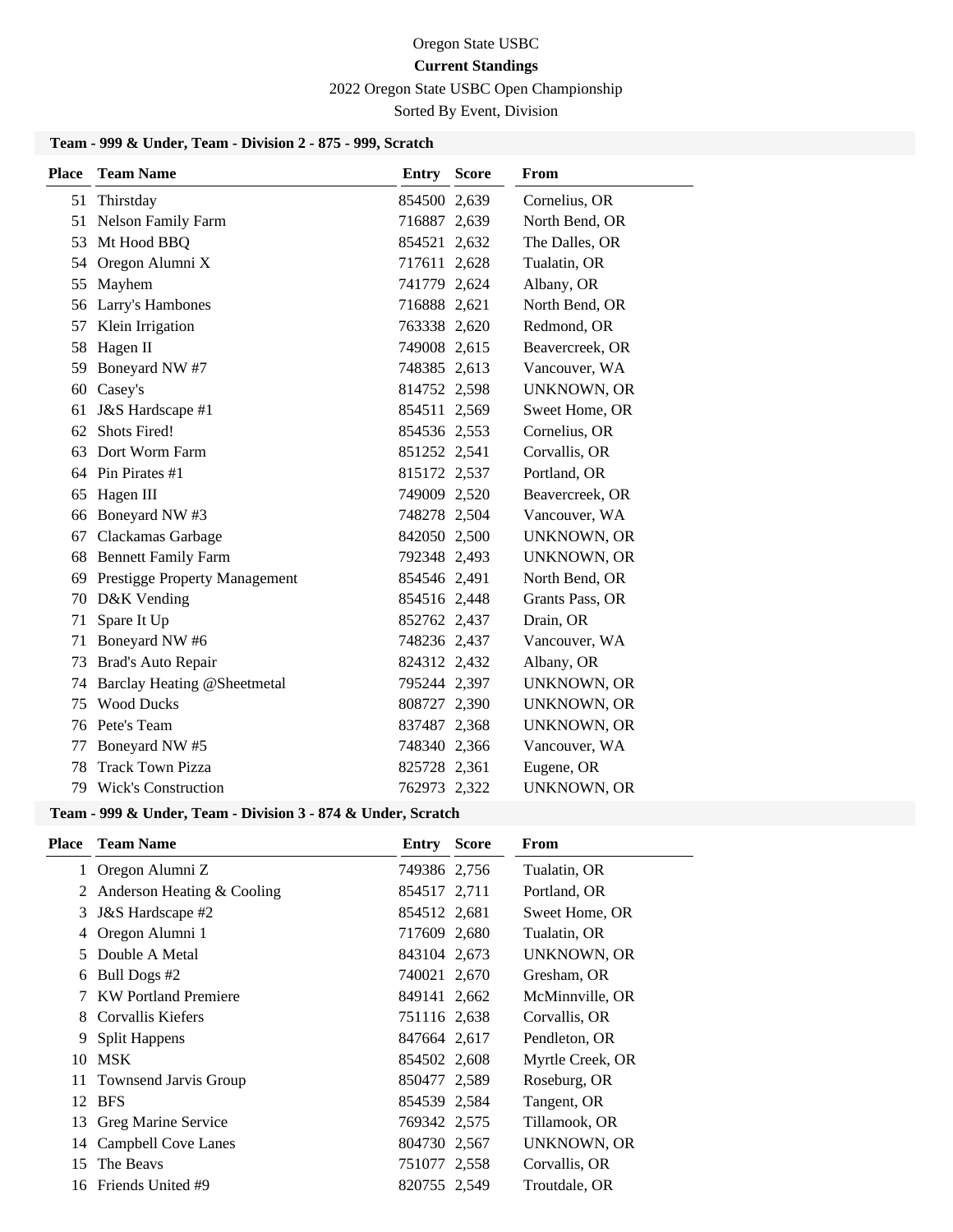Oregon State USBC

**Current Standings**

2022 Oregon State USBC Open Championship

Sorted By Event, Division

### Team - 999 & Under, Team - Division 2 - 875 - 999, Scratch

| Place | Team Name | Entry | Score | From |
|---|---|---|---|---|
| 51 | Thirstday | 854500 | 2,639 | Cornelius, OR |
| 51 | Nelson Family Farm | 716887 | 2,639 | North Bend, OR |
| 53 | Mt Hood BBQ | 854521 | 2,632 | The Dalles, OR |
| 54 | Oregon Alumni X | 717611 | 2,628 | Tualatin, OR |
| 55 | Mayhem | 741779 | 2,624 | Albany, OR |
| 56 | Larry's Hambones | 716888 | 2,621 | North Bend, OR |
| 57 | Klein Irrigation | 763338 | 2,620 | Redmond, OR |
| 58 | Hagen II | 749008 | 2,615 | Beavercreek, OR |
| 59 | Boneyard NW #7 | 748385 | 2,613 | Vancouver, WA |
| 60 | Casey's | 814752 | 2,598 | UNKNOWN, OR |
| 61 | J&S Hardscape #1 | 854511 | 2,569 | Sweet Home, OR |
| 62 | Shots Fired! | 854536 | 2,553 | Cornelius, OR |
| 63 | Dort Worm Farm | 851252 | 2,541 | Corvallis, OR |
| 64 | Pin Pirates #1 | 815172 | 2,537 | Portland, OR |
| 65 | Hagen III | 749009 | 2,520 | Beavercreek, OR |
| 66 | Boneyard NW #3 | 748278 | 2,504 | Vancouver, WA |
| 67 | Clackamas Garbage | 842050 | 2,500 | UNKNOWN, OR |
| 68 | Bennett Family Farm | 792348 | 2,493 | UNKNOWN, OR |
| 69 | Prestigge Property Management | 854546 | 2,491 | North Bend, OR |
| 70 | D&K Vending | 854516 | 2,448 | Grants Pass, OR |
| 71 | Spare It Up | 852762 | 2,437 | Drain, OR |
| 71 | Boneyard NW #6 | 748236 | 2,437 | Vancouver, WA |
| 73 | Brad's Auto Repair | 824312 | 2,432 | Albany, OR |
| 74 | Barclay Heating @Sheetmetal | 795244 | 2,397 | UNKNOWN, OR |
| 75 | Wood Ducks | 808727 | 2,390 | UNKNOWN, OR |
| 76 | Pete's Team | 837487 | 2,368 | UNKNOWN, OR |
| 77 | Boneyard NW #5 | 748340 | 2,366 | Vancouver, WA |
| 78 | Track Town Pizza | 825728 | 2,361 | Eugene, OR |
| 79 | Wick's Construction | 762973 | 2,322 | UNKNOWN, OR |

### Team - 999 & Under, Team - Division 3 - 874 & Under, Scratch

| Place | Team Name | Entry | Score | From |
|---|---|---|---|---|
| 1 | Oregon Alumni Z | 749386 | 2,756 | Tualatin, OR |
| 2 | Anderson Heating & Cooling | 854517 | 2,711 | Portland, OR |
| 3 | J&S Hardscape #2 | 854512 | 2,681 | Sweet Home, OR |
| 4 | Oregon Alumni 1 | 717609 | 2,680 | Tualatin, OR |
| 5 | Double A Metal | 843104 | 2,673 | UNKNOWN, OR |
| 6 | Bull Dogs #2 | 740021 | 2,670 | Gresham, OR |
| 7 | KW Portland Premiere | 849141 | 2,662 | McMinnville, OR |
| 8 | Corvallis Kiefers | 751116 | 2,638 | Corvallis, OR |
| 9 | Split Happens | 847664 | 2,617 | Pendleton, OR |
| 10 | MSK | 854502 | 2,608 | Myrtle Creek, OR |
| 11 | Townsend Jarvis Group | 850477 | 2,589 | Roseburg, OR |
| 12 | BFS | 854539 | 2,584 | Tangent, OR |
| 13 | Greg Marine Service | 769342 | 2,575 | Tillamook, OR |
| 14 | Campbell Cove Lanes | 804730 | 2,567 | UNKNOWN, OR |
| 15 | The Beavs | 751077 | 2,558 | Corvallis, OR |
| 16 | Friends United #9 | 820755 | 2,549 | Troutdale, OR |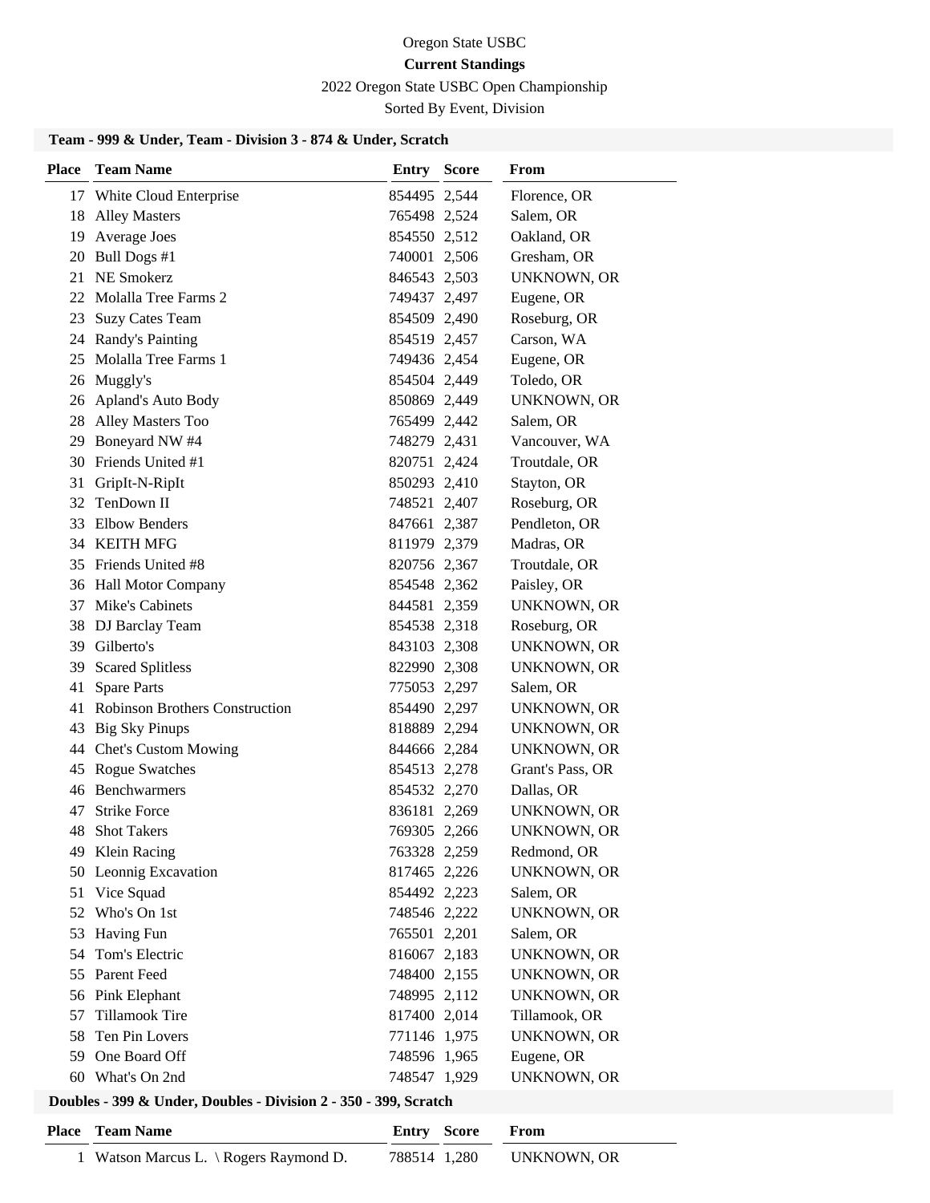Oregon State USBC

**Current Standings**

2022 Oregon State USBC Open Championship

Sorted By Event, Division

### Team - 999 & Under, Team - Division 3 - 874 & Under, Scratch

| Place | Team Name | Entry | Score | From |
|---|---|---|---|---|
| 17 | White Cloud Enterprise | 854495 | 2,544 | Florence, OR |
| 18 | Alley Masters | 765498 | 2,524 | Salem, OR |
| 19 | Average Joes | 854550 | 2,512 | Oakland, OR |
| 20 | Bull Dogs #1 | 740001 | 2,506 | Gresham, OR |
| 21 | NE Smokerz | 846543 | 2,503 | UNKNOWN, OR |
| 22 | Molalla Tree Farms 2 | 749437 | 2,497 | Eugene, OR |
| 23 | Suzy Cates Team | 854509 | 2,490 | Roseburg, OR |
| 24 | Randy's Painting | 854519 | 2,457 | Carson, WA |
| 25 | Molalla Tree Farms 1 | 749436 | 2,454 | Eugene, OR |
| 26 | Muggly's | 854504 | 2,449 | Toledo, OR |
| 26 | Apland's Auto Body | 850869 | 2,449 | UNKNOWN, OR |
| 28 | Alley Masters Too | 765499 | 2,442 | Salem, OR |
| 29 | Boneyard NW #4 | 748279 | 2,431 | Vancouver, WA |
| 30 | Friends United #1 | 820751 | 2,424 | Troutdale, OR |
| 31 | GripIt-N-RipIt | 850293 | 2,410 | Stayton, OR |
| 32 | TenDown II | 748521 | 2,407 | Roseburg, OR |
| 33 | Elbow Benders | 847661 | 2,387 | Pendleton, OR |
| 34 | KEITH MFG | 811979 | 2,379 | Madras, OR |
| 35 | Friends United #8 | 820756 | 2,367 | Troutdale, OR |
| 36 | Hall Motor Company | 854548 | 2,362 | Paisley, OR |
| 37 | Mike's Cabinets | 844581 | 2,359 | UNKNOWN, OR |
| 38 | DJ Barclay Team | 854538 | 2,318 | Roseburg, OR |
| 39 | Gilberto's | 843103 | 2,308 | UNKNOWN, OR |
| 39 | Scared Splitless | 822990 | 2,308 | UNKNOWN, OR |
| 41 | Spare Parts | 775053 | 2,297 | Salem, OR |
| 41 | Robinson Brothers Construction | 854490 | 2,297 | UNKNOWN, OR |
| 43 | Big Sky Pinups | 818889 | 2,294 | UNKNOWN, OR |
| 44 | Chet's Custom Mowing | 844666 | 2,284 | UNKNOWN, OR |
| 45 | Rogue Swatches | 854513 | 2,278 | Grant's Pass, OR |
| 46 | Benchwarmers | 854532 | 2,270 | Dallas, OR |
| 47 | Strike Force | 836181 | 2,269 | UNKNOWN, OR |
| 48 | Shot Takers | 769305 | 2,266 | UNKNOWN, OR |
| 49 | Klein Racing | 763328 | 2,259 | Redmond, OR |
| 50 | Leonnig Excavation | 817465 | 2,226 | UNKNOWN, OR |
| 51 | Vice Squad | 854492 | 2,223 | Salem, OR |
| 52 | Who's On 1st | 748546 | 2,222 | UNKNOWN, OR |
| 53 | Having Fun | 765501 | 2,201 | Salem, OR |
| 54 | Tom's Electric | 816067 | 2,183 | UNKNOWN, OR |
| 55 | Parent Feed | 748400 | 2,155 | UNKNOWN, OR |
| 56 | Pink Elephant | 748995 | 2,112 | UNKNOWN, OR |
| 57 | Tillamook Tire | 817400 | 2,014 | Tillamook, OR |
| 58 | Ten Pin Lovers | 771146 | 1,975 | UNKNOWN, OR |
| 59 | One Board Off | 748596 | 1,965 | Eugene, OR |
| 60 | What's On 2nd | 748547 | 1,929 | UNKNOWN, OR |

### Doubles - 399 & Under, Doubles - Division 2 - 350 - 399, Scratch

| Place | Team Name | Entry | Score | From |
|---|---|---|---|---|
| 1 | Watson Marcus L. \ Rogers Raymond D. | 788514 | 1,280 | UNKNOWN, OR |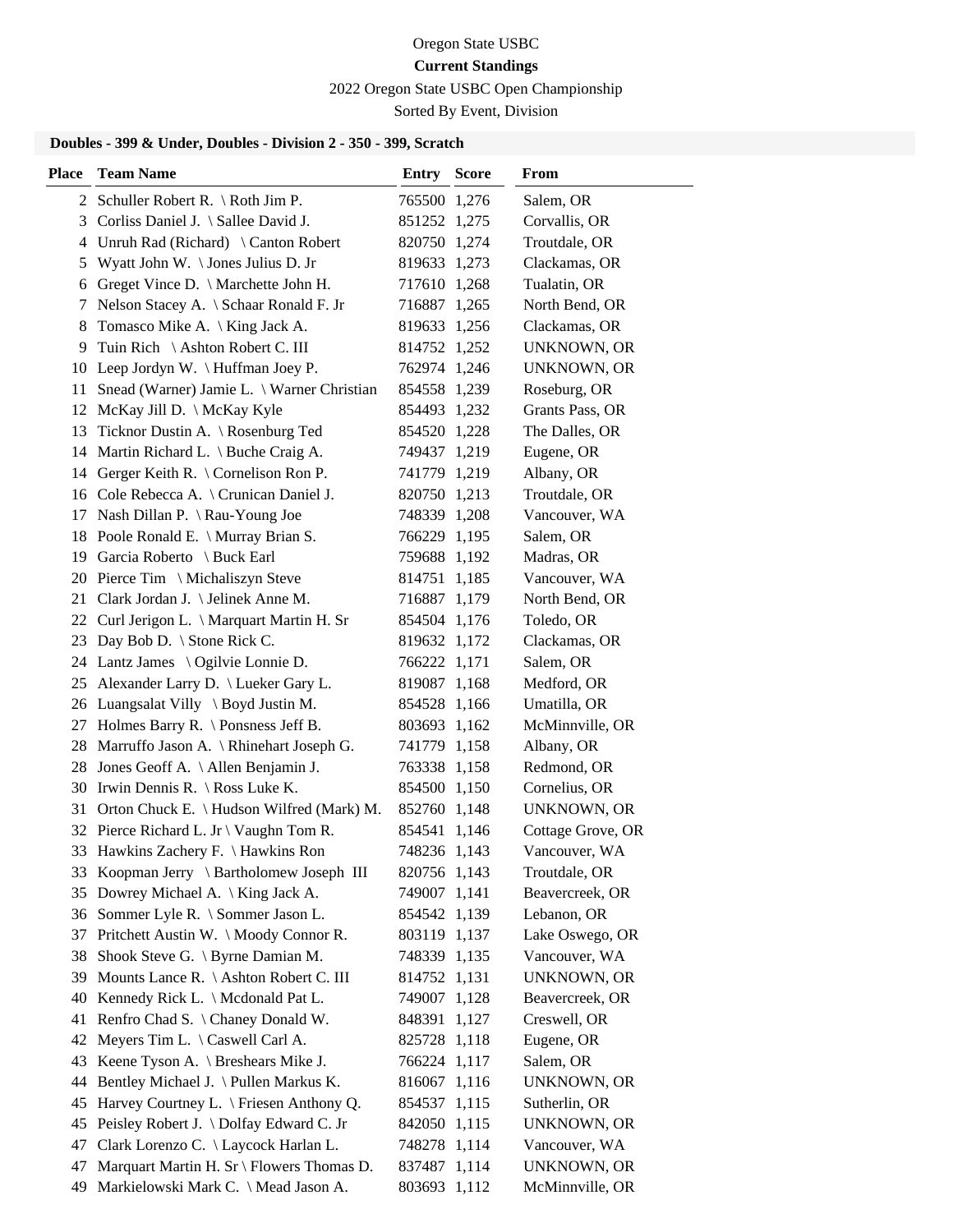Oregon State USBC

**Current Standings**

2022 Oregon State USBC Open Championship

Sorted By Event, Division

### Doubles - 399 & Under, Doubles - Division 2 - 350 - 399, Scratch

| Place | Team Name | Entry | Score | From |
|---|---|---|---|---|
| 2 | Schuller Robert R. \ Roth Jim P. | 765500 | 1,276 | Salem, OR |
| 3 | Corliss Daniel J. \ Sallee David J. | 851252 | 1,275 | Corvallis, OR |
| 4 | Unruh Rad (Richard) \ Canton Robert | 820750 | 1,274 | Troutdale, OR |
| 5 | Wyatt John W. \ Jones Julius D. Jr | 819633 | 1,273 | Clackamas, OR |
| 6 | Greget Vince D. \ Marchette John H. | 717610 | 1,268 | Tualatin, OR |
| 7 | Nelson Stacey A. \ Schaar Ronald F. Jr | 716887 | 1,265 | North Bend, OR |
| 8 | Tomasco Mike A. \ King Jack A. | 819633 | 1,256 | Clackamas, OR |
| 9 | Tuin Rich \ Ashton Robert C. III | 814752 | 1,252 | UNKNOWN, OR |
| 10 | Leep Jordyn W. \ Huffman Joey P. | 762974 | 1,246 | UNKNOWN, OR |
| 11 | Snead (Warner) Jamie L. \ Warner Christian | 854558 | 1,239 | Roseburg, OR |
| 12 | McKay Jill D. \ McKay Kyle | 854493 | 1,232 | Grants Pass, OR |
| 13 | Ticknor Dustin A. \ Rosenburg Ted | 854520 | 1,228 | The Dalles, OR |
| 14 | Martin Richard L. \ Buche Craig A. | 749437 | 1,219 | Eugene, OR |
| 14 | Gerger Keith R. \ Cornelison Ron P. | 741779 | 1,219 | Albany, OR |
| 16 | Cole Rebecca A. \ Crunican Daniel J. | 820750 | 1,213 | Troutdale, OR |
| 17 | Nash Dillan P. \ Rau-Young Joe | 748339 | 1,208 | Vancouver, WA |
| 18 | Poole Ronald E. \ Murray Brian S. | 766229 | 1,195 | Salem, OR |
| 19 | Garcia Roberto \ Buck Earl | 759688 | 1,192 | Madras, OR |
| 20 | Pierce Tim \ Michaliszyn Steve | 814751 | 1,185 | Vancouver, WA |
| 21 | Clark Jordan J. \ Jelinek Anne M. | 716887 | 1,179 | North Bend, OR |
| 22 | Curl Jerigon L. \ Marquart Martin H. Sr | 854504 | 1,176 | Toledo, OR |
| 23 | Day Bob D. \ Stone Rick C. | 819632 | 1,172 | Clackamas, OR |
| 24 | Lantz James \ Ogilvie Lonnie D. | 766222 | 1,171 | Salem, OR |
| 25 | Alexander Larry D. \ Lueker Gary L. | 819087 | 1,168 | Medford, OR |
| 26 | Luangsalat Villy \ Boyd Justin M. | 854528 | 1,166 | Umatilla, OR |
| 27 | Holmes Barry R. \ Ponsness Jeff B. | 803693 | 1,162 | McMinnville, OR |
| 28 | Marruffo Jason A. \ Rhinehart Joseph G. | 741779 | 1,158 | Albany, OR |
| 28 | Jones Geoff A. \ Allen Benjamin J. | 763338 | 1,158 | Redmond, OR |
| 30 | Irwin Dennis R. \ Ross Luke K. | 854500 | 1,150 | Cornelius, OR |
| 31 | Orton Chuck E. \ Hudson Wilfred (Mark) M. | 852760 | 1,148 | UNKNOWN, OR |
| 32 | Pierce Richard L. Jr \ Vaughn Tom R. | 854541 | 1,146 | Cottage Grove, OR |
| 33 | Hawkins Zachery F. \ Hawkins Ron | 748236 | 1,143 | Vancouver, WA |
| 33 | Koopman Jerry \ Bartholomew Joseph III | 820756 | 1,143 | Troutdale, OR |
| 35 | Dowrey Michael A. \ King Jack A. | 749007 | 1,141 | Beavercreek, OR |
| 36 | Sommer Lyle R. \ Sommer Jason L. | 854542 | 1,139 | Lebanon, OR |
| 37 | Pritchett Austin W. \ Moody Connor R. | 803119 | 1,137 | Lake Oswego, OR |
| 38 | Shook Steve G. \ Byrne Damian M. | 748339 | 1,135 | Vancouver, WA |
| 39 | Mounts Lance R. \ Ashton Robert C. III | 814752 | 1,131 | UNKNOWN, OR |
| 40 | Kennedy Rick L. \ Mcdonald Pat L. | 749007 | 1,128 | Beavercreek, OR |
| 41 | Renfro Chad S. \ Chaney Donald W. | 848391 | 1,127 | Creswell, OR |
| 42 | Meyers Tim L. \ Caswell Carl A. | 825728 | 1,118 | Eugene, OR |
| 43 | Keene Tyson A. \ Breshears Mike J. | 766224 | 1,117 | Salem, OR |
| 44 | Bentley Michael J. \ Pullen Markus K. | 816067 | 1,116 | UNKNOWN, OR |
| 45 | Harvey Courtney L. \ Friesen Anthony Q. | 854537 | 1,115 | Sutherlin, OR |
| 45 | Peisley Robert J. \ Dolfay Edward C. Jr | 842050 | 1,115 | UNKNOWN, OR |
| 47 | Clark Lorenzo C. \ Laycock Harlan L. | 748278 | 1,114 | Vancouver, WA |
| 47 | Marquart Martin H. Sr \ Flowers Thomas D. | 837487 | 1,114 | UNKNOWN, OR |
| 49 | Markielowski Mark C. \ Mead Jason A. | 803693 | 1,112 | McMinnville, OR |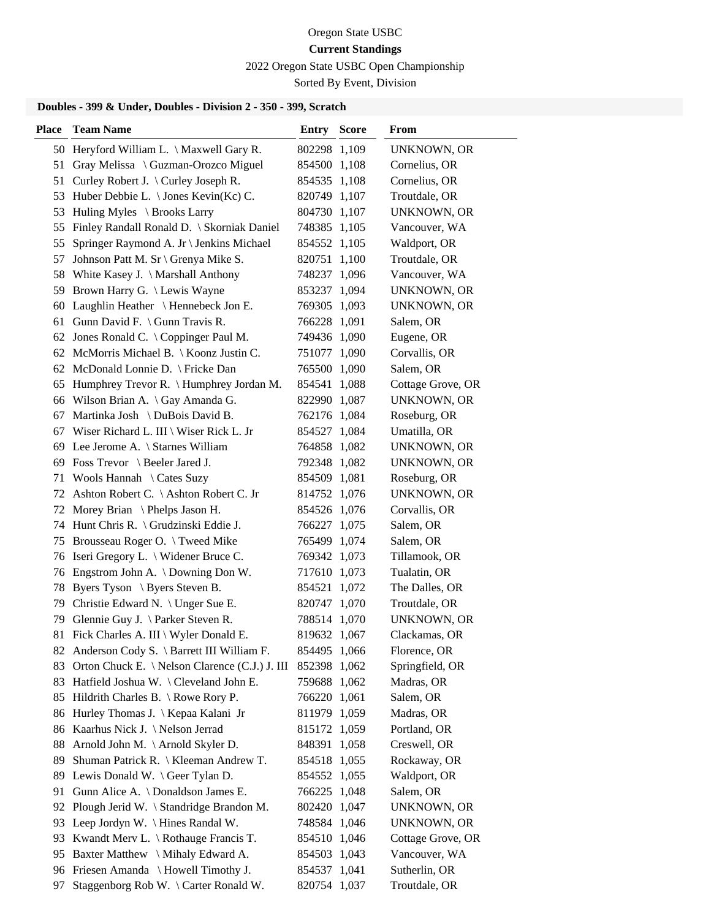Oregon State USBC

**Current Standings**

2022 Oregon State USBC Open Championship

Sorted By Event, Division

**Doubles - 399 & Under, Doubles - Division 2 - 350 - 399, Scratch**

| Place | Team Name | Entry | Score | From |
|---|---|---|---|---|
| 50 | Heryford William L. \ Maxwell Gary R. | 802298 | 1,109 | UNKNOWN, OR |
| 51 | Gray Melissa \ Guzman-Orozco Miguel | 854500 | 1,108 | Cornelius, OR |
| 51 | Curley Robert J. \ Curley Joseph R. | 854535 | 1,108 | Cornelius, OR |
| 53 | Huber Debbie L. \ Jones Kevin(Kc) C. | 820749 | 1,107 | Troutdale, OR |
| 53 | Huling Myles \ Brooks Larry | 804730 | 1,107 | UNKNOWN, OR |
| 55 | Finley Randall Ronald D. \ Skorniak Daniel | 748385 | 1,105 | Vancouver, WA |
| 55 | Springer Raymond A. Jr \ Jenkins Michael | 854552 | 1,105 | Waldport, OR |
| 57 | Johnson Patt M. Sr \ Grenya Mike S. | 820751 | 1,100 | Troutdale, OR |
| 58 | White Kasey J. \ Marshall Anthony | 748237 | 1,096 | Vancouver, WA |
| 59 | Brown Harry G. \ Lewis Wayne | 853237 | 1,094 | UNKNOWN, OR |
| 60 | Laughlin Heather \ Hennebeck Jon E. | 769305 | 1,093 | UNKNOWN, OR |
| 61 | Gunn David F. \ Gunn Travis R. | 766228 | 1,091 | Salem, OR |
| 62 | Jones Ronald C. \ Coppinger Paul M. | 749436 | 1,090 | Eugene, OR |
| 62 | McMorris Michael B. \ Koonz Justin C. | 751077 | 1,090 | Corvallis, OR |
| 62 | McDonald Lonnie D. \ Fricke Dan | 765500 | 1,090 | Salem, OR |
| 65 | Humphrey Trevor R. \ Humphrey Jordan M. | 854541 | 1,088 | Cottage Grove, OR |
| 66 | Wilson Brian A. \ Gay Amanda G. | 822990 | 1,087 | UNKNOWN, OR |
| 67 | Martinka Josh \ DuBois David B. | 762176 | 1,084 | Roseburg, OR |
| 67 | Wiser Richard L. III \ Wiser Rick L. Jr | 854527 | 1,084 | Umatilla, OR |
| 69 | Lee Jerome A. \ Starnes William | 764858 | 1,082 | UNKNOWN, OR |
| 69 | Foss Trevor \ Beeler Jared J. | 792348 | 1,082 | UNKNOWN, OR |
| 71 | Wools Hannah \ Cates Suzy | 854509 | 1,081 | Roseburg, OR |
| 72 | Ashton Robert C. \ Ashton Robert C. Jr | 814752 | 1,076 | UNKNOWN, OR |
| 72 | Morey Brian \ Phelps Jason H. | 854526 | 1,076 | Corvallis, OR |
| 74 | Hunt Chris R. \ Grudzinski Eddie J. | 766227 | 1,075 | Salem, OR |
| 75 | Brousseau Roger O. \ Tweed Mike | 765499 | 1,074 | Salem, OR |
| 76 | Iseri Gregory L. \ Widener Bruce C. | 769342 | 1,073 | Tillamook, OR |
| 76 | Engstrom John A. \ Downing Don W. | 717610 | 1,073 | Tualatin, OR |
| 78 | Byers Tyson \ Byers Steven B. | 854521 | 1,072 | The Dalles, OR |
| 79 | Christie Edward N. \ Unger Sue E. | 820747 | 1,070 | Troutdale, OR |
| 79 | Glennie Guy J. \ Parker Steven R. | 788514 | 1,070 | UNKNOWN, OR |
| 81 | Fick Charles A. III \ Wyler Donald E. | 819632 | 1,067 | Clackamas, OR |
| 82 | Anderson Cody S. \ Barrett III William F. | 854495 | 1,066 | Florence, OR |
| 83 | Orton Chuck E. \ Nelson Clarence (C.J.) J. III | 852398 | 1,062 | Springfield, OR |
| 83 | Hatfield Joshua W. \ Cleveland John E. | 759688 | 1,062 | Madras, OR |
| 85 | Hildrith Charles B. \ Rowe Rory P. | 766220 | 1,061 | Salem, OR |
| 86 | Hurley Thomas J. \ Kepaa Kalani Jr | 811979 | 1,059 | Madras, OR |
| 86 | Kaarhus Nick J. \ Nelson Jerrad | 815172 | 1,059 | Portland, OR |
| 88 | Arnold John M. \ Arnold Skyler D. | 848391 | 1,058 | Creswell, OR |
| 89 | Shuman Patrick R. \ Kleeman Andrew T. | 854518 | 1,055 | Rockaway, OR |
| 89 | Lewis Donald W. \ Geer Tylan D. | 854552 | 1,055 | Waldport, OR |
| 91 | Gunn Alice A. \ Donaldson James E. | 766225 | 1,048 | Salem, OR |
| 92 | Plough Jerid W. \ Standridge Brandon M. | 802420 | 1,047 | UNKNOWN, OR |
| 93 | Leep Jordyn W. \ Hines Randal W. | 748584 | 1,046 | UNKNOWN, OR |
| 93 | Kwandt Merv L. \ Rothauge Francis T. | 854510 | 1,046 | Cottage Grove, OR |
| 95 | Baxter Matthew \ Mihaly Edward A. | 854503 | 1,043 | Vancouver, WA |
| 96 | Friesen Amanda \ Howell Timothy J. | 854537 | 1,041 | Sutherlin, OR |
| 97 | Staggenborg Rob W. \ Carter Ronald W. | 820754 | 1,037 | Troutdale, OR |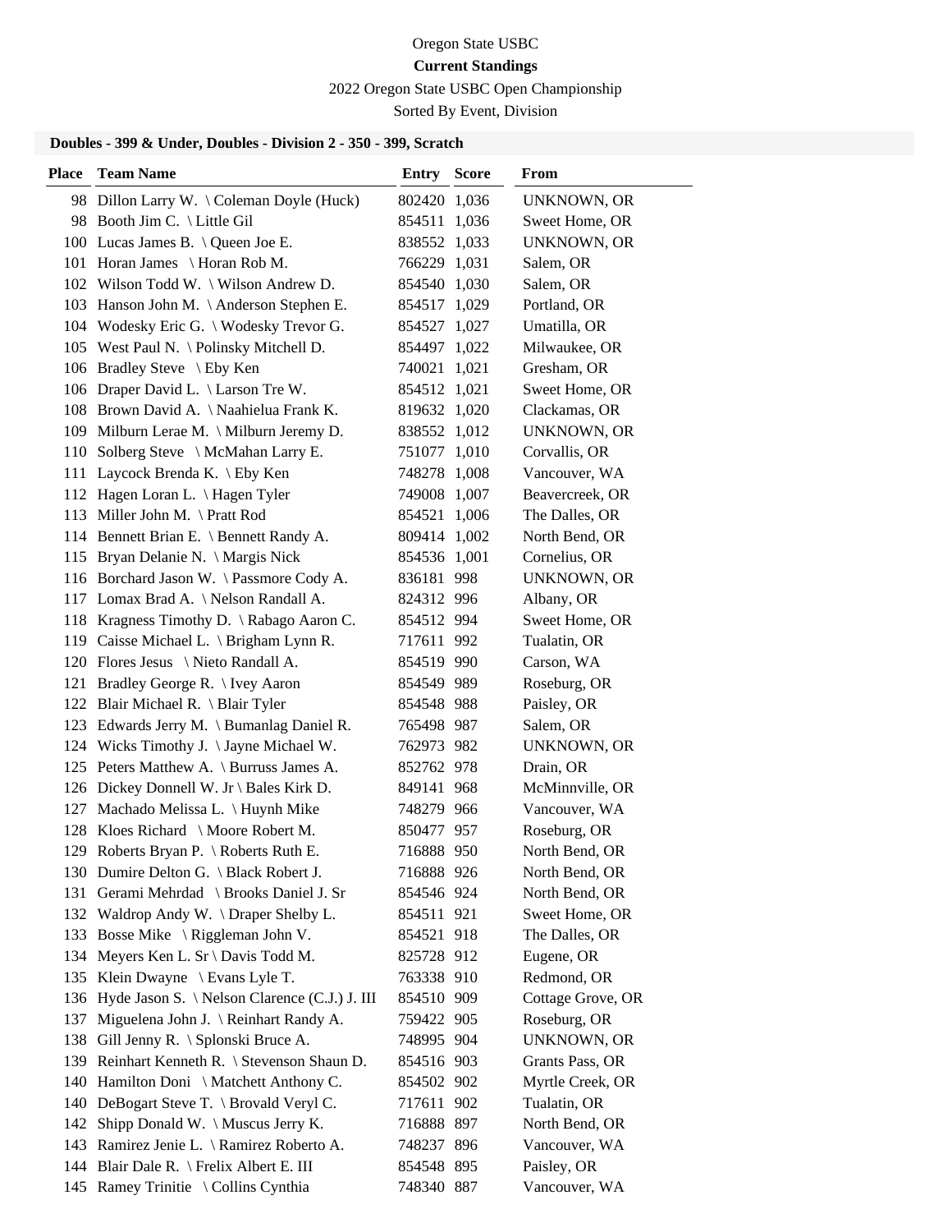Oregon State USBC

**Current Standings**

2022 Oregon State USBC Open Championship

Sorted By Event, Division

### Doubles - 399 & Under, Doubles - Division 2 - 350 - 399, Scratch

| Place | Team Name | Entry | Score | From |
|---|---|---|---|---|
| 98 | Dillon Larry W. \ Coleman Doyle (Huck) | 802420 | 1,036 | UNKNOWN, OR |
| 98 | Booth Jim C. \ Little Gil | 854511 | 1,036 | Sweet Home, OR |
| 100 | Lucas James B. \ Queen Joe E. | 838552 | 1,033 | UNKNOWN, OR |
| 101 | Horan James \ Horan Rob M. | 766229 | 1,031 | Salem, OR |
| 102 | Wilson Todd W. \ Wilson Andrew D. | 854540 | 1,030 | Salem, OR |
| 103 | Hanson John M. \ Anderson Stephen E. | 854517 | 1,029 | Portland, OR |
| 104 | Wodesky Eric G. \ Wodesky Trevor G. | 854527 | 1,027 | Umatilla, OR |
| 105 | West Paul N. \ Polinsky Mitchell D. | 854497 | 1,022 | Milwaukee, OR |
| 106 | Bradley Steve \ Eby Ken | 740021 | 1,021 | Gresham, OR |
| 106 | Draper David L. \ Larson Tre W. | 854512 | 1,021 | Sweet Home, OR |
| 108 | Brown David A. \ Naahielua Frank K. | 819632 | 1,020 | Clackamas, OR |
| 109 | Milburn Lerae M. \ Milburn Jeremy D. | 838552 | 1,012 | UNKNOWN, OR |
| 110 | Solberg Steve \ McMahan Larry E. | 751077 | 1,010 | Corvallis, OR |
| 111 | Laycock Brenda K. \ Eby Ken | 748278 | 1,008 | Vancouver, WA |
| 112 | Hagen Loran L. \ Hagen Tyler | 749008 | 1,007 | Beavercreek, OR |
| 113 | Miller John M. \ Pratt Rod | 854521 | 1,006 | The Dalles, OR |
| 114 | Bennett Brian E. \ Bennett Randy A. | 809414 | 1,002 | North Bend, OR |
| 115 | Bryan Delanie N. \ Margis Nick | 854536 | 1,001 | Cornelius, OR |
| 116 | Borchard Jason W. \ Passmore Cody A. | 836181 | 998 | UNKNOWN, OR |
| 117 | Lomax Brad A. \ Nelson Randall A. | 824312 | 996 | Albany, OR |
| 118 | Kragness Timothy D. \ Rabago Aaron C. | 854512 | 994 | Sweet Home, OR |
| 119 | Caisse Michael L. \ Brigham Lynn R. | 717611 | 992 | Tualatin, OR |
| 120 | Flores Jesus \ Nieto Randall A. | 854519 | 990 | Carson, WA |
| 121 | Bradley George R. \ Ivey Aaron | 854549 | 989 | Roseburg, OR |
| 122 | Blair Michael R. \ Blair Tyler | 854548 | 988 | Paisley, OR |
| 123 | Edwards Jerry M. \ Bumanlag Daniel R. | 765498 | 987 | Salem, OR |
| 124 | Wicks Timothy J. \ Jayne Michael W. | 762973 | 982 | UNKNOWN, OR |
| 125 | Peters Matthew A. \ Burruss James A. | 852762 | 978 | Drain, OR |
| 126 | Dickey Donnell W. Jr \ Bales Kirk D. | 849141 | 968 | McMinnville, OR |
| 127 | Machado Melissa L. \ Huynh Mike | 748279 | 966 | Vancouver, WA |
| 128 | Kloes Richard \ Moore Robert M. | 850477 | 957 | Roseburg, OR |
| 129 | Roberts Bryan P. \ Roberts Ruth E. | 716888 | 950 | North Bend, OR |
| 130 | Dumire Delton G. \ Black Robert J. | 716888 | 926 | North Bend, OR |
| 131 | Gerami Mehrdad \ Brooks Daniel J. Sr | 854546 | 924 | North Bend, OR |
| 132 | Waldrop Andy W. \ Draper Shelby L. | 854511 | 921 | Sweet Home, OR |
| 133 | Bosse Mike \ Riggleman John V. | 854521 | 918 | The Dalles, OR |
| 134 | Meyers Ken L. Sr \ Davis Todd M. | 825728 | 912 | Eugene, OR |
| 135 | Klein Dwayne \ Evans Lyle T. | 763338 | 910 | Redmond, OR |
| 136 | Hyde Jason S. \ Nelson Clarence (C.J.) J. III | 854510 | 909 | Cottage Grove, OR |
| 137 | Miguelena John J. \ Reinhart Randy A. | 759422 | 905 | Roseburg, OR |
| 138 | Gill Jenny R. \ Splonski Bruce A. | 748995 | 904 | UNKNOWN, OR |
| 139 | Reinhart Kenneth R. \ Stevenson Shaun D. | 854516 | 903 | Grants Pass, OR |
| 140 | Hamilton Doni \ Matchett Anthony C. | 854502 | 902 | Myrtle Creek, OR |
| 140 | DeBogart Steve T. \ Brovald Veryl C. | 717611 | 902 | Tualatin, OR |
| 142 | Shipp Donald W. \ Muscus Jerry K. | 716888 | 897 | North Bend, OR |
| 143 | Ramirez Jenie L. \ Ramirez Roberto A. | 748237 | 896 | Vancouver, WA |
| 144 | Blair Dale R. \ Frelix Albert E. III | 854548 | 895 | Paisley, OR |
| 145 | Ramey Trinitie \ Collins Cynthia | 748340 | 887 | Vancouver, WA |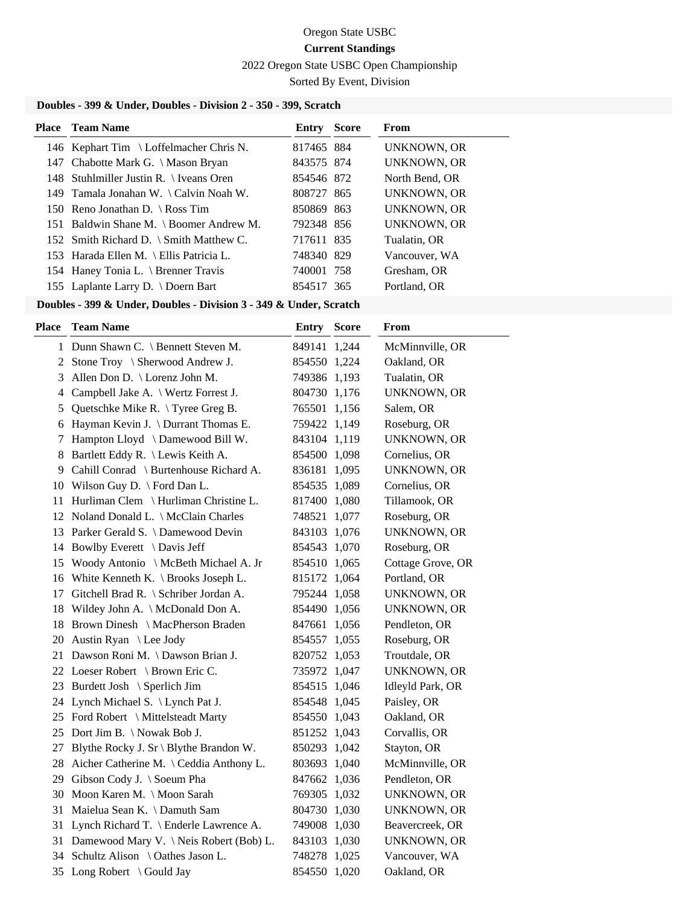Oregon State USBC

**Current Standings**

2022 Oregon State USBC Open Championship

Sorted By Event, Division

### Doubles - 399 & Under, Doubles - Division 2 - 350 - 399, Scratch

| Place | Team Name | Entry | Score | From |
|---|---|---|---|---|
| 146 | Kephart Tim \ Loffelmacher Chris N. | 817465 | 884 | UNKNOWN, OR |
| 147 | Chabotte Mark G. \ Mason Bryan | 843575 | 874 | UNKNOWN, OR |
| 148 | Stuhlmiller Justin R. \ Iveans Oren | 854546 | 872 | North Bend, OR |
| 149 | Tamala Jonahan W. \ Calvin Noah W. | 808727 | 865 | UNKNOWN, OR |
| 150 | Reno Jonathan D. \ Ross Tim | 850869 | 863 | UNKNOWN, OR |
| 151 | Baldwin Shane M. \ Boomer Andrew M. | 792348 | 856 | UNKNOWN, OR |
| 152 | Smith Richard D. \ Smith Matthew C. | 717611 | 835 | Tualatin, OR |
| 153 | Harada Ellen M. \ Ellis Patricia L. | 748340 | 829 | Vancouver, WA |
| 154 | Haney Tonia L. \ Brenner Travis | 740001 | 758 | Gresham, OR |
| 155 | Laplante Larry D. \ Doern Bart | 854517 | 365 | Portland, OR |

### Doubles - 399 & Under, Doubles - Division 3 - 349 & Under, Scratch

| Place | Team Name | Entry | Score | From |
|---|---|---|---|---|
| 1 | Dunn Shawn C. \ Bennett Steven M. | 849141 | 1,244 | McMinnville, OR |
| 2 | Stone Troy \ Sherwood Andrew J. | 854550 | 1,224 | Oakland, OR |
| 3 | Allen Don D. \ Lorenz John M. | 749386 | 1,193 | Tualatin, OR |
| 4 | Campbell Jake A. \ Wertz Forrest J. | 804730 | 1,176 | UNKNOWN, OR |
| 5 | Quetschke Mike R. \ Tyree Greg B. | 765501 | 1,156 | Salem, OR |
| 6 | Hayman Kevin J. \ Durrant Thomas E. | 759422 | 1,149 | Roseburg, OR |
| 7 | Hampton Lloyd \ Damewood Bill W. | 843104 | 1,119 | UNKNOWN, OR |
| 8 | Bartlett Eddy R. \ Lewis Keith A. | 854500 | 1,098 | Cornelius, OR |
| 9 | Cahill Conrad \ Burtenhouse Richard A. | 836181 | 1,095 | UNKNOWN, OR |
| 10 | Wilson Guy D. \ Ford Dan L. | 854535 | 1,089 | Cornelius, OR |
| 11 | Hurliman Clem \ Hurliman Christine L. | 817400 | 1,080 | Tillamook, OR |
| 12 | Noland Donald L. \ McClain Charles | 748521 | 1,077 | Roseburg, OR |
| 13 | Parker Gerald S. \ Damewood Devin | 843103 | 1,076 | UNKNOWN, OR |
| 14 | Bowlby Everett \ Davis Jeff | 854543 | 1,070 | Roseburg, OR |
| 15 | Woody Antonio \ McBeth Michael A. Jr | 854510 | 1,065 | Cottage Grove, OR |
| 16 | White Kenneth K. \ Brooks Joseph L. | 815172 | 1,064 | Portland, OR |
| 17 | Gitchell Brad R. \ Schriber Jordan A. | 795244 | 1,058 | UNKNOWN, OR |
| 18 | Wildey John A. \ McDonald Don A. | 854490 | 1,056 | UNKNOWN, OR |
| 18 | Brown Dinesh \ MacPherson Braden | 847661 | 1,056 | Pendleton, OR |
| 20 | Austin Ryan \ Lee Jody | 854557 | 1,055 | Roseburg, OR |
| 21 | Dawson Roni M. \ Dawson Brian J. | 820752 | 1,053 | Troutdale, OR |
| 22 | Loeser Robert \ Brown Eric C. | 735972 | 1,047 | UNKNOWN, OR |
| 23 | Burdett Josh \ Sperlich Jim | 854515 | 1,046 | Idleyld Park, OR |
| 24 | Lynch Michael S. \ Lynch Pat J. | 854548 | 1,045 | Paisley, OR |
| 25 | Ford Robert \ Mittelsteadt Marty | 854550 | 1,043 | Oakland, OR |
| 25 | Dort Jim B. \ Nowak Bob J. | 851252 | 1,043 | Corvallis, OR |
| 27 | Blythe Rocky J. Sr \ Blythe Brandon W. | 850293 | 1,042 | Stayton, OR |
| 28 | Aicher Catherine M. \ Ceddia Anthony L. | 803693 | 1,040 | McMinnville, OR |
| 29 | Gibson Cody J. \ Soeum Pha | 847662 | 1,036 | Pendleton, OR |
| 30 | Moon Karen M. \ Moon Sarah | 769305 | 1,032 | UNKNOWN, OR |
| 31 | Maielua Sean K. \ Damuth Sam | 804730 | 1,030 | UNKNOWN, OR |
| 31 | Lynch Richard T. \ Enderle Lawrence A. | 749008 | 1,030 | Beavercreek, OR |
| 31 | Damewood Mary V. \ Neis Robert (Bob) L. | 843103 | 1,030 | UNKNOWN, OR |
| 34 | Schultz Alison \ Oathes Jason L. | 748278 | 1,025 | Vancouver, WA |
| 35 | Long Robert \ Gould Jay | 854550 | 1,020 | Oakland, OR |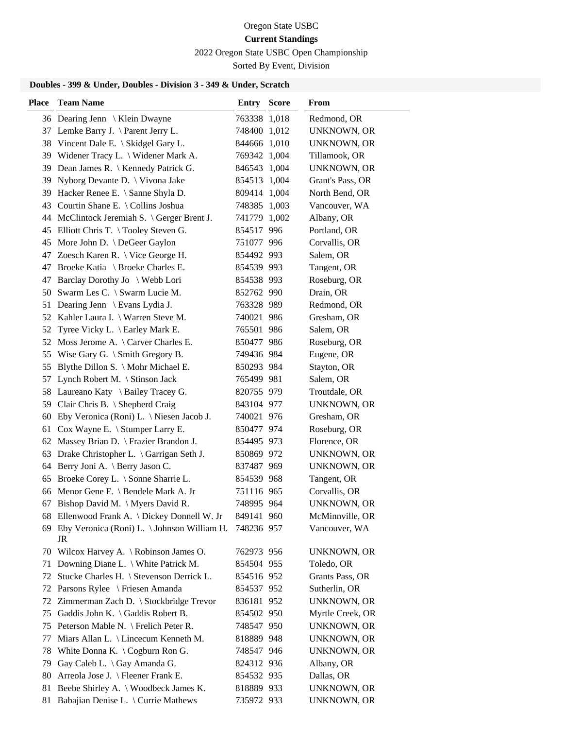Oregon State USBC

**Current Standings**

2022 Oregon State USBC Open Championship

Sorted By Event, Division

### Doubles - 399 & Under, Doubles - Division 3 - 349 & Under, Scratch

| Place | Team Name | Entry | Score | From |
|---|---|---|---|---|
| 36 | Dearing Jenn \ Klein Dwayne | 763338 | 1,018 | Redmond, OR |
| 37 | Lemke Barry J. \ Parent Jerry L. | 748400 | 1,012 | UNKNOWN, OR |
| 38 | Vincent Dale E. \ Skidgel Gary L. | 844666 | 1,010 | UNKNOWN, OR |
| 39 | Widener Tracy L. \ Widener Mark A. | 769342 | 1,004 | Tillamook, OR |
| 39 | Dean James R. \ Kennedy Patrick G. | 846543 | 1,004 | UNKNOWN, OR |
| 39 | Nyborg Devante D. \ Vivona Jake | 854513 | 1,004 | Grant's Pass, OR |
| 39 | Hacker Renee E. \ Sanne Shyla D. | 809414 | 1,004 | North Bend, OR |
| 43 | Courtin Shane E. \ Collins Joshua | 748385 | 1,003 | Vancouver, WA |
| 44 | McClintock Jeremiah S. \ Gerger Brent J. | 741779 | 1,002 | Albany, OR |
| 45 | Elliott Chris T. \ Tooley Steven G. | 854517 | 996 | Portland, OR |
| 45 | More John D. \ DeGeer Gaylon | 751077 | 996 | Corvallis, OR |
| 47 | Zoesch Karen R. \ Vice George H. | 854492 | 993 | Salem, OR |
| 47 | Broeke Katia \ Broeke Charles E. | 854539 | 993 | Tangent, OR |
| 47 | Barclay Dorothy Jo \ Webb Lori | 854538 | 993 | Roseburg, OR |
| 50 | Swarm Les C. \ Swarm Lucie M. | 852762 | 990 | Drain, OR |
| 51 | Dearing Jenn \ Evans Lydia J. | 763328 | 989 | Redmond, OR |
| 52 | Kahler Laura I. \ Warren Steve M. | 740021 | 986 | Gresham, OR |
| 52 | Tyree Vicky L. \ Earley Mark E. | 765501 | 986 | Salem, OR |
| 52 | Moss Jerome A. \ Carver Charles E. | 850477 | 986 | Roseburg, OR |
| 55 | Wise Gary G. \ Smith Gregory B. | 749436 | 984 | Eugene, OR |
| 55 | Blythe Dillon S. \ Mohr Michael E. | 850293 | 984 | Stayton, OR |
| 57 | Lynch Robert M. \ Stinson Jack | 765499 | 981 | Salem, OR |
| 58 | Laureano Katy \ Bailey Tracey G. | 820755 | 979 | Troutdale, OR |
| 59 | Clair Chris B. \ Shepherd Craig | 843104 | 977 | UNKNOWN, OR |
| 60 | Eby Veronica (Roni) L. \ Niesen Jacob J. | 740021 | 976 | Gresham, OR |
| 61 | Cox Wayne E. \ Stumper Larry E. | 850477 | 974 | Roseburg, OR |
| 62 | Massey Brian D. \ Frazier Brandon J. | 854495 | 973 | Florence, OR |
| 63 | Drake Christopher L. \ Garrigan Seth J. | 850869 | 972 | UNKNOWN, OR |
| 64 | Berry Joni A. \ Berry Jason C. | 837487 | 969 | UNKNOWN, OR |
| 65 | Broeke Corey L. \ Sonne Sharrie L. | 854539 | 968 | Tangent, OR |
| 66 | Menor Gene F. \ Bendele Mark A. Jr | 751116 | 965 | Corvallis, OR |
| 67 | Bishop David M. \ Myers David R. | 748995 | 964 | UNKNOWN, OR |
| 68 | Ellenwood Frank A. \ Dickey Donnell W. Jr | 849141 | 960 | McMinnville, OR |
| 69 | Eby Veronica (Roni) L. \ Johnson William H. JR | 748236 | 957 | Vancouver, WA |
| 70 | Wilcox Harvey A. \ Robinson James O. | 762973 | 956 | UNKNOWN, OR |
| 71 | Downing Diane L. \ White Patrick M. | 854504 | 955 | Toledo, OR |
| 72 | Stucke Charles H. \ Stevenson Derrick L. | 854516 | 952 | Grants Pass, OR |
| 72 | Parsons Rylee \ Friesen Amanda | 854537 | 952 | Sutherlin, OR |
| 72 | Zimmerman Zach D. \ Stockbridge Trevor | 836181 | 952 | UNKNOWN, OR |
| 75 | Gaddis John K. \ Gaddis Robert B. | 854502 | 950 | Myrtle Creek, OR |
| 75 | Peterson Mable N. \ Frelich Peter R. | 748547 | 950 | UNKNOWN, OR |
| 77 | Miars Allan L. \ Lincecum Kenneth M. | 818889 | 948 | UNKNOWN, OR |
| 78 | White Donna K. \ Cogburn Ron G. | 748547 | 946 | UNKNOWN, OR |
| 79 | Gay Caleb L. \ Gay Amanda G. | 824312 | 936 | Albany, OR |
| 80 | Arreola Jose J. \ Fleener Frank E. | 854532 | 935 | Dallas, OR |
| 81 | Beebe Shirley A. \ Woodbeck James K. | 818889 | 933 | UNKNOWN, OR |
| 81 | Babajian Denise L. \ Currie Mathews | 735972 | 933 | UNKNOWN, OR |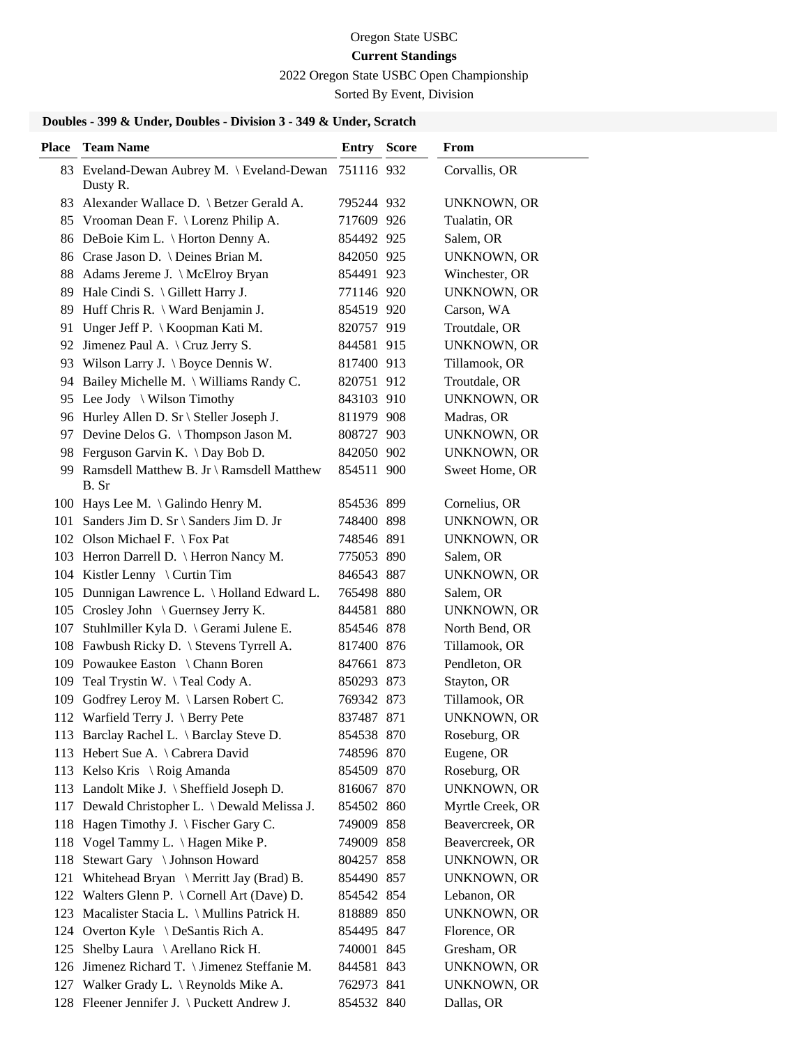Oregon State USBC

**Current Standings**

2022 Oregon State USBC Open Championship

Sorted By Event, Division

### Doubles - 399 & Under, Doubles - Division 3 - 349 & Under, Scratch

| Place | Team Name | Entry | Score | From |
|---|---|---|---|---|
| 83 | Eveland-Dewan Aubrey M. \ Eveland-Dewan Dusty R. | 751116 | 932 | Corvallis, OR |
| 83 | Alexander Wallace D. \ Betzer Gerald A. | 795244 | 932 | UNKNOWN, OR |
| 85 | Vrooman Dean F. \ Lorenz Philip A. | 717609 | 926 | Tualatin, OR |
| 86 | DeBoie Kim L. \ Horton Denny A. | 854492 | 925 | Salem, OR |
| 86 | Crase Jason D. \ Deines Brian M. | 842050 | 925 | UNKNOWN, OR |
| 88 | Adams Jereme J. \ McElroy Bryan | 854491 | 923 | Winchester, OR |
| 89 | Hale Cindi S. \ Gillett Harry J. | 771146 | 920 | UNKNOWN, OR |
| 89 | Huff Chris R. \ Ward Benjamin J. | 854519 | 920 | Carson, WA |
| 91 | Unger Jeff P. \ Koopman Kati M. | 820757 | 919 | Troutdale, OR |
| 92 | Jimenez Paul A. \ Cruz Jerry S. | 844581 | 915 | UNKNOWN, OR |
| 93 | Wilson Larry J. \ Boyce Dennis W. | 817400 | 913 | Tillamook, OR |
| 94 | Bailey Michelle M. \ Williams Randy C. | 820751 | 912 | Troutdale, OR |
| 95 | Lee Jody \ Wilson Timothy | 843103 | 910 | UNKNOWN, OR |
| 96 | Hurley Allen D. Sr \ Steller Joseph J. | 811979 | 908 | Madras, OR |
| 97 | Devine Delos G. \ Thompson Jason M. | 808727 | 903 | UNKNOWN, OR |
| 98 | Ferguson Garvin K. \ Day Bob D. | 842050 | 902 | UNKNOWN, OR |
| 99 | Ramsdell Matthew B. Jr \ Ramsdell Matthew B. Sr | 854511 | 900 | Sweet Home, OR |
| 100 | Hays Lee M. \ Galindo Henry M. | 854536 | 899 | Cornelius, OR |
| 101 | Sanders Jim D. Sr \ Sanders Jim D. Jr | 748400 | 898 | UNKNOWN, OR |
| 102 | Olson Michael F. \ Fox Pat | 748546 | 891 | UNKNOWN, OR |
| 103 | Herron Darrell D. \ Herron Nancy M. | 775053 | 890 | Salem, OR |
| 104 | Kistler Lenny \ Curtin Tim | 846543 | 887 | UNKNOWN, OR |
| 105 | Dunnigan Lawrence L. \ Holland Edward L. | 765498 | 880 | Salem, OR |
| 105 | Crosley John \ Guernsey Jerry K. | 844581 | 880 | UNKNOWN, OR |
| 107 | Stuhlmiller Kyla D. \ Gerami Julene E. | 854546 | 878 | North Bend, OR |
| 108 | Fawbush Ricky D. \ Stevens Tyrrell A. | 817400 | 876 | Tillamook, OR |
| 109 | Powaukee Easton \ Chann Boren | 847661 | 873 | Pendleton, OR |
| 109 | Teal Trystin W. \ Teal Cody A. | 850293 | 873 | Stayton, OR |
| 109 | Godfrey Leroy M. \ Larsen Robert C. | 769342 | 873 | Tillamook, OR |
| 112 | Warfield Terry J. \ Berry Pete | 837487 | 871 | UNKNOWN, OR |
| 113 | Barclay Rachel L. \ Barclay Steve D. | 854538 | 870 | Roseburg, OR |
| 113 | Hebert Sue A. \ Cabrera David | 748596 | 870 | Eugene, OR |
| 113 | Kelso Kris \ Roig Amanda | 854509 | 870 | Roseburg, OR |
| 113 | Landolt Mike J. \ Sheffield Joseph D. | 816067 | 870 | UNKNOWN, OR |
| 117 | Dewald Christopher L. \ Dewald Melissa J. | 854502 | 860 | Myrtle Creek, OR |
| 118 | Hagen Timothy J. \ Fischer Gary C. | 749009 | 858 | Beavercreek, OR |
| 118 | Vogel Tammy L. \ Hagen Mike P. | 749009 | 858 | Beavercreek, OR |
| 118 | Stewart Gary \ Johnson Howard | 804257 | 858 | UNKNOWN, OR |
| 121 | Whitehead Bryan \ Merritt Jay (Brad) B. | 854490 | 857 | UNKNOWN, OR |
| 122 | Walters Glenn P. \ Cornell Art (Dave) D. | 854542 | 854 | Lebanon, OR |
| 123 | Macalister Stacia L. \ Mullins Patrick H. | 818889 | 850 | UNKNOWN, OR |
| 124 | Overton Kyle \ DeSantis Rich A. | 854495 | 847 | Florence, OR |
| 125 | Shelby Laura \ Arellano Rick H. | 740001 | 845 | Gresham, OR |
| 126 | Jimenez Richard T. \ Jimenez Steffanie M. | 844581 | 843 | UNKNOWN, OR |
| 127 | Walker Grady L. \ Reynolds Mike A. | 762973 | 841 | UNKNOWN, OR |
| 128 | Fleener Jennifer J. \ Puckett Andrew J. | 854532 | 840 | Dallas, OR |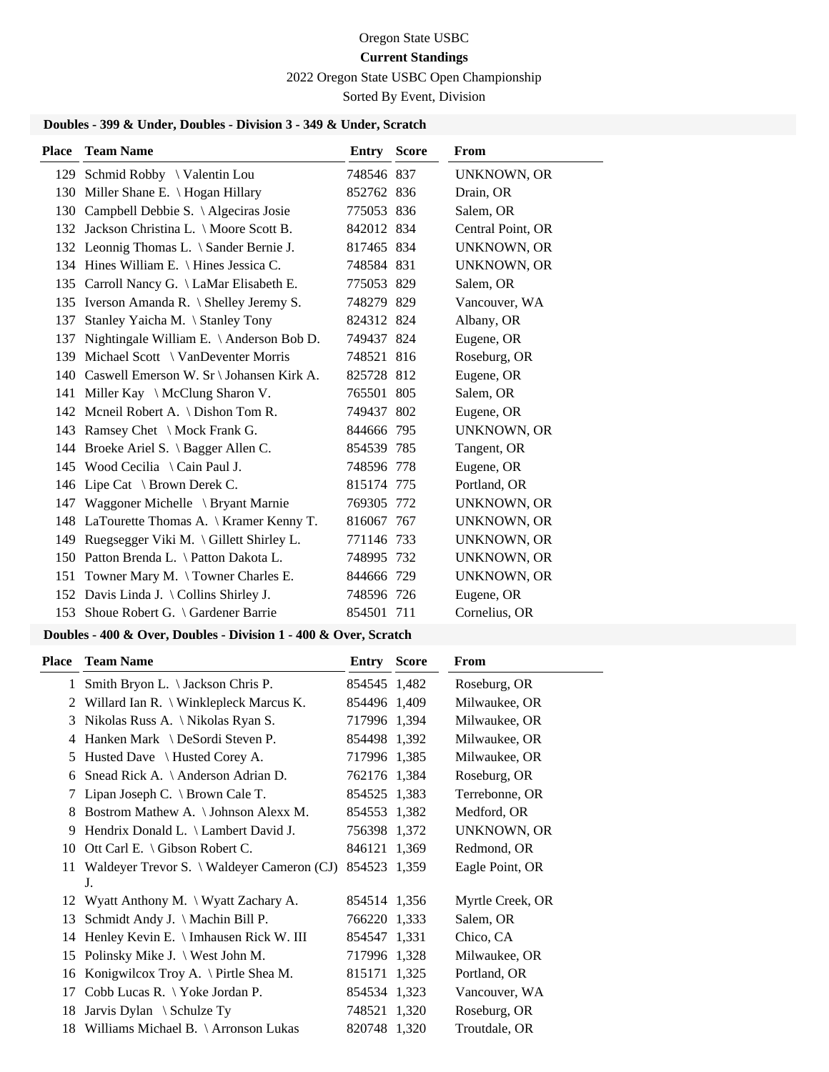Oregon State USBC

**Current Standings**

2022 Oregon State USBC Open Championship

Sorted By Event, Division

### Doubles - 399 & Under, Doubles - Division 3 - 349 & Under, Scratch

| Place | Team Name | Entry | Score | From |
|---|---|---|---|---|
| 129 | Schmid Robby \ Valentin Lou | 748546 | 837 | UNKNOWN, OR |
| 130 | Miller Shane E. \ Hogan Hillary | 852762 | 836 | Drain, OR |
| 130 | Campbell Debbie S. \ Algeciras Josie | 775053 | 836 | Salem, OR |
| 132 | Jackson Christina L. \ Moore Scott B. | 842012 | 834 | Central Point, OR |
| 132 | Leonnig Thomas L. \ Sander Bernie J. | 817465 | 834 | UNKNOWN, OR |
| 134 | Hines William E. \ Hines Jessica C. | 748584 | 831 | UNKNOWN, OR |
| 135 | Carroll Nancy G. \ LaMar Elisabeth E. | 775053 | 829 | Salem, OR |
| 135 | Iverson Amanda R. \ Shelley Jeremy S. | 748279 | 829 | Vancouver, WA |
| 137 | Stanley Yaicha M. \ Stanley Tony | 824312 | 824 | Albany, OR |
| 137 | Nightingale William E. \ Anderson Bob D. | 749437 | 824 | Eugene, OR |
| 139 | Michael Scott \ VanDeventer Morris | 748521 | 816 | Roseburg, OR |
| 140 | Caswell Emerson W. Sr \ Johansen Kirk A. | 825728 | 812 | Eugene, OR |
| 141 | Miller Kay \ McClung Sharon V. | 765501 | 805 | Salem, OR |
| 142 | Mcneil Robert A. \ Dishon Tom R. | 749437 | 802 | Eugene, OR |
| 143 | Ramsey Chet \ Mock Frank G. | 844666 | 795 | UNKNOWN, OR |
| 144 | Broeke Ariel S. \ Bagger Allen C. | 854539 | 785 | Tangent, OR |
| 145 | Wood Cecilia \ Cain Paul J. | 748596 | 778 | Eugene, OR |
| 146 | Lipe Cat \ Brown Derek C. | 815174 | 775 | Portland, OR |
| 147 | Waggoner Michelle \ Bryant Marnie | 769305 | 772 | UNKNOWN, OR |
| 148 | LaTourette Thomas A. \ Kramer Kenny T. | 816067 | 767 | UNKNOWN, OR |
| 149 | Ruegsegger Viki M. \ Gillett Shirley L. | 771146 | 733 | UNKNOWN, OR |
| 150 | Patton Brenda L. \ Patton Dakota L. | 748995 | 732 | UNKNOWN, OR |
| 151 | Towner Mary M. \ Towner Charles E. | 844666 | 729 | UNKNOWN, OR |
| 152 | Davis Linda J. \ Collins Shirley J. | 748596 | 726 | Eugene, OR |
| 153 | Shoue Robert G. \ Gardener Barrie | 854501 | 711 | Cornelius, OR |

### Doubles - 400 & Over, Doubles - Division 1 - 400 & Over, Scratch

| Place | Team Name | Entry | Score | From |
|---|---|---|---|---|
| 1 | Smith Bryon L. \ Jackson Chris P. | 854545 | 1,482 | Roseburg, OR |
| 2 | Willard Ian R. \ Winklepleck Marcus K. | 854496 | 1,409 | Milwaukee, OR |
| 3 | Nikolas Russ A. \ Nikolas Ryan S. | 717996 | 1,394 | Milwaukee, OR |
| 4 | Hanken Mark \ DeSordi Steven P. | 854498 | 1,392 | Milwaukee, OR |
| 5 | Husted Dave \ Husted Corey A. | 717996 | 1,385 | Milwaukee, OR |
| 6 | Snead Rick A. \ Anderson Adrian D. | 762176 | 1,384 | Roseburg, OR |
| 7 | Lipan Joseph C. \ Brown Cale T. | 854525 | 1,383 | Terrebonne, OR |
| 8 | Bostrom Mathew A. \ Johnson Alexx M. | 854553 | 1,382 | Medford, OR |
| 9 | Hendrix Donald L. \ Lambert David J. | 756398 | 1,372 | UNKNOWN, OR |
| 10 | Ott Carl E. \ Gibson Robert C. | 846121 | 1,369 | Redmond, OR |
| 11 | Waldeyer Trevor S. \ Waldeyer Cameron (CJ) J. | 854523 | 1,359 | Eagle Point, OR |
| 12 | Wyatt Anthony M. \ Wyatt Zachary A. | 854514 | 1,356 | Myrtle Creek, OR |
| 13 | Schmidt Andy J. \ Machin Bill P. | 766220 | 1,333 | Salem, OR |
| 14 | Henley Kevin E. \ Imhausen Rick W. III | 854547 | 1,331 | Chico, CA |
| 15 | Polinsky Mike J. \ West John M. | 717996 | 1,328 | Milwaukee, OR |
| 16 | Konigwilcox Troy A. \ Pirtle Shea M. | 815171 | 1,325 | Portland, OR |
| 17 | Cobb Lucas R. \ Yoke Jordan P. | 854534 | 1,323 | Vancouver, WA |
| 18 | Jarvis Dylan \ Schulze Ty | 748521 | 1,320 | Roseburg, OR |
| 18 | Williams Michael B. \ Arronson Lukas | 820748 | 1,320 | Troutdale, OR |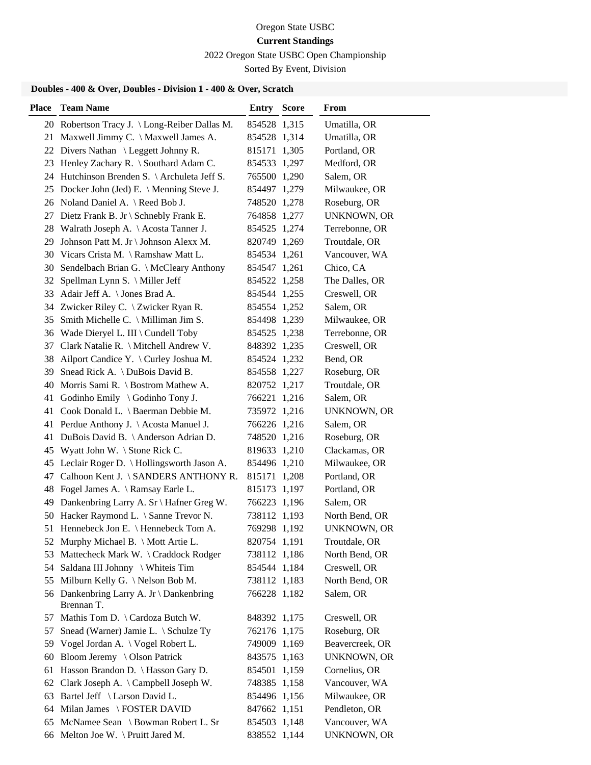Oregon State USBC

**Current Standings**

2022 Oregon State USBC Open Championship

Sorted By Event, Division

### Doubles - 400 & Over, Doubles - Division 1 - 400 & Over, Scratch

| Place | Team Name | Entry | Score | From |
|---|---|---|---|---|
| 20 | Robertson Tracy J. \ Long-Reiber Dallas M. | 854528 | 1,315 | Umatilla, OR |
| 21 | Maxwell Jimmy C. \ Maxwell James A. | 854528 | 1,314 | Umatilla, OR |
| 22 | Divers Nathan \ Leggett Johnny R. | 815171 | 1,305 | Portland, OR |
| 23 | Henley Zachary R. \ Southard Adam C. | 854533 | 1,297 | Medford, OR |
| 24 | Hutchinson Brenden S. \ Archuleta Jeff S. | 765500 | 1,290 | Salem, OR |
| 25 | Docker John (Jed) E. \ Menning Steve J. | 854497 | 1,279 | Milwaukee, OR |
| 26 | Noland Daniel A. \ Reed Bob J. | 748520 | 1,278 | Roseburg, OR |
| 27 | Dietz Frank B. Jr \ Schnebly Frank E. | 764858 | 1,277 | UNKNOWN, OR |
| 28 | Walrath Joseph A. \ Acosta Tanner J. | 854525 | 1,274 | Terrebonne, OR |
| 29 | Johnson Patt M. Jr \ Johnson Alexx M. | 820749 | 1,269 | Troutdale, OR |
| 30 | Vicars Crista M. \ Ramshaw Matt L. | 854534 | 1,261 | Vancouver, WA |
| 30 | Sendelbach Brian G. \ McCleary Anthony | 854547 | 1,261 | Chico, CA |
| 32 | Spellman Lynn S. \ Miller Jeff | 854522 | 1,258 | The Dalles, OR |
| 33 | Adair Jeff A. \ Jones Brad A. | 854544 | 1,255 | Creswell, OR |
| 34 | Zwicker Riley C. \ Zwicker Ryan R. | 854554 | 1,252 | Salem, OR |
| 35 | Smith Michelle C. \ Milliman Jim S. | 854498 | 1,239 | Milwaukee, OR |
| 36 | Wade Dieryel L. III \ Cundell Toby | 854525 | 1,238 | Terrebonne, OR |
| 37 | Clark Natalie R. \ Mitchell Andrew V. | 848392 | 1,235 | Creswell, OR |
| 38 | Ailport Candice Y. \ Curley Joshua M. | 854524 | 1,232 | Bend, OR |
| 39 | Snead Rick A. \ DuBois David B. | 854558 | 1,227 | Roseburg, OR |
| 40 | Morris Sami R. \ Bostrom Mathew A. | 820752 | 1,217 | Troutdale, OR |
| 41 | Godinho Emily \ Godinho Tony J. | 766221 | 1,216 | Salem, OR |
| 41 | Cook Donald L. \ Baerman Debbie M. | 735972 | 1,216 | UNKNOWN, OR |
| 41 | Perdue Anthony J. \ Acosta Manuel J. | 766226 | 1,216 | Salem, OR |
| 41 | DuBois David B. \ Anderson Adrian D. | 748520 | 1,216 | Roseburg, OR |
| 45 | Wyatt John W. \ Stone Rick C. | 819633 | 1,210 | Clackamas, OR |
| 45 | Leclair Roger D. \ Hollingsworth Jason A. | 854496 | 1,210 | Milwaukee, OR |
| 47 | Calhoon Kent J. \ SANDERS ANTHONY R. | 815171 | 1,208 | Portland, OR |
| 48 | Fogel James A. \ Ramsay Earle L. | 815173 | 1,197 | Portland, OR |
| 49 | Dankenbring Larry A. Sr \ Hafner Greg W. | 766223 | 1,196 | Salem, OR |
| 50 | Hacker Raymond L. \ Sanne Trevor N. | 738112 | 1,193 | North Bend, OR |
| 51 | Hennebeck Jon E. \ Hennebeck Tom A. | 769298 | 1,192 | UNKNOWN, OR |
| 52 | Murphy Michael B. \ Mott Artie L. | 820754 | 1,191 | Troutdale, OR |
| 53 | Mattecheck Mark W. \ Craddock Rodger | 738112 | 1,186 | North Bend, OR |
| 54 | Saldana III Johnny \ Whiteis Tim | 854544 | 1,184 | Creswell, OR |
| 55 | Milburn Kelly G. \ Nelson Bob M. | 738112 | 1,183 | North Bend, OR |
| 56 | Dankenbring Larry A. Jr \ Dankenbring Brennan T. | 766228 | 1,182 | Salem, OR |
| 57 | Mathis Tom D. \ Cardoza Butch W. | 848392 | 1,175 | Creswell, OR |
| 57 | Snead (Warner) Jamie L. \ Schulze Ty | 762176 | 1,175 | Roseburg, OR |
| 59 | Vogel Jordan A. \ Vogel Robert L. | 749009 | 1,169 | Beavercreek, OR |
| 60 | Bloom Jeremy \ Olson Patrick | 843575 | 1,163 | UNKNOWN, OR |
| 61 | Hasson Brandon D. \ Hasson Gary D. | 854501 | 1,159 | Cornelius, OR |
| 62 | Clark Joseph A. \ Campbell Joseph W. | 748385 | 1,158 | Vancouver, WA |
| 63 | Bartel Jeff \ Larson David L. | 854496 | 1,156 | Milwaukee, OR |
| 64 | Milan James \ FOSTER DAVID | 847662 | 1,151 | Pendleton, OR |
| 65 | McNamee Sean \ Bowman Robert L. Sr | 854503 | 1,148 | Vancouver, WA |
| 66 | Melton Joe W. \ Pruitt Jared M. | 838552 | 1,144 | UNKNOWN, OR |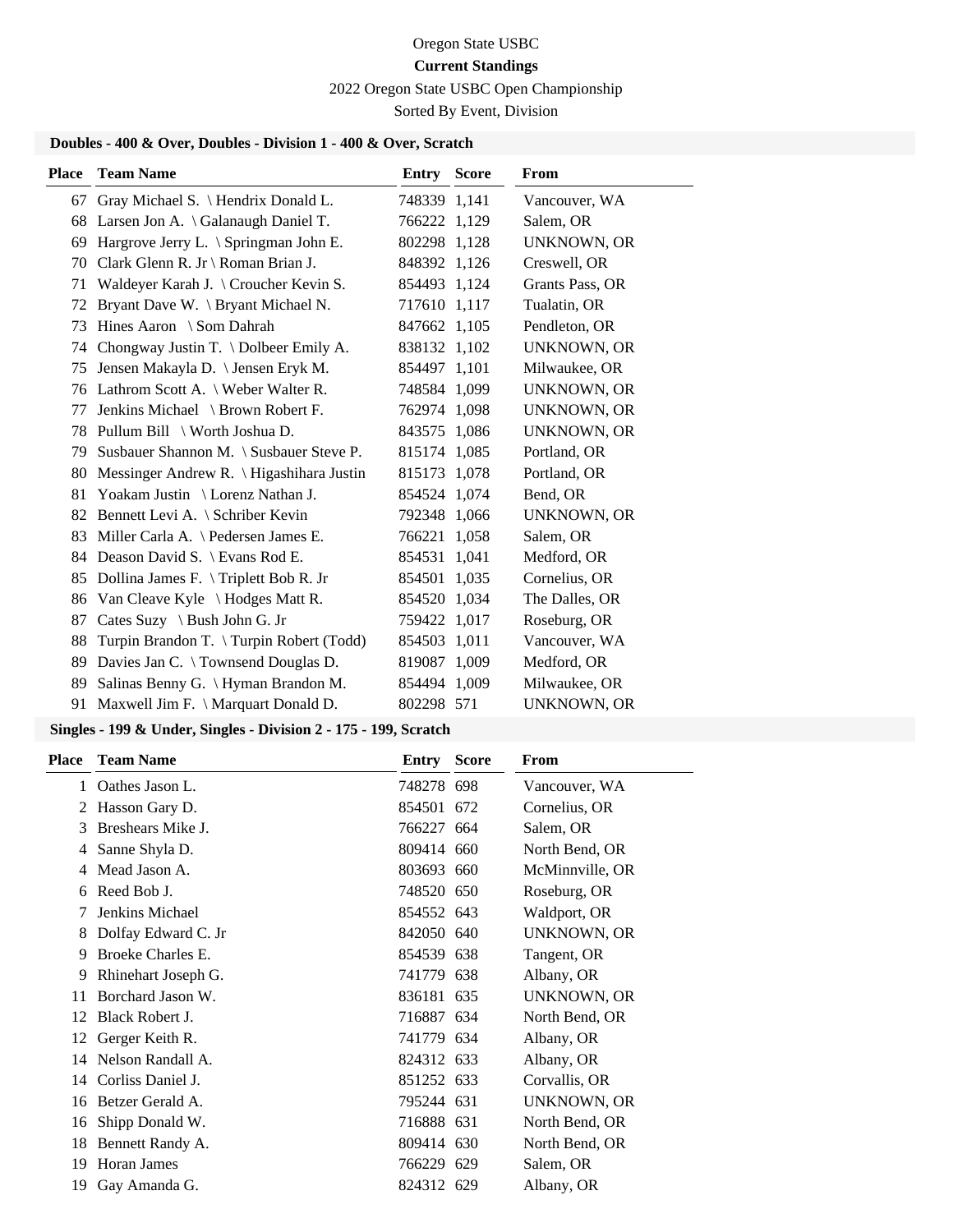Oregon State USBC

**Current Standings**

2022 Oregon State USBC Open Championship

Sorted By Event, Division

### Doubles - 400 & Over, Doubles - Division 1 - 400 & Over, Scratch

| Place | Team Name | Entry | Score | From |
|---|---|---|---|---|
| 67 | Gray Michael S. \ Hendrix Donald L. | 748339 | 1,141 | Vancouver, WA |
| 68 | Larsen Jon A. \ Galanaugh Daniel T. | 766222 | 1,129 | Salem, OR |
| 69 | Hargrove Jerry L. \ Springman John E. | 802298 | 1,128 | UNKNOWN, OR |
| 70 | Clark Glenn R. Jr \ Roman Brian J. | 848392 | 1,126 | Creswell, OR |
| 71 | Waldeyer Karah J. \ Croucher Kevin S. | 854493 | 1,124 | Grants Pass, OR |
| 72 | Bryant Dave W. \ Bryant Michael N. | 717610 | 1,117 | Tualatin, OR |
| 73 | Hines Aaron \ Som Dahrah | 847662 | 1,105 | Pendleton, OR |
| 74 | Chongway Justin T. \ Dolbeer Emily A. | 838132 | 1,102 | UNKNOWN, OR |
| 75 | Jensen Makayla D. \ Jensen Eryk M. | 854497 | 1,101 | Milwaukee, OR |
| 76 | Lathrom Scott A. \ Weber Walter R. | 748584 | 1,099 | UNKNOWN, OR |
| 77 | Jenkins Michael \ Brown Robert F. | 762974 | 1,098 | UNKNOWN, OR |
| 78 | Pullum Bill \ Worth Joshua D. | 843575 | 1,086 | UNKNOWN, OR |
| 79 | Susbauer Shannon M. \ Susbauer Steve P. | 815174 | 1,085 | Portland, OR |
| 80 | Messinger Andrew R. \ Higashihara Justin | 815173 | 1,078 | Portland, OR |
| 81 | Yoakam Justin \ Lorenz Nathan J. | 854524 | 1,074 | Bend, OR |
| 82 | Bennett Levi A. \ Schriber Kevin | 792348 | 1,066 | UNKNOWN, OR |
| 83 | Miller Carla A. \ Pedersen James E. | 766221 | 1,058 | Salem, OR |
| 84 | Deason David S. \ Evans Rod E. | 854531 | 1,041 | Medford, OR |
| 85 | Dollina James F. \ Triplett Bob R. Jr | 854501 | 1,035 | Cornelius, OR |
| 86 | Van Cleave Kyle \ Hodges Matt R. | 854520 | 1,034 | The Dalles, OR |
| 87 | Cates Suzy \ Bush John G. Jr | 759422 | 1,017 | Roseburg, OR |
| 88 | Turpin Brandon T. \ Turpin Robert (Todd) | 854503 | 1,011 | Vancouver, WA |
| 89 | Davies Jan C. \ Townsend Douglas D. | 819087 | 1,009 | Medford, OR |
| 89 | Salinas Benny G. \ Hyman Brandon M. | 854494 | 1,009 | Milwaukee, OR |
| 91 | Maxwell Jim F. \ Marquart Donald D. | 802298 | 571 | UNKNOWN, OR |

### Singles - 199 & Under, Singles - Division 2 - 175 - 199, Scratch

| Place | Team Name | Entry | Score | From |
|---|---|---|---|---|
| 1 | Oathes Jason L. | 748278 | 698 | Vancouver, WA |
| 2 | Hasson Gary D. | 854501 | 672 | Cornelius, OR |
| 3 | Breshears Mike J. | 766227 | 664 | Salem, OR |
| 4 | Sanne Shyla D. | 809414 | 660 | North Bend, OR |
| 4 | Mead Jason A. | 803693 | 660 | McMinnville, OR |
| 6 | Reed Bob J. | 748520 | 650 | Roseburg, OR |
| 7 | Jenkins Michael | 854552 | 643 | Waldport, OR |
| 8 | Dolfay Edward C. Jr | 842050 | 640 | UNKNOWN, OR |
| 9 | Broeke Charles E. | 854539 | 638 | Tangent, OR |
| 9 | Rhinehart Joseph G. | 741779 | 638 | Albany, OR |
| 11 | Borchard Jason W. | 836181 | 635 | UNKNOWN, OR |
| 12 | Black Robert J. | 716887 | 634 | North Bend, OR |
| 12 | Gerger Keith R. | 741779 | 634 | Albany, OR |
| 14 | Nelson Randall A. | 824312 | 633 | Albany, OR |
| 14 | Corliss Daniel J. | 851252 | 633 | Corvallis, OR |
| 16 | Betzer Gerald A. | 795244 | 631 | UNKNOWN, OR |
| 16 | Shipp Donald W. | 716888 | 631 | North Bend, OR |
| 18 | Bennett Randy A. | 809414 | 630 | North Bend, OR |
| 19 | Horan James | 766229 | 629 | Salem, OR |
| 19 | Gay Amanda G. | 824312 | 629 | Albany, OR |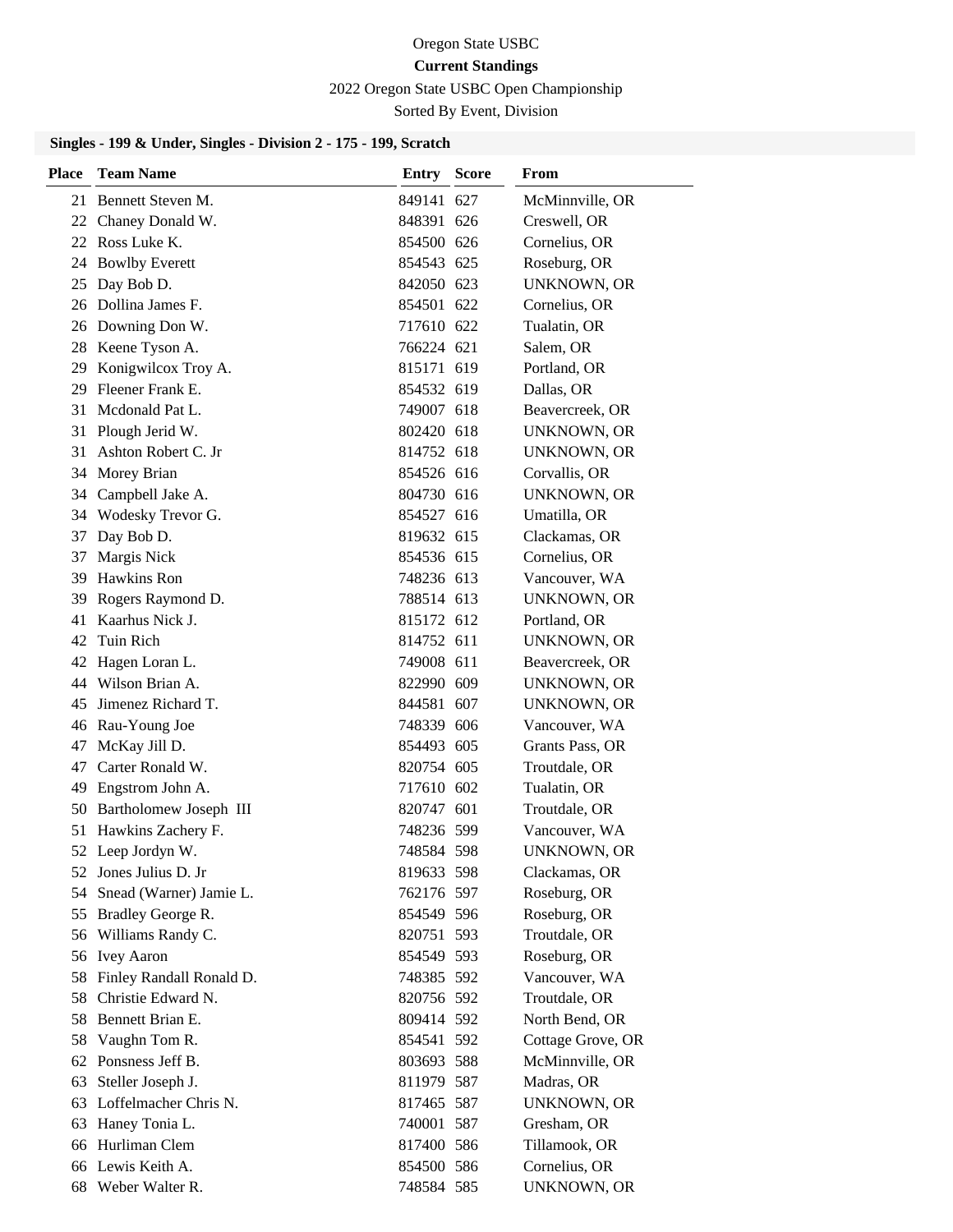Oregon State USBC

**Current Standings**

2022 Oregon State USBC Open Championship

Sorted By Event, Division

### Singles - 199 & Under, Singles - Division 2 - 175 - 199, Scratch

| Place | Team Name | Entry | Score | From |
|---|---|---|---|---|
| 21 | Bennett Steven M. | 849141 | 627 | McMinnville, OR |
| 22 | Chaney Donald W. | 848391 | 626 | Creswell, OR |
| 22 | Ross Luke K. | 854500 | 626 | Cornelius, OR |
| 24 | Bowlby Everett | 854543 | 625 | Roseburg, OR |
| 25 | Day Bob D. | 842050 | 623 | UNKNOWN, OR |
| 26 | Dollina James F. | 854501 | 622 | Cornelius, OR |
| 26 | Downing Don W. | 717610 | 622 | Tualatin, OR |
| 28 | Keene Tyson A. | 766224 | 621 | Salem, OR |
| 29 | Konigwilcox Troy A. | 815171 | 619 | Portland, OR |
| 29 | Fleener Frank E. | 854532 | 619 | Dallas, OR |
| 31 | Mcdonald Pat L. | 749007 | 618 | Beavercreek, OR |
| 31 | Plough Jerid W. | 802420 | 618 | UNKNOWN, OR |
| 31 | Ashton Robert C. Jr | 814752 | 618 | UNKNOWN, OR |
| 34 | Morey Brian | 854526 | 616 | Corvallis, OR |
| 34 | Campbell Jake A. | 804730 | 616 | UNKNOWN, OR |
| 34 | Wodesky Trevor G. | 854527 | 616 | Umatilla, OR |
| 37 | Day Bob D. | 819632 | 615 | Clackamas, OR |
| 37 | Margis Nick | 854536 | 615 | Cornelius, OR |
| 39 | Hawkins Ron | 748236 | 613 | Vancouver, WA |
| 39 | Rogers Raymond D. | 788514 | 613 | UNKNOWN, OR |
| 41 | Kaarhus Nick J. | 815172 | 612 | Portland, OR |
| 42 | Tuin Rich | 814752 | 611 | UNKNOWN, OR |
| 42 | Hagen Loran L. | 749008 | 611 | Beavercreek, OR |
| 44 | Wilson Brian A. | 822990 | 609 | UNKNOWN, OR |
| 45 | Jimenez Richard T. | 844581 | 607 | UNKNOWN, OR |
| 46 | Rau-Young Joe | 748339 | 606 | Vancouver, WA |
| 47 | McKay Jill D. | 854493 | 605 | Grants Pass, OR |
| 47 | Carter Ronald W. | 820754 | 605 | Troutdale, OR |
| 49 | Engstrom John A. | 717610 | 602 | Tualatin, OR |
| 50 | Bartholomew Joseph III | 820747 | 601 | Troutdale, OR |
| 51 | Hawkins Zachery F. | 748236 | 599 | Vancouver, WA |
| 52 | Leep Jordyn W. | 748584 | 598 | UNKNOWN, OR |
| 52 | Jones Julius D. Jr | 819633 | 598 | Clackamas, OR |
| 54 | Snead (Warner) Jamie L. | 762176 | 597 | Roseburg, OR |
| 55 | Bradley George R. | 854549 | 596 | Roseburg, OR |
| 56 | Williams Randy C. | 820751 | 593 | Troutdale, OR |
| 56 | Ivey Aaron | 854549 | 593 | Roseburg, OR |
| 58 | Finley Randall Ronald D. | 748385 | 592 | Vancouver, WA |
| 58 | Christie Edward N. | 820756 | 592 | Troutdale, OR |
| 58 | Bennett Brian E. | 809414 | 592 | North Bend, OR |
| 58 | Vaughn Tom R. | 854541 | 592 | Cottage Grove, OR |
| 62 | Ponsness Jeff B. | 803693 | 588 | McMinnville, OR |
| 63 | Steller Joseph J. | 811979 | 587 | Madras, OR |
| 63 | Loffelmacher Chris N. | 817465 | 587 | UNKNOWN, OR |
| 63 | Haney Tonia L. | 740001 | 587 | Gresham, OR |
| 66 | Hurliman Clem | 817400 | 586 | Tillamook, OR |
| 66 | Lewis Keith A. | 854500 | 586 | Cornelius, OR |
| 68 | Weber Walter R. | 748584 | 585 | UNKNOWN, OR |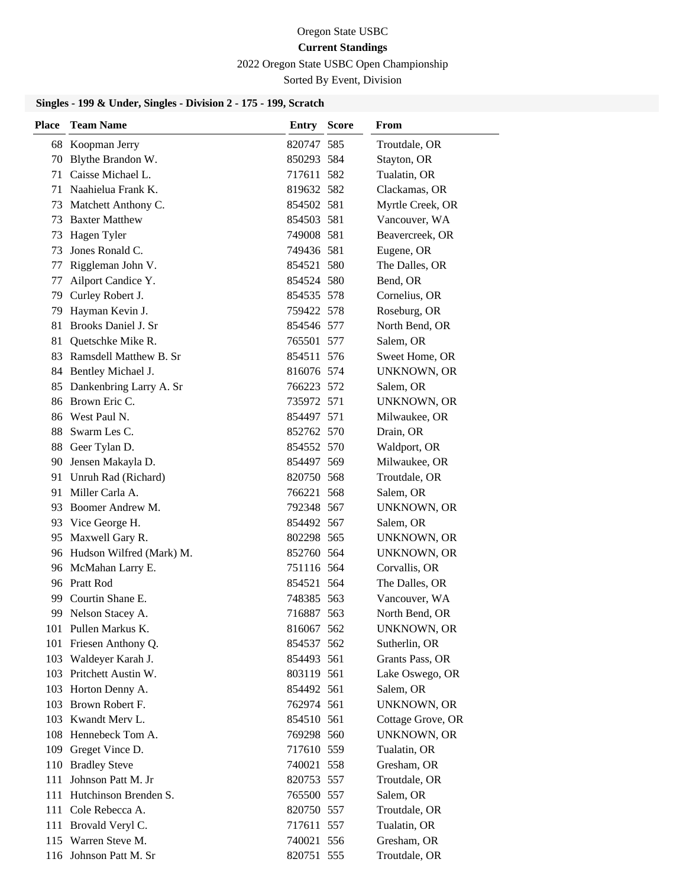Oregon State USBC

**Current Standings**

2022 Oregon State USBC Open Championship

Sorted By Event, Division

### Singles - 199 & Under, Singles - Division 2 - 175 - 199, Scratch

| Place | Team Name | Entry | Score | From |
|---|---|---|---|---|
| 68 | Koopman Jerry | 820747 | 585 | Troutdale, OR |
| 70 | Blythe Brandon W. | 850293 | 584 | Stayton, OR |
| 71 | Caisse Michael L. | 717611 | 582 | Tualatin, OR |
| 71 | Naahielua Frank K. | 819632 | 582 | Clackamas, OR |
| 73 | Matchett Anthony C. | 854502 | 581 | Myrtle Creek, OR |
| 73 | Baxter Matthew | 854503 | 581 | Vancouver, WA |
| 73 | Hagen Tyler | 749008 | 581 | Beavercreek, OR |
| 73 | Jones Ronald C. | 749436 | 581 | Eugene, OR |
| 77 | Riggleman John V. | 854521 | 580 | The Dalles, OR |
| 77 | Ailport Candice Y. | 854524 | 580 | Bend, OR |
| 79 | Curley Robert J. | 854535 | 578 | Cornelius, OR |
| 79 | Hayman Kevin J. | 759422 | 578 | Roseburg, OR |
| 81 | Brooks Daniel J. Sr | 854546 | 577 | North Bend, OR |
| 81 | Quetschke Mike R. | 765501 | 577 | Salem, OR |
| 83 | Ramsdell Matthew B. Sr | 854511 | 576 | Sweet Home, OR |
| 84 | Bentley Michael J. | 816076 | 574 | UNKNOWN, OR |
| 85 | Dankenbring Larry A. Sr | 766223 | 572 | Salem, OR |
| 86 | Brown Eric C. | 735972 | 571 | UNKNOWN, OR |
| 86 | West Paul N. | 854497 | 571 | Milwaukee, OR |
| 88 | Swarm Les C. | 852762 | 570 | Drain, OR |
| 88 | Geer Tylan D. | 854552 | 570 | Waldport, OR |
| 90 | Jensen Makayla D. | 854497 | 569 | Milwaukee, OR |
| 91 | Unruh Rad (Richard) | 820750 | 568 | Troutdale, OR |
| 91 | Miller Carla A. | 766221 | 568 | Salem, OR |
| 93 | Boomer Andrew M. | 792348 | 567 | UNKNOWN, OR |
| 93 | Vice George H. | 854492 | 567 | Salem, OR |
| 95 | Maxwell Gary R. | 802298 | 565 | UNKNOWN, OR |
| 96 | Hudson Wilfred (Mark) M. | 852760 | 564 | UNKNOWN, OR |
| 96 | McMahan Larry E. | 751116 | 564 | Corvallis, OR |
| 96 | Pratt Rod | 854521 | 564 | The Dalles, OR |
| 99 | Courtin Shane E. | 748385 | 563 | Vancouver, WA |
| 99 | Nelson Stacey A. | 716887 | 563 | North Bend, OR |
| 101 | Pullen Markus K. | 816067 | 562 | UNKNOWN, OR |
| 101 | Friesen Anthony Q. | 854537 | 562 | Sutherlin, OR |
| 103 | Waldeyer Karah J. | 854493 | 561 | Grants Pass, OR |
| 103 | Pritchett Austin W. | 803119 | 561 | Lake Oswego, OR |
| 103 | Horton Denny A. | 854492 | 561 | Salem, OR |
| 103 | Brown Robert F. | 762974 | 561 | UNKNOWN, OR |
| 103 | Kwandt Merv L. | 854510 | 561 | Cottage Grove, OR |
| 108 | Hennebeck Tom A. | 769298 | 560 | UNKNOWN, OR |
| 109 | Greget Vince D. | 717610 | 559 | Tualatin, OR |
| 110 | Bradley Steve | 740021 | 558 | Gresham, OR |
| 111 | Johnson Patt M. Jr | 820753 | 557 | Troutdale, OR |
| 111 | Hutchinson Brenden S. | 765500 | 557 | Salem, OR |
| 111 | Cole Rebecca A. | 820750 | 557 | Troutdale, OR |
| 111 | Brovald Veryl C. | 717611 | 557 | Tualatin, OR |
| 115 | Warren Steve M. | 740021 | 556 | Gresham, OR |
| 116 | Johnson Patt M. Sr | 820751 | 555 | Troutdale, OR |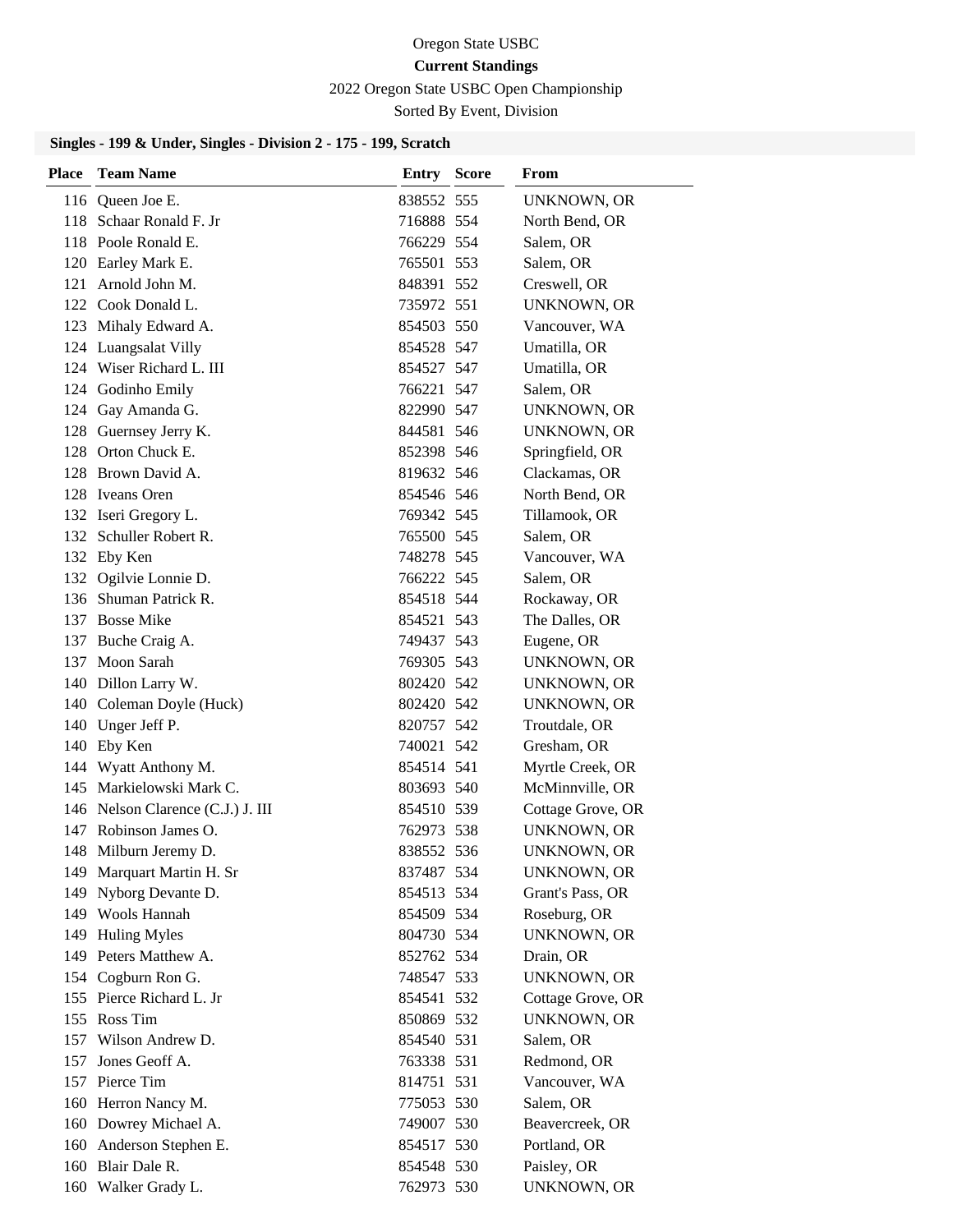Oregon State USBC

**Current Standings**

2022 Oregon State USBC Open Championship

Sorted By Event, Division

### Singles - 199 & Under, Singles - Division 2 - 175 - 199, Scratch

| Place | Team Name | Entry | Score | From |
|---|---|---|---|---|
| 116 | Queen Joe E. | 838552 | 555 | UNKNOWN, OR |
| 118 | Schaar Ronald F. Jr | 716888 | 554 | North Bend, OR |
| 118 | Poole Ronald E. | 766229 | 554 | Salem, OR |
| 120 | Earley Mark E. | 765501 | 553 | Salem, OR |
| 121 | Arnold John M. | 848391 | 552 | Creswell, OR |
| 122 | Cook Donald L. | 735972 | 551 | UNKNOWN, OR |
| 123 | Mihaly Edward A. | 854503 | 550 | Vancouver, WA |
| 124 | Luangsalat Villy | 854528 | 547 | Umatilla, OR |
| 124 | Wiser Richard L. III | 854527 | 547 | Umatilla, OR |
| 124 | Godinho Emily | 766221 | 547 | Salem, OR |
| 124 | Gay Amanda G. | 822990 | 547 | UNKNOWN, OR |
| 128 | Guernsey Jerry K. | 844581 | 546 | UNKNOWN, OR |
| 128 | Orton Chuck E. | 852398 | 546 | Springfield, OR |
| 128 | Brown David A. | 819632 | 546 | Clackamas, OR |
| 128 | Iveans Oren | 854546 | 546 | North Bend, OR |
| 132 | Iseri Gregory L. | 769342 | 545 | Tillamook, OR |
| 132 | Schuller Robert R. | 765500 | 545 | Salem, OR |
| 132 | Eby Ken | 748278 | 545 | Vancouver, WA |
| 132 | Ogilvie Lonnie D. | 766222 | 545 | Salem, OR |
| 136 | Shuman Patrick R. | 854518 | 544 | Rockaway, OR |
| 137 | Bosse Mike | 854521 | 543 | The Dalles, OR |
| 137 | Buche Craig A. | 749437 | 543 | Eugene, OR |
| 137 | Moon Sarah | 769305 | 543 | UNKNOWN, OR |
| 140 | Dillon Larry W. | 802420 | 542 | UNKNOWN, OR |
| 140 | Coleman Doyle (Huck) | 802420 | 542 | UNKNOWN, OR |
| 140 | Unger Jeff P. | 820757 | 542 | Troutdale, OR |
| 140 | Eby Ken | 740021 | 542 | Gresham, OR |
| 144 | Wyatt Anthony M. | 854514 | 541 | Myrtle Creek, OR |
| 145 | Markielowski Mark C. | 803693 | 540 | McMinnville, OR |
| 146 | Nelson Clarence (C.J.) J. III | 854510 | 539 | Cottage Grove, OR |
| 147 | Robinson James O. | 762973 | 538 | UNKNOWN, OR |
| 148 | Milburn Jeremy D. | 838552 | 536 | UNKNOWN, OR |
| 149 | Marquart Martin H. Sr | 837487 | 534 | UNKNOWN, OR |
| 149 | Nyborg Devante D. | 854513 | 534 | Grant's Pass, OR |
| 149 | Wools Hannah | 854509 | 534 | Roseburg, OR |
| 149 | Huling Myles | 804730 | 534 | UNKNOWN, OR |
| 149 | Peters Matthew A. | 852762 | 534 | Drain, OR |
| 154 | Cogburn Ron G. | 748547 | 533 | UNKNOWN, OR |
| 155 | Pierce Richard L. Jr | 854541 | 532 | Cottage Grove, OR |
| 155 | Ross Tim | 850869 | 532 | UNKNOWN, OR |
| 157 | Wilson Andrew D. | 854540 | 531 | Salem, OR |
| 157 | Jones Geoff A. | 763338 | 531 | Redmond, OR |
| 157 | Pierce Tim | 814751 | 531 | Vancouver, WA |
| 160 | Herron Nancy M. | 775053 | 530 | Salem, OR |
| 160 | Dowrey Michael A. | 749007 | 530 | Beavercreek, OR |
| 160 | Anderson Stephen E. | 854517 | 530 | Portland, OR |
| 160 | Blair Dale R. | 854548 | 530 | Paisley, OR |
| 160 | Walker Grady L. | 762973 | 530 | UNKNOWN, OR |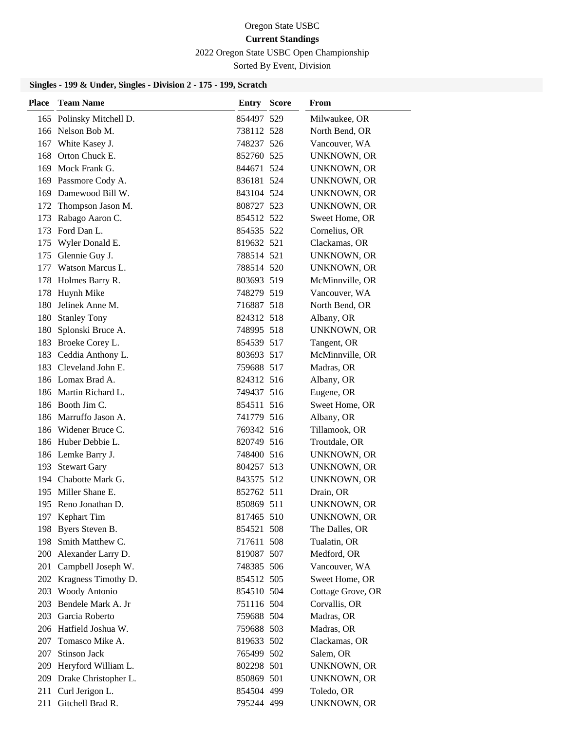Oregon State USBC

**Current Standings**

2022 Oregon State USBC Open Championship

Sorted By Event, Division

### Singles - 199 & Under, Singles - Division 2 - 175 - 199, Scratch

| Place | Team Name | Entry | Score | From |
|---|---|---|---|---|
| 165 | Polinsky Mitchell D. | 854497 | 529 | Milwaukee, OR |
| 166 | Nelson Bob M. | 738112 | 528 | North Bend, OR |
| 167 | White Kasey J. | 748237 | 526 | Vancouver, WA |
| 168 | Orton Chuck E. | 852760 | 525 | UNKNOWN, OR |
| 169 | Mock Frank G. | 844671 | 524 | UNKNOWN, OR |
| 169 | Passmore Cody A. | 836181 | 524 | UNKNOWN, OR |
| 169 | Damewood Bill W. | 843104 | 524 | UNKNOWN, OR |
| 172 | Thompson Jason M. | 808727 | 523 | UNKNOWN, OR |
| 173 | Rabago Aaron C. | 854512 | 522 | Sweet Home, OR |
| 173 | Ford Dan L. | 854535 | 522 | Cornelius, OR |
| 175 | Wyler Donald E. | 819632 | 521 | Clackamas, OR |
| 175 | Glennie Guy J. | 788514 | 521 | UNKNOWN, OR |
| 177 | Watson Marcus L. | 788514 | 520 | UNKNOWN, OR |
| 178 | Holmes Barry R. | 803693 | 519 | McMinnville, OR |
| 178 | Huynh Mike | 748279 | 519 | Vancouver, WA |
| 180 | Jelinek Anne M. | 716887 | 518 | North Bend, OR |
| 180 | Stanley Tony | 824312 | 518 | Albany, OR |
| 180 | Splonski Bruce A. | 748995 | 518 | UNKNOWN, OR |
| 183 | Broeke Corey L. | 854539 | 517 | Tangent, OR |
| 183 | Ceddia Anthony L. | 803693 | 517 | McMinnville, OR |
| 183 | Cleveland John E. | 759688 | 517 | Madras, OR |
| 186 | Lomax Brad A. | 824312 | 516 | Albany, OR |
| 186 | Martin Richard L. | 749437 | 516 | Eugene, OR |
| 186 | Booth Jim C. | 854511 | 516 | Sweet Home, OR |
| 186 | Marruffo Jason A. | 741779 | 516 | Albany, OR |
| 186 | Widener Bruce C. | 769342 | 516 | Tillamook, OR |
| 186 | Huber Debbie L. | 820749 | 516 | Troutdale, OR |
| 186 | Lemke Barry J. | 748400 | 516 | UNKNOWN, OR |
| 193 | Stewart Gary | 804257 | 513 | UNKNOWN, OR |
| 194 | Chabotte Mark G. | 843575 | 512 | UNKNOWN, OR |
| 195 | Miller Shane E. | 852762 | 511 | Drain, OR |
| 195 | Reno Jonathan D. | 850869 | 511 | UNKNOWN, OR |
| 197 | Kephart Tim | 817465 | 510 | UNKNOWN, OR |
| 198 | Byers Steven B. | 854521 | 508 | The Dalles, OR |
| 198 | Smith Matthew C. | 717611 | 508 | Tualatin, OR |
| 200 | Alexander Larry D. | 819087 | 507 | Medford, OR |
| 201 | Campbell Joseph W. | 748385 | 506 | Vancouver, WA |
| 202 | Kragness Timothy D. | 854512 | 505 | Sweet Home, OR |
| 203 | Woody Antonio | 854510 | 504 | Cottage Grove, OR |
| 203 | Bendele Mark A. Jr | 751116 | 504 | Corvallis, OR |
| 203 | Garcia Roberto | 759688 | 504 | Madras, OR |
| 206 | Hatfield Joshua W. | 759688 | 503 | Madras, OR |
| 207 | Tomasco Mike A. | 819633 | 502 | Clackamas, OR |
| 207 | Stinson Jack | 765499 | 502 | Salem, OR |
| 209 | Heryford William L. | 802298 | 501 | UNKNOWN, OR |
| 209 | Drake Christopher L. | 850869 | 501 | UNKNOWN, OR |
| 211 | Curl Jerigon L. | 854504 | 499 | Toledo, OR |
| 211 | Gitchell Brad R. | 795244 | 499 | UNKNOWN, OR |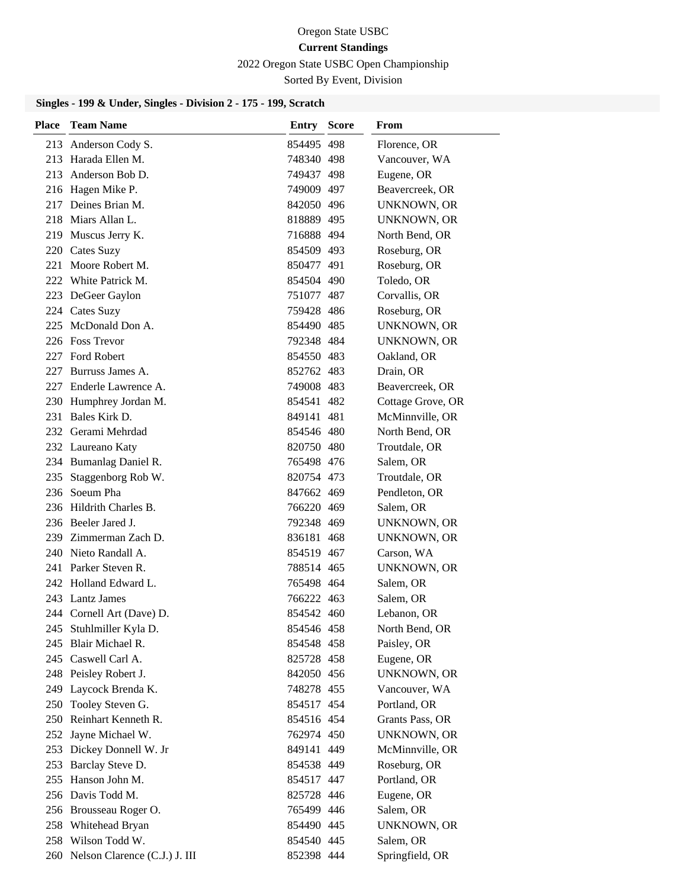Oregon State USBC

**Current Standings**

2022 Oregon State USBC Open Championship

Sorted By Event, Division

### Singles - 199 & Under, Singles - Division 2 - 175 - 199, Scratch

| Place | Team Name | Entry | Score | From |
|---|---|---|---|---|
| 213 | Anderson Cody S. | 854495 | 498 | Florence, OR |
| 213 | Harada Ellen M. | 748340 | 498 | Vancouver, WA |
| 213 | Anderson Bob D. | 749437 | 498 | Eugene, OR |
| 216 | Hagen Mike P. | 749009 | 497 | Beavercreek, OR |
| 217 | Deines Brian M. | 842050 | 496 | UNKNOWN, OR |
| 218 | Miars Allan L. | 818889 | 495 | UNKNOWN, OR |
| 219 | Muscus Jerry K. | 716888 | 494 | North Bend, OR |
| 220 | Cates Suzy | 854509 | 493 | Roseburg, OR |
| 221 | Moore Robert M. | 850477 | 491 | Roseburg, OR |
| 222 | White Patrick M. | 854504 | 490 | Toledo, OR |
| 223 | DeGeer Gaylon | 751077 | 487 | Corvallis, OR |
| 224 | Cates Suzy | 759428 | 486 | Roseburg, OR |
| 225 | McDonald Don A. | 854490 | 485 | UNKNOWN, OR |
| 226 | Foss Trevor | 792348 | 484 | UNKNOWN, OR |
| 227 | Ford Robert | 854550 | 483 | Oakland, OR |
| 227 | Burruss James A. | 852762 | 483 | Drain, OR |
| 227 | Enderle Lawrence A. | 749008 | 483 | Beavercreek, OR |
| 230 | Humphrey Jordan M. | 854541 | 482 | Cottage Grove, OR |
| 231 | Bales Kirk D. | 849141 | 481 | McMinnville, OR |
| 232 | Gerami Mehrdad | 854546 | 480 | North Bend, OR |
| 232 | Laureano Katy | 820750 | 480 | Troutdale, OR |
| 234 | Bumanlag Daniel R. | 765498 | 476 | Salem, OR |
| 235 | Staggenborg Rob W. | 820754 | 473 | Troutdale, OR |
| 236 | Soeum Pha | 847662 | 469 | Pendleton, OR |
| 236 | Hildrith Charles B. | 766220 | 469 | Salem, OR |
| 236 | Beeler Jared J. | 792348 | 469 | UNKNOWN, OR |
| 239 | Zimmerman Zach D. | 836181 | 468 | UNKNOWN, OR |
| 240 | Nieto Randall A. | 854519 | 467 | Carson, WA |
| 241 | Parker Steven R. | 788514 | 465 | UNKNOWN, OR |
| 242 | Holland Edward L. | 765498 | 464 | Salem, OR |
| 243 | Lantz James | 766222 | 463 | Salem, OR |
| 244 | Cornell Art (Dave) D. | 854542 | 460 | Lebanon, OR |
| 245 | Stuhlmiller Kyla D. | 854546 | 458 | North Bend, OR |
| 245 | Blair Michael R. | 854548 | 458 | Paisley, OR |
| 245 | Caswell Carl A. | 825728 | 458 | Eugene, OR |
| 248 | Peisley Robert J. | 842050 | 456 | UNKNOWN, OR |
| 249 | Laycock Brenda K. | 748278 | 455 | Vancouver, WA |
| 250 | Tooley Steven G. | 854517 | 454 | Portland, OR |
| 250 | Reinhart Kenneth R. | 854516 | 454 | Grants Pass, OR |
| 252 | Jayne Michael W. | 762974 | 450 | UNKNOWN, OR |
| 253 | Dickey Donnell W. Jr | 849141 | 449 | McMinnville, OR |
| 253 | Barclay Steve D. | 854538 | 449 | Roseburg, OR |
| 255 | Hanson John M. | 854517 | 447 | Portland, OR |
| 256 | Davis Todd M. | 825728 | 446 | Eugene, OR |
| 256 | Brousseau Roger O. | 765499 | 446 | Salem, OR |
| 258 | Whitehead Bryan | 854490 | 445 | UNKNOWN, OR |
| 258 | Wilson Todd W. | 854540 | 445 | Salem, OR |
| 260 | Nelson Clarence (C.J.) J. III | 852398 | 444 | Springfield, OR |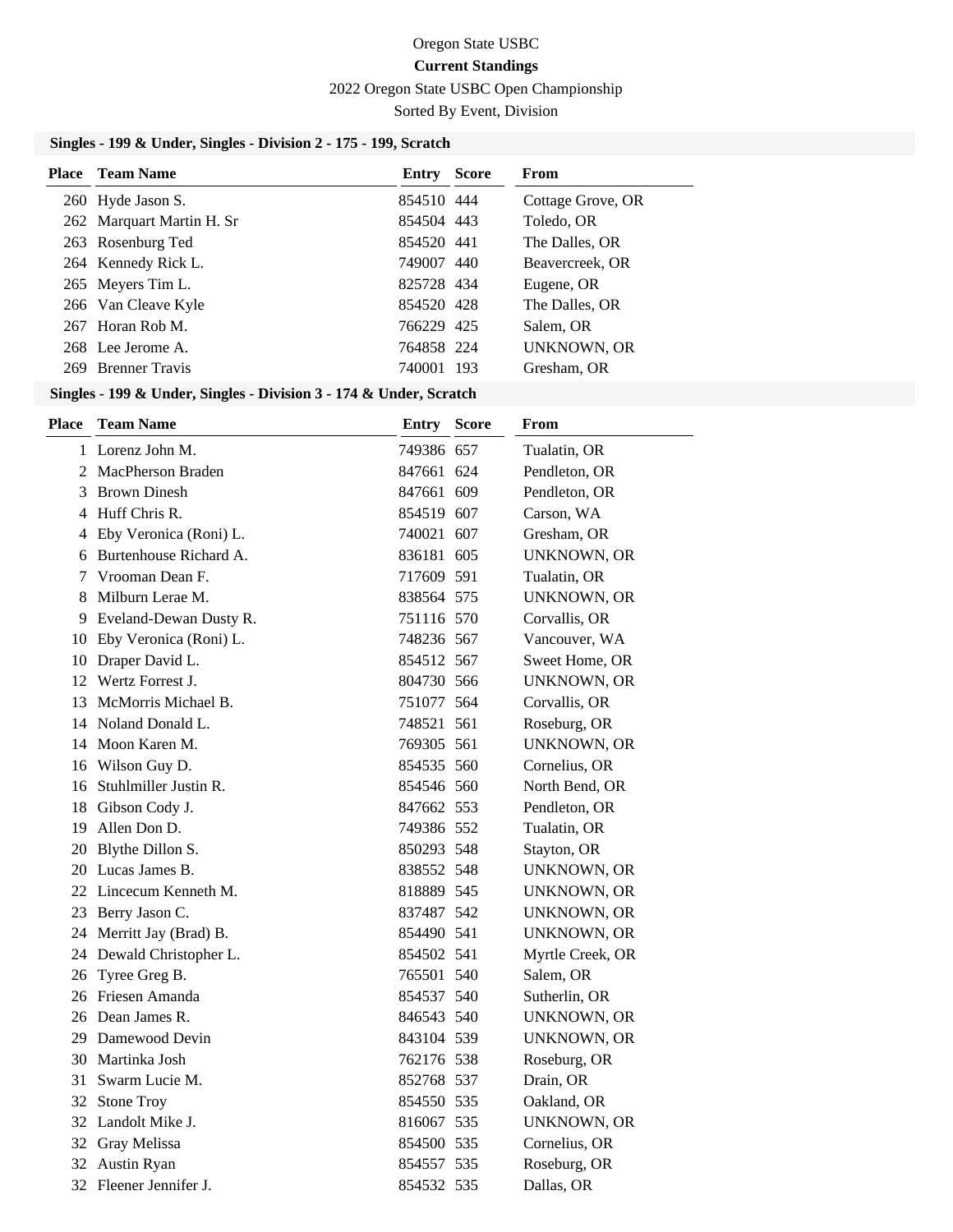Oregon State USBC

**Current Standings**

2022 Oregon State USBC Open Championship

Sorted By Event, Division

### Singles - 199 & Under, Singles - Division 2 - 175 - 199, Scratch

| Place | Team Name | Entry | Score | From |
|---|---|---|---|---|
| 260 | Hyde Jason S. | 854510 | 444 | Cottage Grove, OR |
| 262 | Marquart Martin H. Sr | 854504 | 443 | Toledo, OR |
| 263 | Rosenburg Ted | 854520 | 441 | The Dalles, OR |
| 264 | Kennedy Rick L. | 749007 | 440 | Beavercreek, OR |
| 265 | Meyers Tim L. | 825728 | 434 | Eugene, OR |
| 266 | Van Cleave Kyle | 854520 | 428 | The Dalles, OR |
| 267 | Horan Rob M. | 766229 | 425 | Salem, OR |
| 268 | Lee Jerome A. | 764858 | 224 | UNKNOWN, OR |
| 269 | Brenner Travis | 740001 | 193 | Gresham, OR |

### Singles - 199 & Under, Singles - Division 3 - 174 & Under, Scratch

| Place | Team Name | Entry | Score | From |
|---|---|---|---|---|
| 1 | Lorenz John M. | 749386 | 657 | Tualatin, OR |
| 2 | MacPherson Braden | 847661 | 624 | Pendleton, OR |
| 3 | Brown Dinesh | 847661 | 609 | Pendleton, OR |
| 4 | Huff Chris R. | 854519 | 607 | Carson, WA |
| 4 | Eby Veronica (Roni) L. | 740021 | 607 | Gresham, OR |
| 6 | Burtenhouse Richard A. | 836181 | 605 | UNKNOWN, OR |
| 7 | Vrooman Dean F. | 717609 | 591 | Tualatin, OR |
| 8 | Milburn Lerae M. | 838564 | 575 | UNKNOWN, OR |
| 9 | Eveland-Dewan Dusty R. | 751116 | 570 | Corvallis, OR |
| 10 | Eby Veronica (Roni) L. | 748236 | 567 | Vancouver, WA |
| 10 | Draper David L. | 854512 | 567 | Sweet Home, OR |
| 12 | Wertz Forrest J. | 804730 | 566 | UNKNOWN, OR |
| 13 | McMorris Michael B. | 751077 | 564 | Corvallis, OR |
| 14 | Noland Donald L. | 748521 | 561 | Roseburg, OR |
| 14 | Moon Karen M. | 769305 | 561 | UNKNOWN, OR |
| 16 | Wilson Guy D. | 854535 | 560 | Cornelius, OR |
| 16 | Stuhlmiller Justin R. | 854546 | 560 | North Bend, OR |
| 18 | Gibson Cody J. | 847662 | 553 | Pendleton, OR |
| 19 | Allen Don D. | 749386 | 552 | Tualatin, OR |
| 20 | Blythe Dillon S. | 850293 | 548 | Stayton, OR |
| 20 | Lucas James B. | 838552 | 548 | UNKNOWN, OR |
| 22 | Lincecum Kenneth M. | 818889 | 545 | UNKNOWN, OR |
| 23 | Berry Jason C. | 837487 | 542 | UNKNOWN, OR |
| 24 | Merritt Jay (Brad) B. | 854490 | 541 | UNKNOWN, OR |
| 24 | Dewald Christopher L. | 854502 | 541 | Myrtle Creek, OR |
| 26 | Tyree Greg B. | 765501 | 540 | Salem, OR |
| 26 | Friesen Amanda | 854537 | 540 | Sutherlin, OR |
| 26 | Dean James R. | 846543 | 540 | UNKNOWN, OR |
| 29 | Damewood Devin | 843104 | 539 | UNKNOWN, OR |
| 30 | Martinka Josh | 762176 | 538 | Roseburg, OR |
| 31 | Swarm Lucie M. | 852768 | 537 | Drain, OR |
| 32 | Stone Troy | 854550 | 535 | Oakland, OR |
| 32 | Landolt Mike J. | 816067 | 535 | UNKNOWN, OR |
| 32 | Gray Melissa | 854500 | 535 | Cornelius, OR |
| 32 | Austin Ryan | 854557 | 535 | Roseburg, OR |
| 32 | Fleener Jennifer J. | 854532 | 535 | Dallas, OR |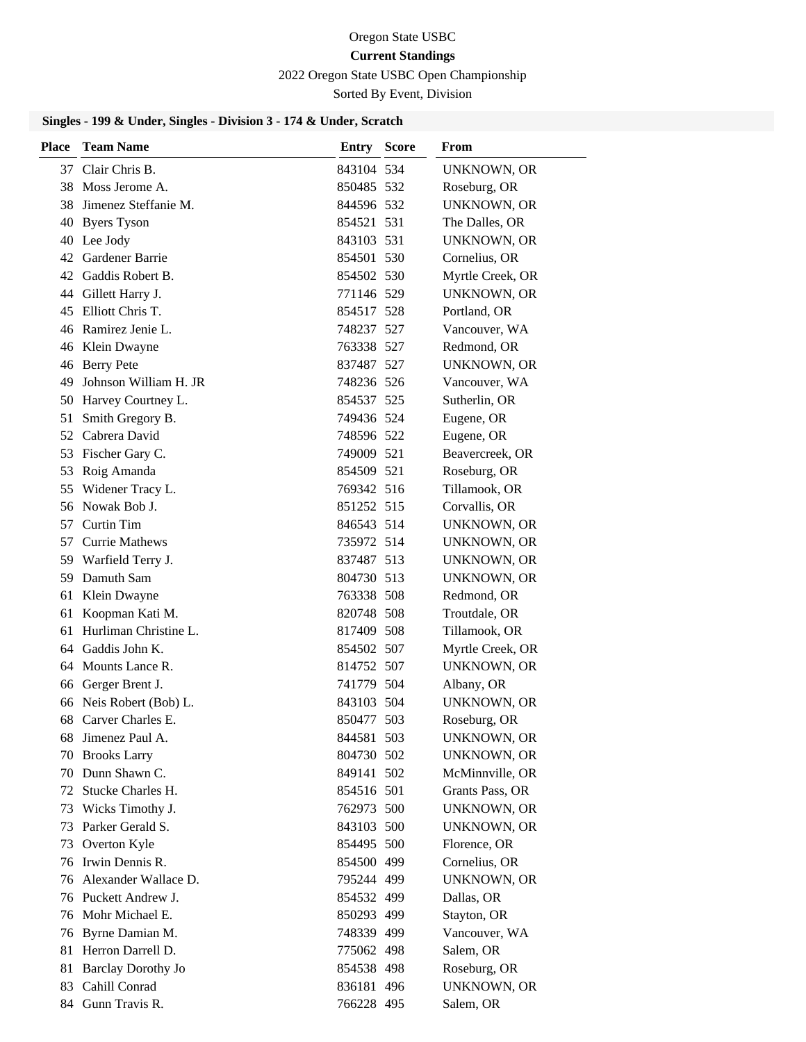Oregon State USBC

**Current Standings**

2022 Oregon State USBC Open Championship

Sorted By Event, Division

### Singles - 199 & Under, Singles - Division 3 - 174 & Under, Scratch

| Place | Team Name | Entry | Score | From |
|---|---|---|---|---|
| 37 | Clair Chris B. | 843104 | 534 | UNKNOWN, OR |
| 38 | Moss Jerome A. | 850485 | 532 | Roseburg, OR |
| 38 | Jimenez Steffanie M. | 844596 | 532 | UNKNOWN, OR |
| 40 | Byers Tyson | 854521 | 531 | The Dalles, OR |
| 40 | Lee Jody | 843103 | 531 | UNKNOWN, OR |
| 42 | Gardener Barrie | 854501 | 530 | Cornelius, OR |
| 42 | Gaddis Robert B. | 854502 | 530 | Myrtle Creek, OR |
| 44 | Gillett Harry J. | 771146 | 529 | UNKNOWN, OR |
| 45 | Elliott Chris T. | 854517 | 528 | Portland, OR |
| 46 | Ramirez Jenie L. | 748237 | 527 | Vancouver, WA |
| 46 | Klein Dwayne | 763338 | 527 | Redmond, OR |
| 46 | Berry Pete | 837487 | 527 | UNKNOWN, OR |
| 49 | Johnson William H. JR | 748236 | 526 | Vancouver, WA |
| 50 | Harvey Courtney L. | 854537 | 525 | Sutherlin, OR |
| 51 | Smith Gregory B. | 749436 | 524 | Eugene, OR |
| 52 | Cabrera David | 748596 | 522 | Eugene, OR |
| 53 | Fischer Gary C. | 749009 | 521 | Beavercreek, OR |
| 53 | Roig Amanda | 854509 | 521 | Roseburg, OR |
| 55 | Widener Tracy L. | 769342 | 516 | Tillamook, OR |
| 56 | Nowak Bob J. | 851252 | 515 | Corvallis, OR |
| 57 | Curtin Tim | 846543 | 514 | UNKNOWN, OR |
| 57 | Currie Mathews | 735972 | 514 | UNKNOWN, OR |
| 59 | Warfield Terry J. | 837487 | 513 | UNKNOWN, OR |
| 59 | Damuth Sam | 804730 | 513 | UNKNOWN, OR |
| 61 | Klein Dwayne | 763338 | 508 | Redmond, OR |
| 61 | Koopman Kati M. | 820748 | 508 | Troutdale, OR |
| 61 | Hurliman Christine L. | 817409 | 508 | Tillamook, OR |
| 64 | Gaddis John K. | 854502 | 507 | Myrtle Creek, OR |
| 64 | Mounts Lance R. | 814752 | 507 | UNKNOWN, OR |
| 66 | Gerger Brent J. | 741779 | 504 | Albany, OR |
| 66 | Neis Robert (Bob) L. | 843103 | 504 | UNKNOWN, OR |
| 68 | Carver Charles E. | 850477 | 503 | Roseburg, OR |
| 68 | Jimenez Paul A. | 844581 | 503 | UNKNOWN, OR |
| 70 | Brooks Larry | 804730 | 502 | UNKNOWN, OR |
| 70 | Dunn Shawn C. | 849141 | 502 | McMinnville, OR |
| 72 | Stucke Charles H. | 854516 | 501 | Grants Pass, OR |
| 73 | Wicks Timothy J. | 762973 | 500 | UNKNOWN, OR |
| 73 | Parker Gerald S. | 843103 | 500 | UNKNOWN, OR |
| 73 | Overton Kyle | 854495 | 500 | Florence, OR |
| 76 | Irwin Dennis R. | 854500 | 499 | Cornelius, OR |
| 76 | Alexander Wallace D. | 795244 | 499 | UNKNOWN, OR |
| 76 | Puckett Andrew J. | 854532 | 499 | Dallas, OR |
| 76 | Mohr Michael E. | 850293 | 499 | Stayton, OR |
| 76 | Byrne Damian M. | 748339 | 499 | Vancouver, WA |
| 81 | Herron Darrell D. | 775062 | 498 | Salem, OR |
| 81 | Barclay Dorothy Jo | 854538 | 498 | Roseburg, OR |
| 83 | Cahill Conrad | 836181 | 496 | UNKNOWN, OR |
| 84 | Gunn Travis R. | 766228 | 495 | Salem, OR |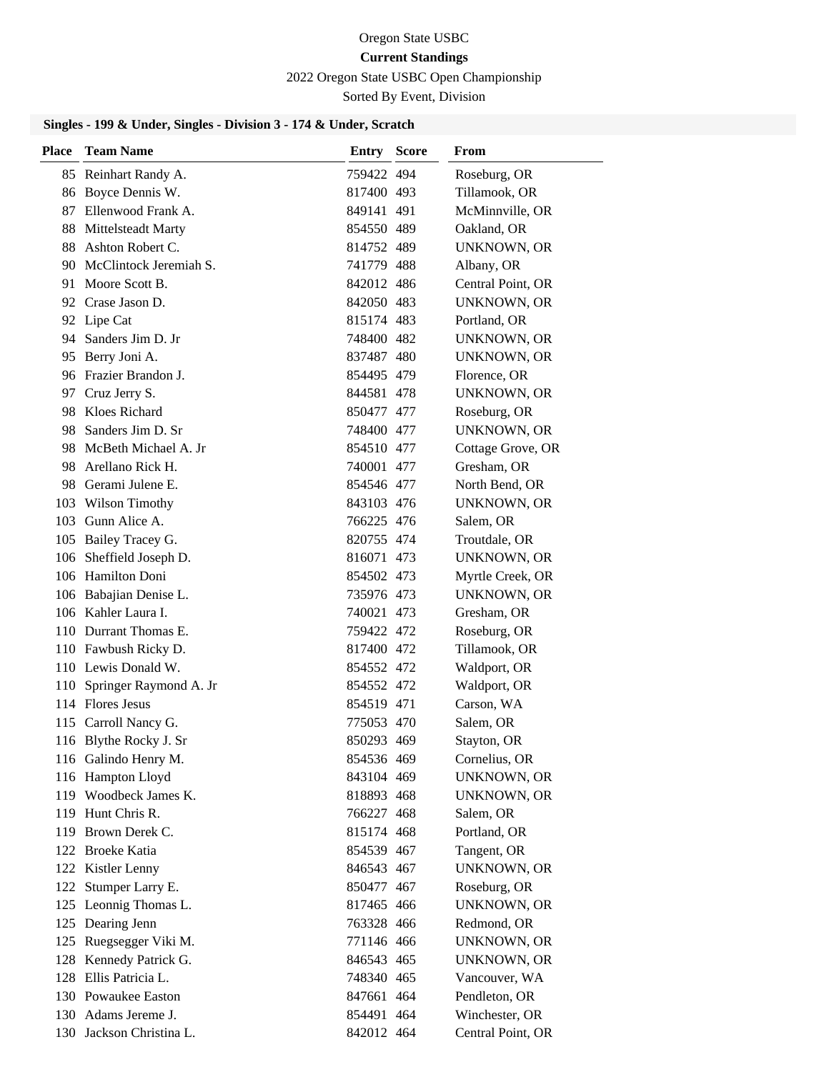Oregon State USBC

**Current Standings**

2022 Oregon State USBC Open Championship

Sorted By Event, Division

### Singles - 199 & Under, Singles - Division 3 - 174 & Under, Scratch

| Place | Team Name | Entry | Score | From |
|---|---|---|---|---|
| 85 | Reinhart Randy A. | 759422 | 494 | Roseburg, OR |
| 86 | Boyce Dennis W. | 817400 | 493 | Tillamook, OR |
| 87 | Ellenwood Frank A. | 849141 | 491 | McMinnville, OR |
| 88 | Mittelsteadt Marty | 854550 | 489 | Oakland, OR |
| 88 | Ashton Robert C. | 814752 | 489 | UNKNOWN, OR |
| 90 | McClintock Jeremiah S. | 741779 | 488 | Albany, OR |
| 91 | Moore Scott B. | 842012 | 486 | Central Point, OR |
| 92 | Crase Jason D. | 842050 | 483 | UNKNOWN, OR |
| 92 | Lipe Cat | 815174 | 483 | Portland, OR |
| 94 | Sanders Jim D. Jr | 748400 | 482 | UNKNOWN, OR |
| 95 | Berry Joni A. | 837487 | 480 | UNKNOWN, OR |
| 96 | Frazier Brandon J. | 854495 | 479 | Florence, OR |
| 97 | Cruz Jerry S. | 844581 | 478 | UNKNOWN, OR |
| 98 | Kloes Richard | 850477 | 477 | Roseburg, OR |
| 98 | Sanders Jim D. Sr | 748400 | 477 | UNKNOWN, OR |
| 98 | McBeth Michael A. Jr | 854510 | 477 | Cottage Grove, OR |
| 98 | Arellano Rick H. | 740001 | 477 | Gresham, OR |
| 98 | Gerami Julene E. | 854546 | 477 | North Bend, OR |
| 103 | Wilson Timothy | 843103 | 476 | UNKNOWN, OR |
| 103 | Gunn Alice A. | 766225 | 476 | Salem, OR |
| 105 | Bailey Tracey G. | 820755 | 474 | Troutdale, OR |
| 106 | Sheffield Joseph D. | 816071 | 473 | UNKNOWN, OR |
| 106 | Hamilton Doni | 854502 | 473 | Myrtle Creek, OR |
| 106 | Babajian Denise L. | 735976 | 473 | UNKNOWN, OR |
| 106 | Kahler Laura I. | 740021 | 473 | Gresham, OR |
| 110 | Durrant Thomas E. | 759422 | 472 | Roseburg, OR |
| 110 | Fawbush Ricky D. | 817400 | 472 | Tillamook, OR |
| 110 | Lewis Donald W. | 854552 | 472 | Waldport, OR |
| 110 | Springer Raymond A. Jr | 854552 | 472 | Waldport, OR |
| 114 | Flores Jesus | 854519 | 471 | Carson, WA |
| 115 | Carroll Nancy G. | 775053 | 470 | Salem, OR |
| 116 | Blythe Rocky J. Sr | 850293 | 469 | Stayton, OR |
| 116 | Galindo Henry M. | 854536 | 469 | Cornelius, OR |
| 116 | Hampton Lloyd | 843104 | 469 | UNKNOWN, OR |
| 119 | Woodbeck James K. | 818893 | 468 | UNKNOWN, OR |
| 119 | Hunt Chris R. | 766227 | 468 | Salem, OR |
| 119 | Brown Derek C. | 815174 | 468 | Portland, OR |
| 122 | Broeke Katia | 854539 | 467 | Tangent, OR |
| 122 | Kistler Lenny | 846543 | 467 | UNKNOWN, OR |
| 122 | Stumper Larry E. | 850477 | 467 | Roseburg, OR |
| 125 | Leonnig Thomas L. | 817465 | 466 | UNKNOWN, OR |
| 125 | Dearing Jenn | 763328 | 466 | Redmond, OR |
| 125 | Ruegsegger Viki M. | 771146 | 466 | UNKNOWN, OR |
| 128 | Kennedy Patrick G. | 846543 | 465 | UNKNOWN, OR |
| 128 | Ellis Patricia L. | 748340 | 465 | Vancouver, WA |
| 130 | Powaukee Easton | 847661 | 464 | Pendleton, OR |
| 130 | Adams Jereme J. | 854491 | 464 | Winchester, OR |
| 130 | Jackson Christina L. | 842012 | 464 | Central Point, OR |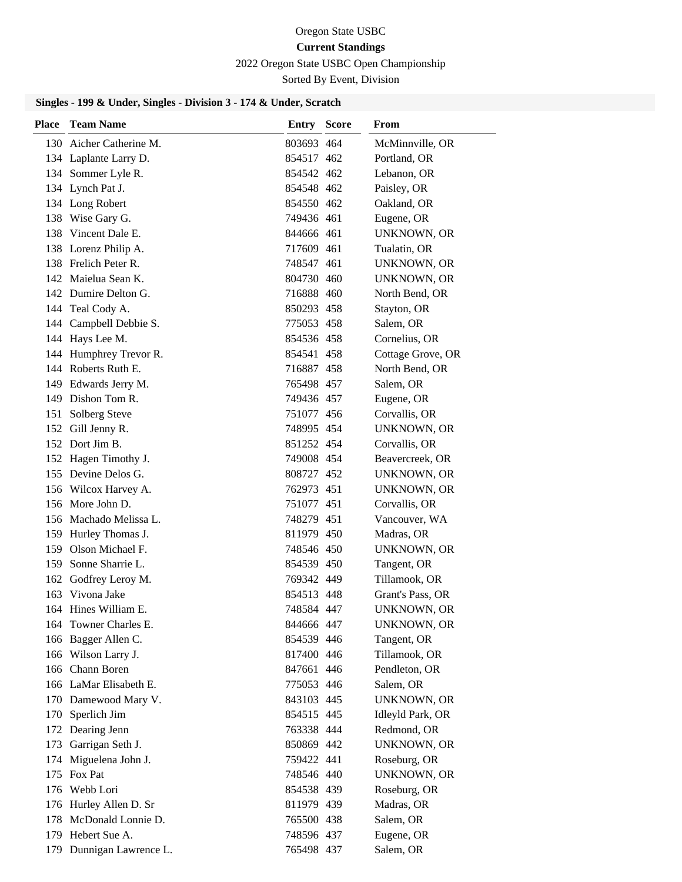Oregon State USBC

**Current Standings**

2022 Oregon State USBC Open Championship

Sorted By Event, Division

### Singles - 199 & Under, Singles - Division 3 - 174 & Under, Scratch

| Place | Team Name | Entry | Score | From |
|---|---|---|---|---|
| 130 | Aicher Catherine M. | 803693 | 464 | McMinnville, OR |
| 134 | Laplante Larry D. | 854517 | 462 | Portland, OR |
| 134 | Sommer Lyle R. | 854542 | 462 | Lebanon, OR |
| 134 | Lynch Pat J. | 854548 | 462 | Paisley, OR |
| 134 | Long Robert | 854550 | 462 | Oakland, OR |
| 138 | Wise Gary G. | 749436 | 461 | Eugene, OR |
| 138 | Vincent Dale E. | 844666 | 461 | UNKNOWN, OR |
| 138 | Lorenz Philip A. | 717609 | 461 | Tualatin, OR |
| 138 | Frelich Peter R. | 748547 | 461 | UNKNOWN, OR |
| 142 | Maielua Sean K. | 804730 | 460 | UNKNOWN, OR |
| 142 | Dumire Delton G. | 716888 | 460 | North Bend, OR |
| 144 | Teal Cody A. | 850293 | 458 | Stayton, OR |
| 144 | Campbell Debbie S. | 775053 | 458 | Salem, OR |
| 144 | Hays Lee M. | 854536 | 458 | Cornelius, OR |
| 144 | Humphrey Trevor R. | 854541 | 458 | Cottage Grove, OR |
| 144 | Roberts Ruth E. | 716887 | 458 | North Bend, OR |
| 149 | Edwards Jerry M. | 765498 | 457 | Salem, OR |
| 149 | Dishon Tom R. | 749436 | 457 | Eugene, OR |
| 151 | Solberg Steve | 751077 | 456 | Corvallis, OR |
| 152 | Gill Jenny R. | 748995 | 454 | UNKNOWN, OR |
| 152 | Dort Jim B. | 851252 | 454 | Corvallis, OR |
| 152 | Hagen Timothy J. | 749008 | 454 | Beavercreek, OR |
| 155 | Devine Delos G. | 808727 | 452 | UNKNOWN, OR |
| 156 | Wilcox Harvey A. | 762973 | 451 | UNKNOWN, OR |
| 156 | More John D. | 751077 | 451 | Corvallis, OR |
| 156 | Machado Melissa L. | 748279 | 451 | Vancouver, WA |
| 159 | Hurley Thomas J. | 811979 | 450 | Madras, OR |
| 159 | Olson Michael F. | 748546 | 450 | UNKNOWN, OR |
| 159 | Sonne Sharrie L. | 854539 | 450 | Tangent, OR |
| 162 | Godfrey Leroy M. | 769342 | 449 | Tillamook, OR |
| 163 | Vivona Jake | 854513 | 448 | Grant's Pass, OR |
| 164 | Hines William E. | 748584 | 447 | UNKNOWN, OR |
| 164 | Towner Charles E. | 844666 | 447 | UNKNOWN, OR |
| 166 | Bagger Allen C. | 854539 | 446 | Tangent, OR |
| 166 | Wilson Larry J. | 817400 | 446 | Tillamook, OR |
| 166 | Chann Boren | 847661 | 446 | Pendleton, OR |
| 166 | LaMar Elisabeth E. | 775053 | 446 | Salem, OR |
| 170 | Damewood Mary V. | 843103 | 445 | UNKNOWN, OR |
| 170 | Sperlich Jim | 854515 | 445 | Idleyld Park, OR |
| 172 | Dearing Jenn | 763338 | 444 | Redmond, OR |
| 173 | Garrigan Seth J. | 850869 | 442 | UNKNOWN, OR |
| 174 | Miguelena John J. | 759422 | 441 | Roseburg, OR |
| 175 | Fox Pat | 748546 | 440 | UNKNOWN, OR |
| 176 | Webb Lori | 854538 | 439 | Roseburg, OR |
| 176 | Hurley Allen D. Sr | 811979 | 439 | Madras, OR |
| 178 | McDonald Lonnie D. | 765500 | 438 | Salem, OR |
| 179 | Hebert Sue A. | 748596 | 437 | Eugene, OR |
| 179 | Dunnigan Lawrence L. | 765498 | 437 | Salem, OR |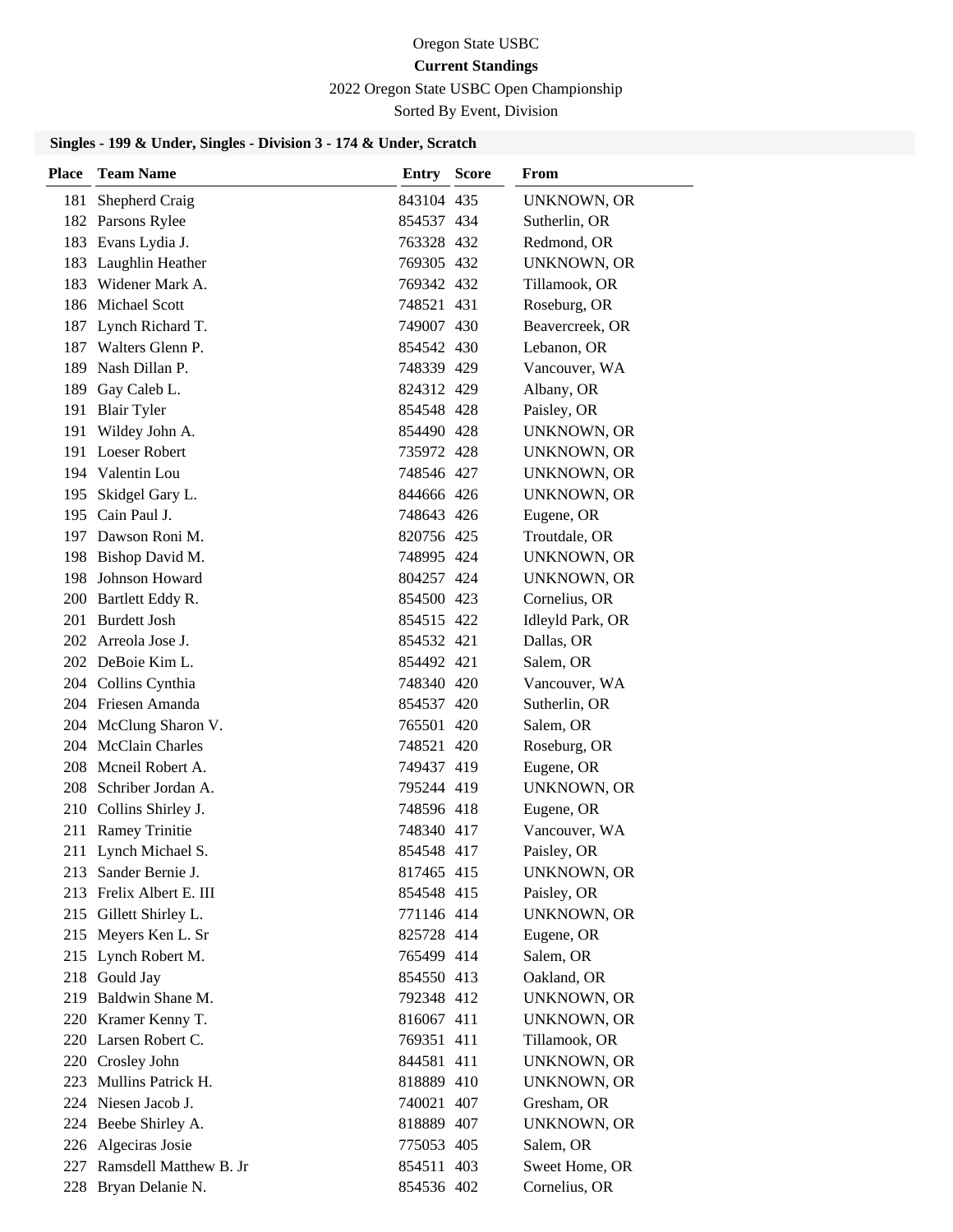Oregon State USBC

**Current Standings**

2022 Oregon State USBC Open Championship

Sorted By Event, Division

### Singles - 199 & Under, Singles - Division 3 - 174 & Under, Scratch

| Place | Team Name | Entry | Score | From |
|---|---|---|---|---|
| 181 | Shepherd Craig | 843104 | 435 | UNKNOWN, OR |
| 182 | Parsons Rylee | 854537 | 434 | Sutherlin, OR |
| 183 | Evans Lydia J. | 763328 | 432 | Redmond, OR |
| 183 | Laughlin Heather | 769305 | 432 | UNKNOWN, OR |
| 183 | Widener Mark A. | 769342 | 432 | Tillamook, OR |
| 186 | Michael Scott | 748521 | 431 | Roseburg, OR |
| 187 | Lynch Richard T. | 749007 | 430 | Beavercreek, OR |
| 187 | Walters Glenn P. | 854542 | 430 | Lebanon, OR |
| 189 | Nash Dillan P. | 748339 | 429 | Vancouver, WA |
| 189 | Gay Caleb L. | 824312 | 429 | Albany, OR |
| 191 | Blair Tyler | 854548 | 428 | Paisley, OR |
| 191 | Wildey John A. | 854490 | 428 | UNKNOWN, OR |
| 191 | Loeser Robert | 735972 | 428 | UNKNOWN, OR |
| 194 | Valentin Lou | 748546 | 427 | UNKNOWN, OR |
| 195 | Skidgel Gary L. | 844666 | 426 | UNKNOWN, OR |
| 195 | Cain Paul J. | 748643 | 426 | Eugene, OR |
| 197 | Dawson Roni M. | 820756 | 425 | Troutdale, OR |
| 198 | Bishop David M. | 748995 | 424 | UNKNOWN, OR |
| 198 | Johnson Howard | 804257 | 424 | UNKNOWN, OR |
| 200 | Bartlett Eddy R. | 854500 | 423 | Cornelius, OR |
| 201 | Burdett Josh | 854515 | 422 | Idleyld Park, OR |
| 202 | Arreola Jose J. | 854532 | 421 | Dallas, OR |
| 202 | DeBoie Kim L. | 854492 | 421 | Salem, OR |
| 204 | Collins Cynthia | 748340 | 420 | Vancouver, WA |
| 204 | Friesen Amanda | 854537 | 420 | Sutherlin, OR |
| 204 | McClung Sharon V. | 765501 | 420 | Salem, OR |
| 204 | McClain Charles | 748521 | 420 | Roseburg, OR |
| 208 | Mcneil Robert A. | 749437 | 419 | Eugene, OR |
| 208 | Schriber Jordan A. | 795244 | 419 | UNKNOWN, OR |
| 210 | Collins Shirley J. | 748596 | 418 | Eugene, OR |
| 211 | Ramey Trinitie | 748340 | 417 | Vancouver, WA |
| 211 | Lynch Michael S. | 854548 | 417 | Paisley, OR |
| 213 | Sander Bernie J. | 817465 | 415 | UNKNOWN, OR |
| 213 | Frelix Albert E. III | 854548 | 415 | Paisley, OR |
| 215 | Gillett Shirley L. | 771146 | 414 | UNKNOWN, OR |
| 215 | Meyers Ken L. Sr | 825728 | 414 | Eugene, OR |
| 215 | Lynch Robert M. | 765499 | 414 | Salem, OR |
| 218 | Gould Jay | 854550 | 413 | Oakland, OR |
| 219 | Baldwin Shane M. | 792348 | 412 | UNKNOWN, OR |
| 220 | Kramer Kenny T. | 816067 | 411 | UNKNOWN, OR |
| 220 | Larsen Robert C. | 769351 | 411 | Tillamook, OR |
| 220 | Crosley John | 844581 | 411 | UNKNOWN, OR |
| 223 | Mullins Patrick H. | 818889 | 410 | UNKNOWN, OR |
| 224 | Niesen Jacob J. | 740021 | 407 | Gresham, OR |
| 224 | Beebe Shirley A. | 818889 | 407 | UNKNOWN, OR |
| 226 | Algeciras Josie | 775053 | 405 | Salem, OR |
| 227 | Ramsdell Matthew B. Jr | 854511 | 403 | Sweet Home, OR |
| 228 | Bryan Delanie N. | 854536 | 402 | Cornelius, OR |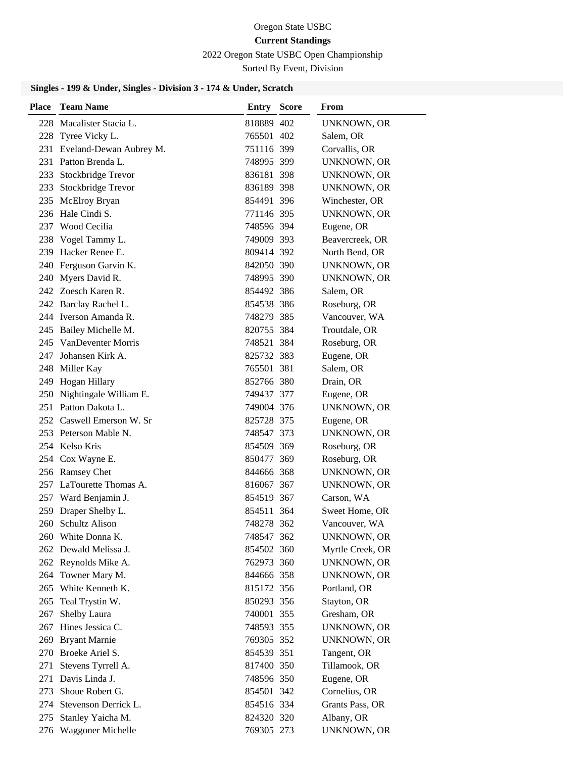Oregon State USBC

**Current Standings**

2022 Oregon State USBC Open Championship

Sorted By Event, Division

### Singles - 199 & Under, Singles - Division 3 - 174 & Under, Scratch

| Place | Team Name | Entry | Score | From |
|---|---|---|---|---|
| 228 | Macalister Stacia L. | 818889 | 402 | UNKNOWN, OR |
| 228 | Tyree Vicky L. | 765501 | 402 | Salem, OR |
| 231 | Eveland-Dewan Aubrey M. | 751116 | 399 | Corvallis, OR |
| 231 | Patton Brenda L. | 748995 | 399 | UNKNOWN, OR |
| 233 | Stockbridge Trevor | 836181 | 398 | UNKNOWN, OR |
| 233 | Stockbridge Trevor | 836189 | 398 | UNKNOWN, OR |
| 235 | McElroy Bryan | 854491 | 396 | Winchester, OR |
| 236 | Hale Cindi S. | 771146 | 395 | UNKNOWN, OR |
| 237 | Wood Cecilia | 748596 | 394 | Eugene, OR |
| 238 | Vogel Tammy L. | 749009 | 393 | Beavercreek, OR |
| 239 | Hacker Renee E. | 809414 | 392 | North Bend, OR |
| 240 | Ferguson Garvin K. | 842050 | 390 | UNKNOWN, OR |
| 240 | Myers David R. | 748995 | 390 | UNKNOWN, OR |
| 242 | Zoesch Karen R. | 854492 | 386 | Salem, OR |
| 242 | Barclay Rachel L. | 854538 | 386 | Roseburg, OR |
| 244 | Iverson Amanda R. | 748279 | 385 | Vancouver, WA |
| 245 | Bailey Michelle M. | 820755 | 384 | Troutdale, OR |
| 245 | VanDeventer Morris | 748521 | 384 | Roseburg, OR |
| 247 | Johansen Kirk A. | 825732 | 383 | Eugene, OR |
| 248 | Miller Kay | 765501 | 381 | Salem, OR |
| 249 | Hogan Hillary | 852766 | 380 | Drain, OR |
| 250 | Nightingale William E. | 749437 | 377 | Eugene, OR |
| 251 | Patton Dakota L. | 749004 | 376 | UNKNOWN, OR |
| 252 | Caswell Emerson W. Sr | 825728 | 375 | Eugene, OR |
| 253 | Peterson Mable N. | 748547 | 373 | UNKNOWN, OR |
| 254 | Kelso Kris | 854509 | 369 | Roseburg, OR |
| 254 | Cox Wayne E. | 850477 | 369 | Roseburg, OR |
| 256 | Ramsey Chet | 844666 | 368 | UNKNOWN, OR |
| 257 | LaTourette Thomas A. | 816067 | 367 | UNKNOWN, OR |
| 257 | Ward Benjamin J. | 854519 | 367 | Carson, WA |
| 259 | Draper Shelby L. | 854511 | 364 | Sweet Home, OR |
| 260 | Schultz Alison | 748278 | 362 | Vancouver, WA |
| 260 | White Donna K. | 748547 | 362 | UNKNOWN, OR |
| 262 | Dewald Melissa J. | 854502 | 360 | Myrtle Creek, OR |
| 262 | Reynolds Mike A. | 762973 | 360 | UNKNOWN, OR |
| 264 | Towner Mary M. | 844666 | 358 | UNKNOWN, OR |
| 265 | White Kenneth K. | 815172 | 356 | Portland, OR |
| 265 | Teal Trystin W. | 850293 | 356 | Stayton, OR |
| 267 | Shelby Laura | 740001 | 355 | Gresham, OR |
| 267 | Hines Jessica C. | 748593 | 355 | UNKNOWN, OR |
| 269 | Bryant Marnie | 769305 | 352 | UNKNOWN, OR |
| 270 | Broeke Ariel S. | 854539 | 351 | Tangent, OR |
| 271 | Stevens Tyrrell A. | 817400 | 350 | Tillamook, OR |
| 271 | Davis Linda J. | 748596 | 350 | Eugene, OR |
| 273 | Shoue Robert G. | 854501 | 342 | Cornelius, OR |
| 274 | Stevenson Derrick L. | 854516 | 334 | Grants Pass, OR |
| 275 | Stanley Yaicha M. | 824320 | 320 | Albany, OR |
| 276 | Waggoner Michelle | 769305 | 273 | UNKNOWN, OR |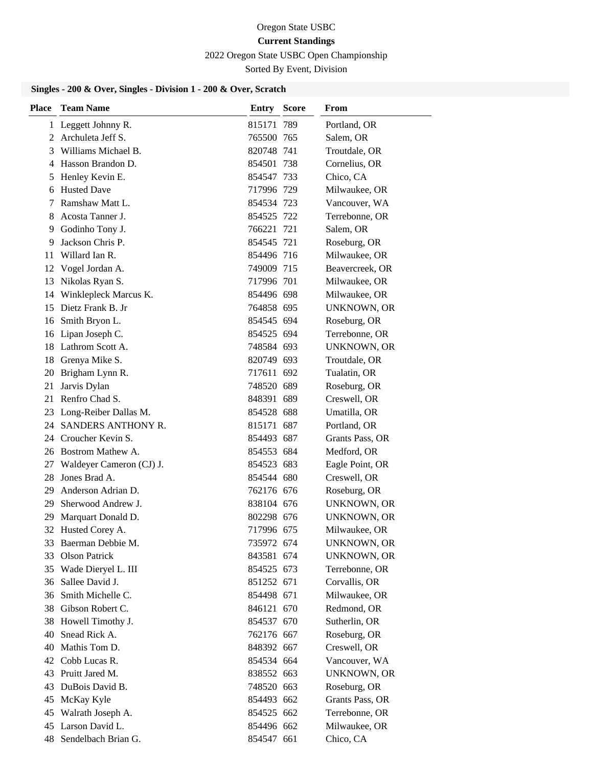Oregon State USBC

**Current Standings**

2022 Oregon State USBC Open Championship

Sorted By Event, Division

### Singles - 200 & Over, Singles - Division 1 - 200 & Over, Scratch

| Place | Team Name | Entry | Score | From |
|---|---|---|---|---|
| 1 | Leggett Johnny R. | 815171 | 789 | Portland, OR |
| 2 | Archuleta Jeff S. | 765500 | 765 | Salem, OR |
| 3 | Williams Michael B. | 820748 | 741 | Troutdale, OR |
| 4 | Hasson Brandon D. | 854501 | 738 | Cornelius, OR |
| 5 | Henley Kevin E. | 854547 | 733 | Chico, CA |
| 6 | Husted Dave | 717996 | 729 | Milwaukee, OR |
| 7 | Ramshaw Matt L. | 854534 | 723 | Vancouver, WA |
| 8 | Acosta Tanner J. | 854525 | 722 | Terrebonne, OR |
| 9 | Godinho Tony J. | 766221 | 721 | Salem, OR |
| 9 | Jackson Chris P. | 854545 | 721 | Roseburg, OR |
| 11 | Willard Ian R. | 854496 | 716 | Milwaukee, OR |
| 12 | Vogel Jordan A. | 749009 | 715 | Beavercreek, OR |
| 13 | Nikolas Ryan S. | 717996 | 701 | Milwaukee, OR |
| 14 | Winklepleck Marcus K. | 854496 | 698 | Milwaukee, OR |
| 15 | Dietz Frank B. Jr | 764858 | 695 | UNKNOWN, OR |
| 16 | Smith Bryon L. | 854545 | 694 | Roseburg, OR |
| 16 | Lipan Joseph C. | 854525 | 694 | Terrebonne, OR |
| 18 | Lathrom Scott A. | 748584 | 693 | UNKNOWN, OR |
| 18 | Grenya Mike S. | 820749 | 693 | Troutdale, OR |
| 20 | Brigham Lynn R. | 717611 | 692 | Tualatin, OR |
| 21 | Jarvis Dylan | 748520 | 689 | Roseburg, OR |
| 21 | Renfro Chad S. | 848391 | 689 | Creswell, OR |
| 23 | Long-Reiber Dallas M. | 854528 | 688 | Umatilla, OR |
| 24 | SANDERS ANTHONY R. | 815171 | 687 | Portland, OR |
| 24 | Croucher Kevin S. | 854493 | 687 | Grants Pass, OR |
| 26 | Bostrom Mathew A. | 854553 | 684 | Medford, OR |
| 27 | Waldeyer Cameron (CJ) J. | 854523 | 683 | Eagle Point, OR |
| 28 | Jones Brad A. | 854544 | 680 | Creswell, OR |
| 29 | Anderson Adrian D. | 762176 | 676 | Roseburg, OR |
| 29 | Sherwood Andrew J. | 838104 | 676 | UNKNOWN, OR |
| 29 | Marquart Donald D. | 802298 | 676 | UNKNOWN, OR |
| 32 | Husted Corey A. | 717996 | 675 | Milwaukee, OR |
| 33 | Baerman Debbie M. | 735972 | 674 | UNKNOWN, OR |
| 33 | Olson Patrick | 843581 | 674 | UNKNOWN, OR |
| 35 | Wade Dieryel L. III | 854525 | 673 | Terrebonne, OR |
| 36 | Sallee David J. | 851252 | 671 | Corvallis, OR |
| 36 | Smith Michelle C. | 854498 | 671 | Milwaukee, OR |
| 38 | Gibson Robert C. | 846121 | 670 | Redmond, OR |
| 38 | Howell Timothy J. | 854537 | 670 | Sutherlin, OR |
| 40 | Snead Rick A. | 762176 | 667 | Roseburg, OR |
| 40 | Mathis Tom D. | 848392 | 667 | Creswell, OR |
| 42 | Cobb Lucas R. | 854534 | 664 | Vancouver, WA |
| 43 | Pruitt Jared M. | 838552 | 663 | UNKNOWN, OR |
| 43 | DuBois David B. | 748520 | 663 | Roseburg, OR |
| 45 | McKay Kyle | 854493 | 662 | Grants Pass, OR |
| 45 | Walrath Joseph A. | 854525 | 662 | Terrebonne, OR |
| 45 | Larson David L. | 854496 | 662 | Milwaukee, OR |
| 48 | Sendelbach Brian G. | 854547 | 661 | Chico, CA |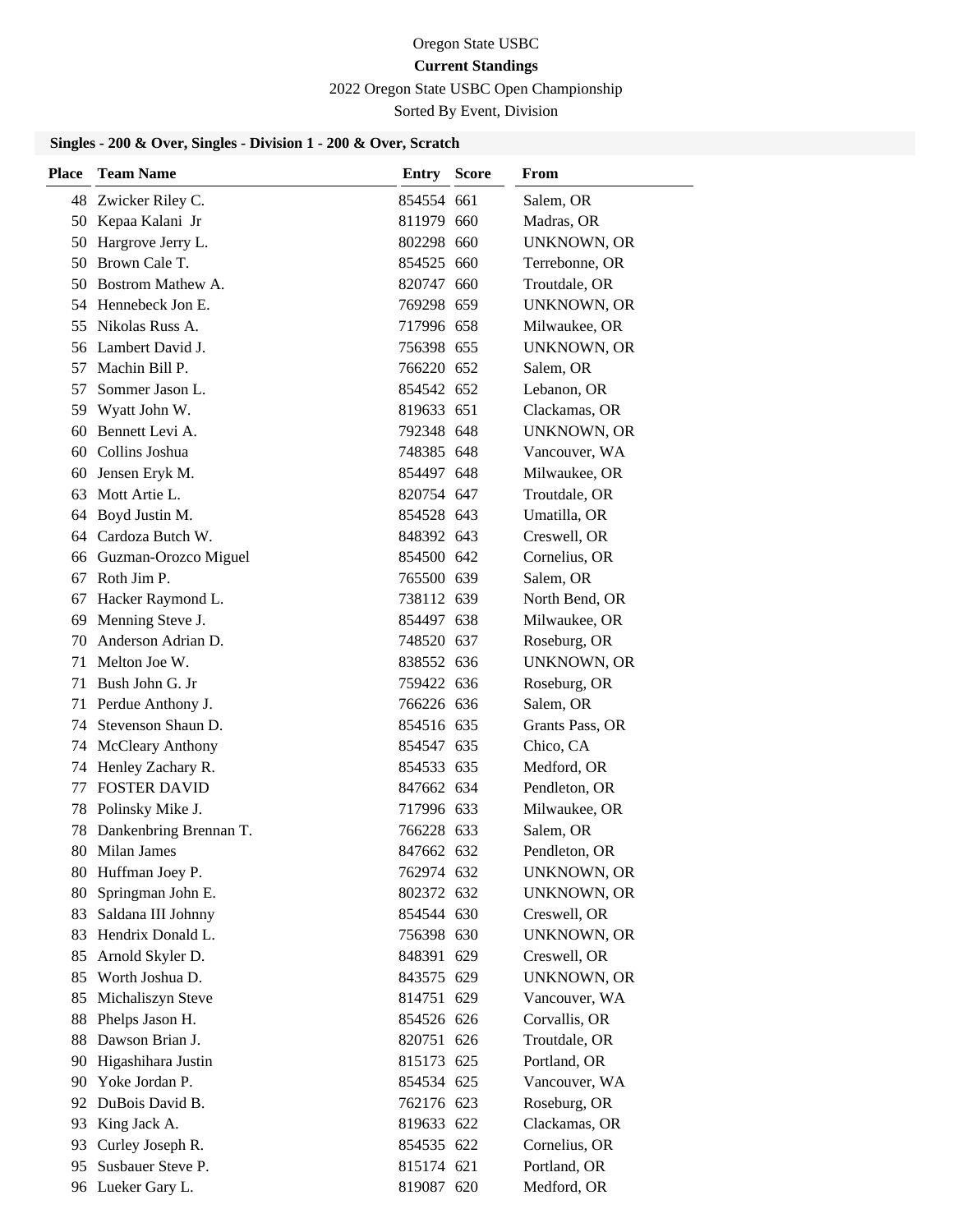Oregon State USBC

**Current Standings**

2022 Oregon State USBC Open Championship

Sorted By Event, Division

### Singles - 200 & Over, Singles - Division 1 - 200 & Over, Scratch

| Place | Team Name | Entry | Score | From |
|---|---|---|---|---|
| 48 | Zwicker Riley C. | 854554 | 661 | Salem, OR |
| 50 | Kepaa Kalani Jr | 811979 | 660 | Madras, OR |
| 50 | Hargrove Jerry L. | 802298 | 660 | UNKNOWN, OR |
| 50 | Brown Cale T. | 854525 | 660 | Terrebonne, OR |
| 50 | Bostrom Mathew A. | 820747 | 660 | Troutdale, OR |
| 54 | Hennebeck Jon E. | 769298 | 659 | UNKNOWN, OR |
| 55 | Nikolas Russ A. | 717996 | 658 | Milwaukee, OR |
| 56 | Lambert David J. | 756398 | 655 | UNKNOWN, OR |
| 57 | Machin Bill P. | 766220 | 652 | Salem, OR |
| 57 | Sommer Jason L. | 854542 | 652 | Lebanon, OR |
| 59 | Wyatt John W. | 819633 | 651 | Clackamas, OR |
| 60 | Bennett Levi A. | 792348 | 648 | UNKNOWN, OR |
| 60 | Collins Joshua | 748385 | 648 | Vancouver, WA |
| 60 | Jensen Eryk M. | 854497 | 648 | Milwaukee, OR |
| 63 | Mott Artie L. | 820754 | 647 | Troutdale, OR |
| 64 | Boyd Justin M. | 854528 | 643 | Umatilla, OR |
| 64 | Cardoza Butch W. | 848392 | 643 | Creswell, OR |
| 66 | Guzman-Orozco Miguel | 854500 | 642 | Cornelius, OR |
| 67 | Roth Jim P. | 765500 | 639 | Salem, OR |
| 67 | Hacker Raymond L. | 738112 | 639 | North Bend, OR |
| 69 | Menning Steve J. | 854497 | 638 | Milwaukee, OR |
| 70 | Anderson Adrian D. | 748520 | 637 | Roseburg, OR |
| 71 | Melton Joe W. | 838552 | 636 | UNKNOWN, OR |
| 71 | Bush John G. Jr | 759422 | 636 | Roseburg, OR |
| 71 | Perdue Anthony J. | 766226 | 636 | Salem, OR |
| 74 | Stevenson Shaun D. | 854516 | 635 | Grants Pass, OR |
| 74 | McCleary Anthony | 854547 | 635 | Chico, CA |
| 74 | Henley Zachary R. | 854533 | 635 | Medford, OR |
| 77 | FOSTER DAVID | 847662 | 634 | Pendleton, OR |
| 78 | Polinsky Mike J. | 717996 | 633 | Milwaukee, OR |
| 78 | Dankenbring Brennan T. | 766228 | 633 | Salem, OR |
| 80 | Milan James | 847662 | 632 | Pendleton, OR |
| 80 | Huffman Joey P. | 762974 | 632 | UNKNOWN, OR |
| 80 | Springman John E. | 802372 | 632 | UNKNOWN, OR |
| 83 | Saldana III Johnny | 854544 | 630 | Creswell, OR |
| 83 | Hendrix Donald L. | 756398 | 630 | UNKNOWN, OR |
| 85 | Arnold Skyler D. | 848391 | 629 | Creswell, OR |
| 85 | Worth Joshua D. | 843575 | 629 | UNKNOWN, OR |
| 85 | Michaliszyn Steve | 814751 | 629 | Vancouver, WA |
| 88 | Phelps Jason H. | 854526 | 626 | Corvallis, OR |
| 88 | Dawson Brian J. | 820751 | 626 | Troutdale, OR |
| 90 | Higashihara Justin | 815173 | 625 | Portland, OR |
| 90 | Yoke Jordan P. | 854534 | 625 | Vancouver, WA |
| 92 | DuBois David B. | 762176 | 623 | Roseburg, OR |
| 93 | King Jack A. | 819633 | 622 | Clackamas, OR |
| 93 | Curley Joseph R. | 854535 | 622 | Cornelius, OR |
| 95 | Susbauer Steve P. | 815174 | 621 | Portland, OR |
| 96 | Lueker Gary L. | 819087 | 620 | Medford, OR |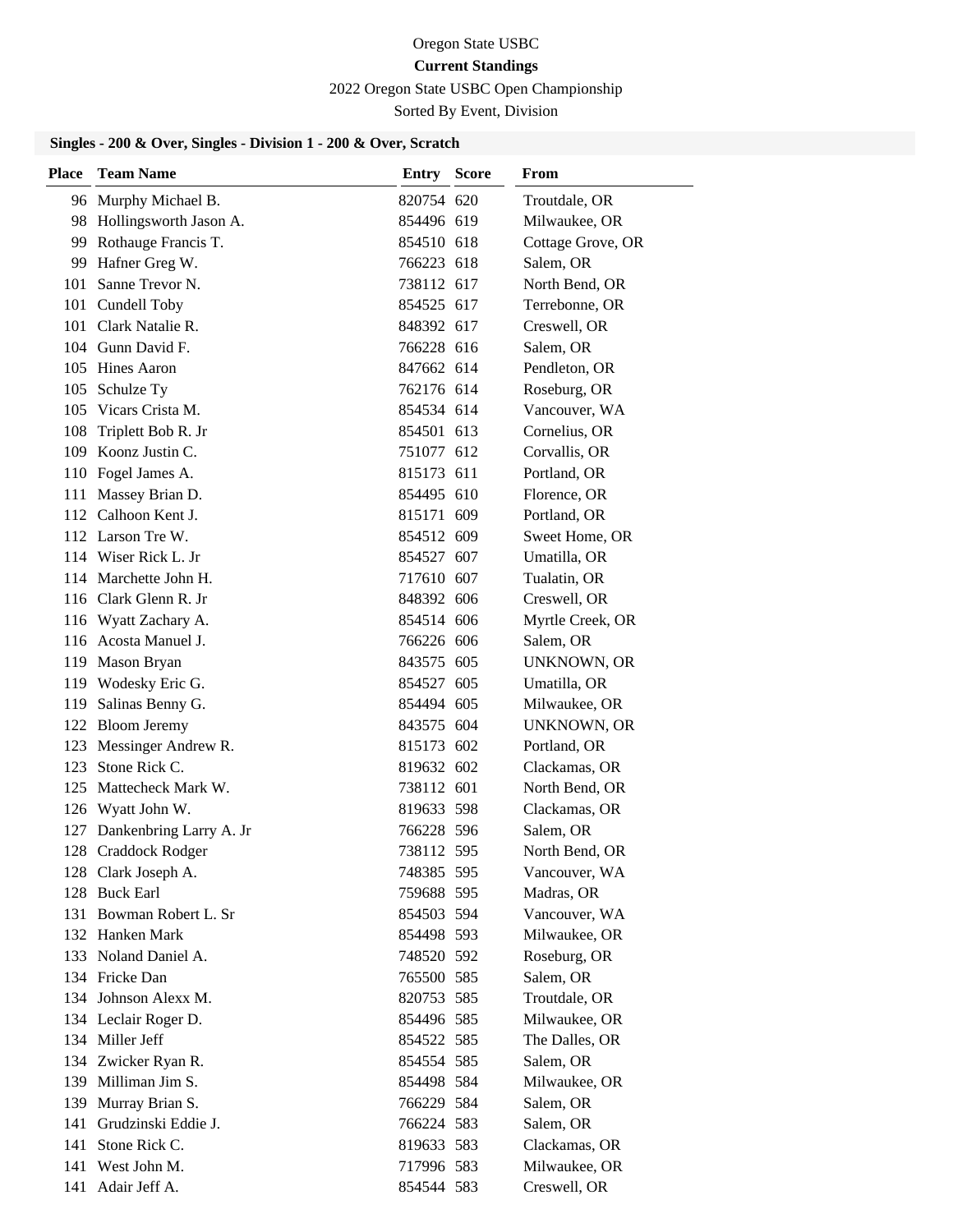Oregon State USBC

**Current Standings**

2022 Oregon State USBC Open Championship

Sorted By Event, Division

### Singles - 200 & Over, Singles - Division 1 - 200 & Over, Scratch

| Place | Team Name | Entry | Score | From |
|---|---|---|---|---|
| 96 | Murphy Michael B. | 820754 | 620 | Troutdale, OR |
| 98 | Hollingsworth Jason A. | 854496 | 619 | Milwaukee, OR |
| 99 | Rothauge Francis T. | 854510 | 618 | Cottage Grove, OR |
| 99 | Hafner Greg W. | 766223 | 618 | Salem, OR |
| 101 | Sanne Trevor N. | 738112 | 617 | North Bend, OR |
| 101 | Cundell Toby | 854525 | 617 | Terrebonne, OR |
| 101 | Clark Natalie R. | 848392 | 617 | Creswell, OR |
| 104 | Gunn David F. | 766228 | 616 | Salem, OR |
| 105 | Hines Aaron | 847662 | 614 | Pendleton, OR |
| 105 | Schulze Ty | 762176 | 614 | Roseburg, OR |
| 105 | Vicars Crista M. | 854534 | 614 | Vancouver, WA |
| 108 | Triplett Bob R. Jr | 854501 | 613 | Cornelius, OR |
| 109 | Koonz Justin C. | 751077 | 612 | Corvallis, OR |
| 110 | Fogel James A. | 815173 | 611 | Portland, OR |
| 111 | Massey Brian D. | 854495 | 610 | Florence, OR |
| 112 | Calhoon Kent J. | 815171 | 609 | Portland, OR |
| 112 | Larson Tre W. | 854512 | 609 | Sweet Home, OR |
| 114 | Wiser Rick L. Jr | 854527 | 607 | Umatilla, OR |
| 114 | Marchette John H. | 717610 | 607 | Tualatin, OR |
| 116 | Clark Glenn R. Jr | 848392 | 606 | Creswell, OR |
| 116 | Wyatt Zachary A. | 854514 | 606 | Myrtle Creek, OR |
| 116 | Acosta Manuel J. | 766226 | 606 | Salem, OR |
| 119 | Mason Bryan | 843575 | 605 | UNKNOWN, OR |
| 119 | Wodesky Eric G. | 854527 | 605 | Umatilla, OR |
| 119 | Salinas Benny G. | 854494 | 605 | Milwaukee, OR |
| 122 | Bloom Jeremy | 843575 | 604 | UNKNOWN, OR |
| 123 | Messinger Andrew R. | 815173 | 602 | Portland, OR |
| 123 | Stone Rick C. | 819632 | 602 | Clackamas, OR |
| 125 | Mattecheck Mark W. | 738112 | 601 | North Bend, OR |
| 126 | Wyatt John W. | 819633 | 598 | Clackamas, OR |
| 127 | Dankenbring Larry A. Jr | 766228 | 596 | Salem, OR |
| 128 | Craddock Rodger | 738112 | 595 | North Bend, OR |
| 128 | Clark Joseph A. | 748385 | 595 | Vancouver, WA |
| 128 | Buck Earl | 759688 | 595 | Madras, OR |
| 131 | Bowman Robert L. Sr | 854503 | 594 | Vancouver, WA |
| 132 | Hanken Mark | 854498 | 593 | Milwaukee, OR |
| 133 | Noland Daniel A. | 748520 | 592 | Roseburg, OR |
| 134 | Fricke Dan | 765500 | 585 | Salem, OR |
| 134 | Johnson Alexx M. | 820753 | 585 | Troutdale, OR |
| 134 | Leclair Roger D. | 854496 | 585 | Milwaukee, OR |
| 134 | Miller Jeff | 854522 | 585 | The Dalles, OR |
| 134 | Zwicker Ryan R. | 854554 | 585 | Salem, OR |
| 139 | Milliman Jim S. | 854498 | 584 | Milwaukee, OR |
| 139 | Murray Brian S. | 766229 | 584 | Salem, OR |
| 141 | Grudzinski Eddie J. | 766224 | 583 | Salem, OR |
| 141 | Stone Rick C. | 819633 | 583 | Clackamas, OR |
| 141 | West John M. | 717996 | 583 | Milwaukee, OR |
| 141 | Adair Jeff A. | 854544 | 583 | Creswell, OR |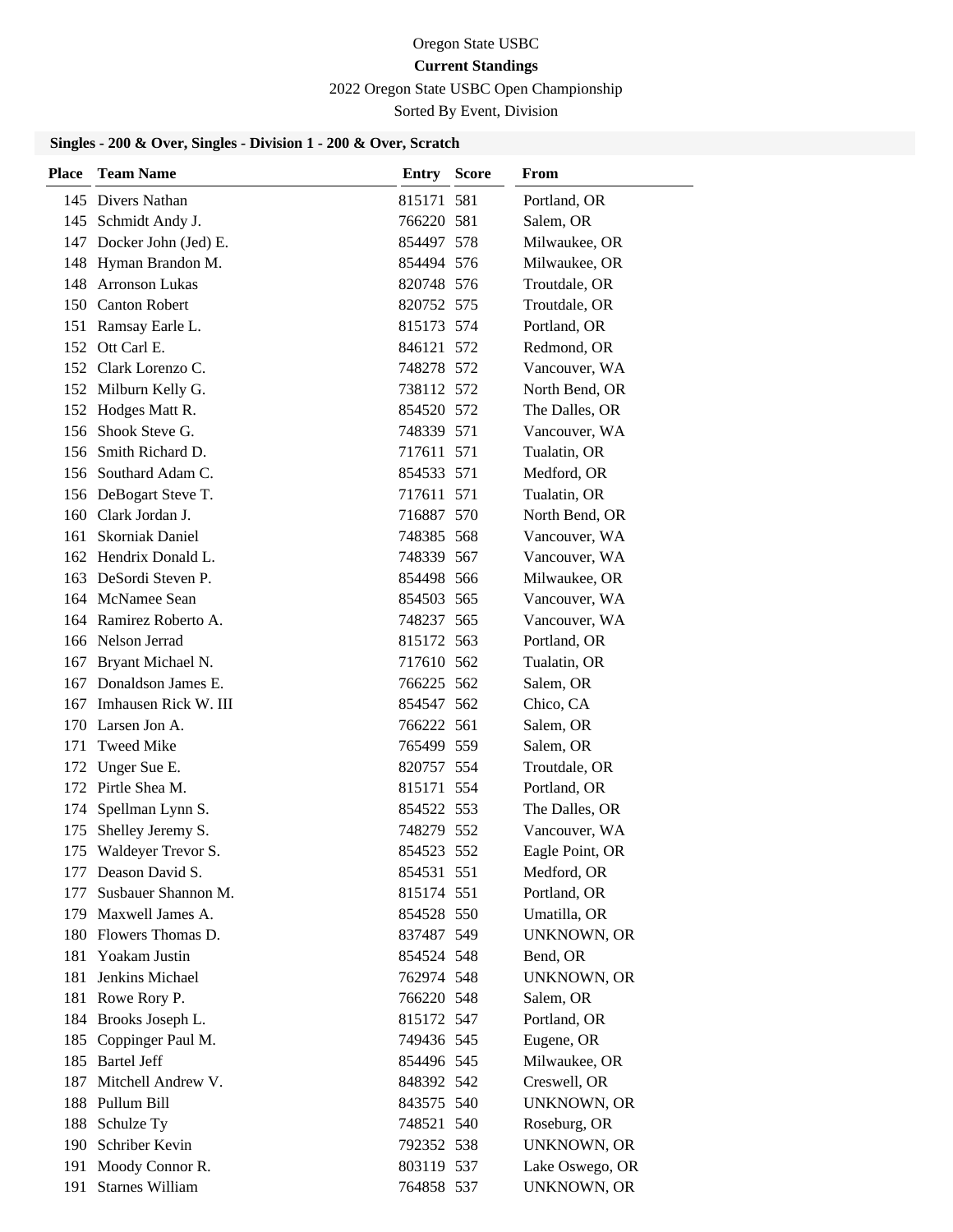Oregon State USBC

**Current Standings**

2022 Oregon State USBC Open Championship

Sorted By Event, Division

### Singles - 200 & Over, Singles - Division 1 - 200 & Over, Scratch

| Place | Team Name | Entry | Score | From |
|---|---|---|---|---|
| 145 | Divers Nathan | 815171 | 581 | Portland, OR |
| 145 | Schmidt Andy J. | 766220 | 581 | Salem, OR |
| 147 | Docker John (Jed) E. | 854497 | 578 | Milwaukee, OR |
| 148 | Hyman Brandon M. | 854494 | 576 | Milwaukee, OR |
| 148 | Arronson Lukas | 820748 | 576 | Troutdale, OR |
| 150 | Canton Robert | 820752 | 575 | Troutdale, OR |
| 151 | Ramsay Earle L. | 815173 | 574 | Portland, OR |
| 152 | Ott Carl E. | 846121 | 572 | Redmond, OR |
| 152 | Clark Lorenzo C. | 748278 | 572 | Vancouver, WA |
| 152 | Milburn Kelly G. | 738112 | 572 | North Bend, OR |
| 152 | Hodges Matt R. | 854520 | 572 | The Dalles, OR |
| 156 | Shook Steve G. | 748339 | 571 | Vancouver, WA |
| 156 | Smith Richard D. | 717611 | 571 | Tualatin, OR |
| 156 | Southard Adam C. | 854533 | 571 | Medford, OR |
| 156 | DeBogart Steve T. | 717611 | 571 | Tualatin, OR |
| 160 | Clark Jordan J. | 716887 | 570 | North Bend, OR |
| 161 | Skorniak Daniel | 748385 | 568 | Vancouver, WA |
| 162 | Hendrix Donald L. | 748339 | 567 | Vancouver, WA |
| 163 | DeSordi Steven P. | 854498 | 566 | Milwaukee, OR |
| 164 | McNamee Sean | 854503 | 565 | Vancouver, WA |
| 164 | Ramirez Roberto A. | 748237 | 565 | Vancouver, WA |
| 166 | Nelson Jerrad | 815172 | 563 | Portland, OR |
| 167 | Bryant Michael N. | 717610 | 562 | Tualatin, OR |
| 167 | Donaldson James E. | 766225 | 562 | Salem, OR |
| 167 | Imhausen Rick W. III | 854547 | 562 | Chico, CA |
| 170 | Larsen Jon A. | 766222 | 561 | Salem, OR |
| 171 | Tweed Mike | 765499 | 559 | Salem, OR |
| 172 | Unger Sue E. | 820757 | 554 | Troutdale, OR |
| 172 | Pirtle Shea M. | 815171 | 554 | Portland, OR |
| 174 | Spellman Lynn S. | 854522 | 553 | The Dalles, OR |
| 175 | Shelley Jeremy S. | 748279 | 552 | Vancouver, WA |
| 175 | Waldeyer Trevor S. | 854523 | 552 | Eagle Point, OR |
| 177 | Deason David S. | 854531 | 551 | Medford, OR |
| 177 | Susbauer Shannon M. | 815174 | 551 | Portland, OR |
| 179 | Maxwell James A. | 854528 | 550 | Umatilla, OR |
| 180 | Flowers Thomas D. | 837487 | 549 | UNKNOWN, OR |
| 181 | Yoakam Justin | 854524 | 548 | Bend, OR |
| 181 | Jenkins Michael | 762974 | 548 | UNKNOWN, OR |
| 181 | Rowe Rory P. | 766220 | 548 | Salem, OR |
| 184 | Brooks Joseph L. | 815172 | 547 | Portland, OR |
| 185 | Coppinger Paul M. | 749436 | 545 | Eugene, OR |
| 185 | Bartel Jeff | 854496 | 545 | Milwaukee, OR |
| 187 | Mitchell Andrew V. | 848392 | 542 | Creswell, OR |
| 188 | Pullum Bill | 843575 | 540 | UNKNOWN, OR |
| 188 | Schulze Ty | 748521 | 540 | Roseburg, OR |
| 190 | Schriber Kevin | 792352 | 538 | UNKNOWN, OR |
| 191 | Moody Connor R. | 803119 | 537 | Lake Oswego, OR |
| 191 | Starnes William | 764858 | 537 | UNKNOWN, OR |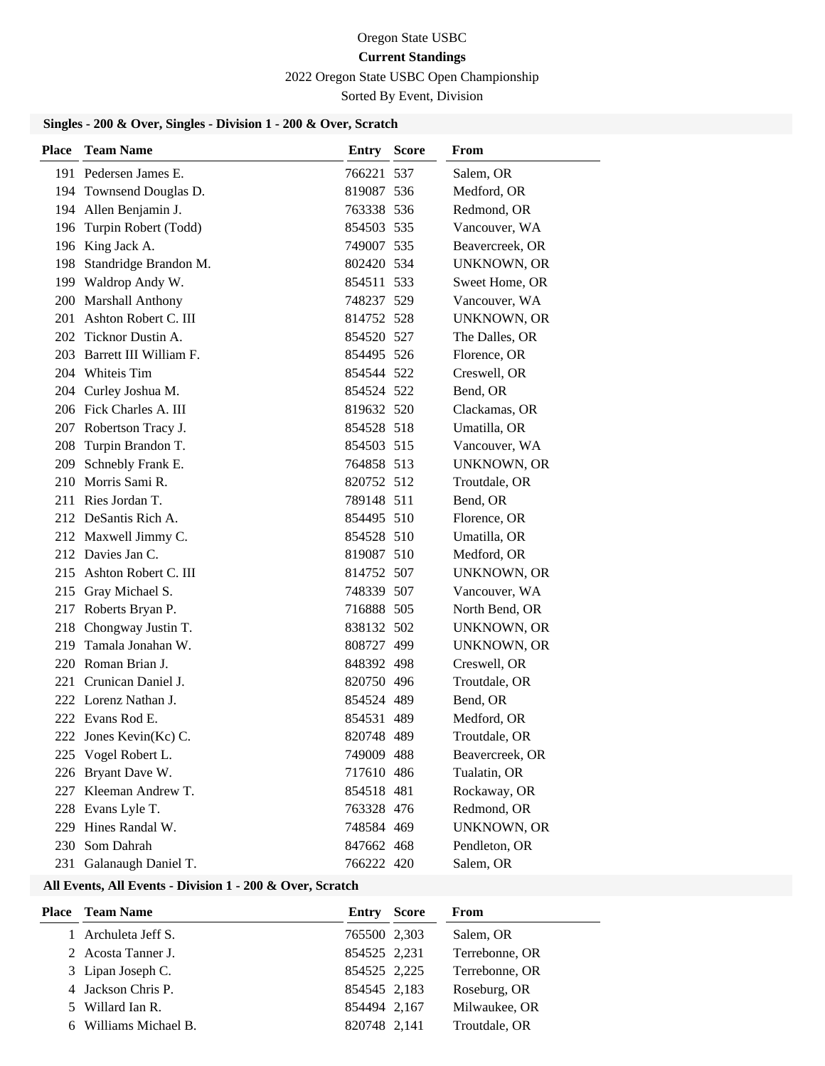Oregon State USBC

**Current Standings**

2022 Oregon State USBC Open Championship

Sorted By Event, Division

### Singles - 200 & Over, Singles - Division 1 - 200 & Over, Scratch

| Place | Team Name | Entry | Score | From |
|---|---|---|---|---|
| 191 | Pedersen James E. | 766221 | 537 | Salem, OR |
| 194 | Townsend Douglas D. | 819087 | 536 | Medford, OR |
| 194 | Allen Benjamin J. | 763338 | 536 | Redmond, OR |
| 196 | Turpin Robert (Todd) | 854503 | 535 | Vancouver, WA |
| 196 | King Jack A. | 749007 | 535 | Beavercreek, OR |
| 198 | Standridge Brandon M. | 802420 | 534 | UNKNOWN, OR |
| 199 | Waldrop Andy W. | 854511 | 533 | Sweet Home, OR |
| 200 | Marshall Anthony | 748237 | 529 | Vancouver, WA |
| 201 | Ashton Robert C. III | 814752 | 528 | UNKNOWN, OR |
| 202 | Ticknor Dustin A. | 854520 | 527 | The Dalles, OR |
| 203 | Barrett III William F. | 854495 | 526 | Florence, OR |
| 204 | Whiteis Tim | 854544 | 522 | Creswell, OR |
| 204 | Curley Joshua M. | 854524 | 522 | Bend, OR |
| 206 | Fick Charles A. III | 819632 | 520 | Clackamas, OR |
| 207 | Robertson Tracy J. | 854528 | 518 | Umatilla, OR |
| 208 | Turpin Brandon T. | 854503 | 515 | Vancouver, WA |
| 209 | Schnebly Frank E. | 764858 | 513 | UNKNOWN, OR |
| 210 | Morris Sami R. | 820752 | 512 | Troutdale, OR |
| 211 | Ries Jordan T. | 789148 | 511 | Bend, OR |
| 212 | DeSantis Rich A. | 854495 | 510 | Florence, OR |
| 212 | Maxwell Jimmy C. | 854528 | 510 | Umatilla, OR |
| 212 | Davies Jan C. | 819087 | 510 | Medford, OR |
| 215 | Ashton Robert C. III | 814752 | 507 | UNKNOWN, OR |
| 215 | Gray Michael S. | 748339 | 507 | Vancouver, WA |
| 217 | Roberts Bryan P. | 716888 | 505 | North Bend, OR |
| 218 | Chongway Justin T. | 838132 | 502 | UNKNOWN, OR |
| 219 | Tamala Jonahan W. | 808727 | 499 | UNKNOWN, OR |
| 220 | Roman Brian J. | 848392 | 498 | Creswell, OR |
| 221 | Crunican Daniel J. | 820750 | 496 | Troutdale, OR |
| 222 | Lorenz Nathan J. | 854524 | 489 | Bend, OR |
| 222 | Evans Rod E. | 854531 | 489 | Medford, OR |
| 222 | Jones Kevin(Kc) C. | 820748 | 489 | Troutdale, OR |
| 225 | Vogel Robert L. | 749009 | 488 | Beavercreek, OR |
| 226 | Bryant Dave W. | 717610 | 486 | Tualatin, OR |
| 227 | Kleeman Andrew T. | 854518 | 481 | Rockaway, OR |
| 228 | Evans Lyle T. | 763328 | 476 | Redmond, OR |
| 229 | Hines Randal W. | 748584 | 469 | UNKNOWN, OR |
| 230 | Som Dahrah | 847662 | 468 | Pendleton, OR |
| 231 | Galanaugh Daniel T. | 766222 | 420 | Salem, OR |

### All Events, All Events - Division 1 - 200 & Over, Scratch

| Place | Team Name | Entry | Score | From |
|---|---|---|---|---|
| 1 | Archuleta Jeff S. | 765500 | 2,303 | Salem, OR |
| 2 | Acosta Tanner J. | 854525 | 2,231 | Terrebonne, OR |
| 3 | Lipan Joseph C. | 854525 | 2,225 | Terrebonne, OR |
| 4 | Jackson Chris P. | 854545 | 2,183 | Roseburg, OR |
| 5 | Willard Ian R. | 854494 | 2,167 | Milwaukee, OR |
| 6 | Williams Michael B. | 820748 | 2,141 | Troutdale, OR |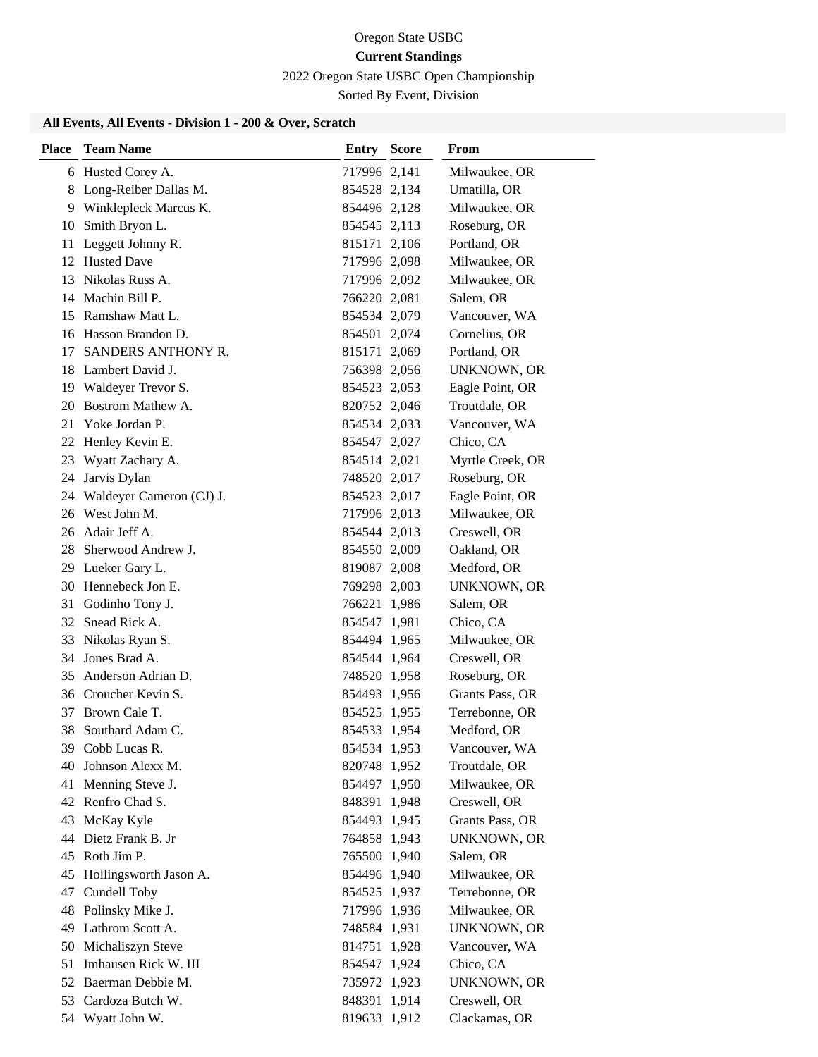Oregon State USBC

**Current Standings**

2022 Oregon State USBC Open Championship

Sorted By Event, Division

### All Events, All Events - Division 1 - 200 & Over, Scratch

| Place | Team Name | Entry | Score | From |
|---|---|---|---|---|
| 6 | Husted Corey A. | 717996 | 2,141 | Milwaukee, OR |
| 8 | Long-Reiber Dallas M. | 854528 | 2,134 | Umatilla, OR |
| 9 | Winklepleck Marcus K. | 854496 | 2,128 | Milwaukee, OR |
| 10 | Smith Bryon L. | 854545 | 2,113 | Roseburg, OR |
| 11 | Leggett Johnny R. | 815171 | 2,106 | Portland, OR |
| 12 | Husted Dave | 717996 | 2,098 | Milwaukee, OR |
| 13 | Nikolas Russ A. | 717996 | 2,092 | Milwaukee, OR |
| 14 | Machin Bill P. | 766220 | 2,081 | Salem, OR |
| 15 | Ramshaw Matt L. | 854534 | 2,079 | Vancouver, WA |
| 16 | Hasson Brandon D. | 854501 | 2,074 | Cornelius, OR |
| 17 | SANDERS ANTHONY R. | 815171 | 2,069 | Portland, OR |
| 18 | Lambert David J. | 756398 | 2,056 | UNKNOWN, OR |
| 19 | Waldeyer Trevor S. | 854523 | 2,053 | Eagle Point, OR |
| 20 | Bostrom Mathew A. | 820752 | 2,046 | Troutdale, OR |
| 21 | Yoke Jordan P. | 854534 | 2,033 | Vancouver, WA |
| 22 | Henley Kevin E. | 854547 | 2,027 | Chico, CA |
| 23 | Wyatt Zachary A. | 854514 | 2,021 | Myrtle Creek, OR |
| 24 | Jarvis Dylan | 748520 | 2,017 | Roseburg, OR |
| 24 | Waldeyer Cameron (CJ) J. | 854523 | 2,017 | Eagle Point, OR |
| 26 | West John M. | 717996 | 2,013 | Milwaukee, OR |
| 26 | Adair Jeff A. | 854544 | 2,013 | Creswell, OR |
| 28 | Sherwood Andrew J. | 854550 | 2,009 | Oakland, OR |
| 29 | Lueker Gary L. | 819087 | 2,008 | Medford, OR |
| 30 | Hennebeck Jon E. | 769298 | 2,003 | UNKNOWN, OR |
| 31 | Godinho Tony J. | 766221 | 1,986 | Salem, OR |
| 32 | Snead Rick A. | 854547 | 1,981 | Chico, CA |
| 33 | Nikolas Ryan S. | 854494 | 1,965 | Milwaukee, OR |
| 34 | Jones Brad A. | 854544 | 1,964 | Creswell, OR |
| 35 | Anderson Adrian D. | 748520 | 1,958 | Roseburg, OR |
| 36 | Croucher Kevin S. | 854493 | 1,956 | Grants Pass, OR |
| 37 | Brown Cale T. | 854525 | 1,955 | Terrebonne, OR |
| 38 | Southard Adam C. | 854533 | 1,954 | Medford, OR |
| 39 | Cobb Lucas R. | 854534 | 1,953 | Vancouver, WA |
| 40 | Johnson Alexx M. | 820748 | 1,952 | Troutdale, OR |
| 41 | Menning Steve J. | 854497 | 1,950 | Milwaukee, OR |
| 42 | Renfro Chad S. | 848391 | 1,948 | Creswell, OR |
| 43 | McKay Kyle | 854493 | 1,945 | Grants Pass, OR |
| 44 | Dietz Frank B. Jr | 764858 | 1,943 | UNKNOWN, OR |
| 45 | Roth Jim P. | 765500 | 1,940 | Salem, OR |
| 45 | Hollingsworth Jason A. | 854496 | 1,940 | Milwaukee, OR |
| 47 | Cundell Toby | 854525 | 1,937 | Terrebonne, OR |
| 48 | Polinsky Mike J. | 717996 | 1,936 | Milwaukee, OR |
| 49 | Lathrom Scott A. | 748584 | 1,931 | UNKNOWN, OR |
| 50 | Michaliszyn Steve | 814751 | 1,928 | Vancouver, WA |
| 51 | Imhausen Rick W. III | 854547 | 1,924 | Chico, CA |
| 52 | Baerman Debbie M. | 735972 | 1,923 | UNKNOWN, OR |
| 53 | Cardoza Butch W. | 848391 | 1,914 | Creswell, OR |
| 54 | Wyatt John W. | 819633 | 1,912 | Clackamas, OR |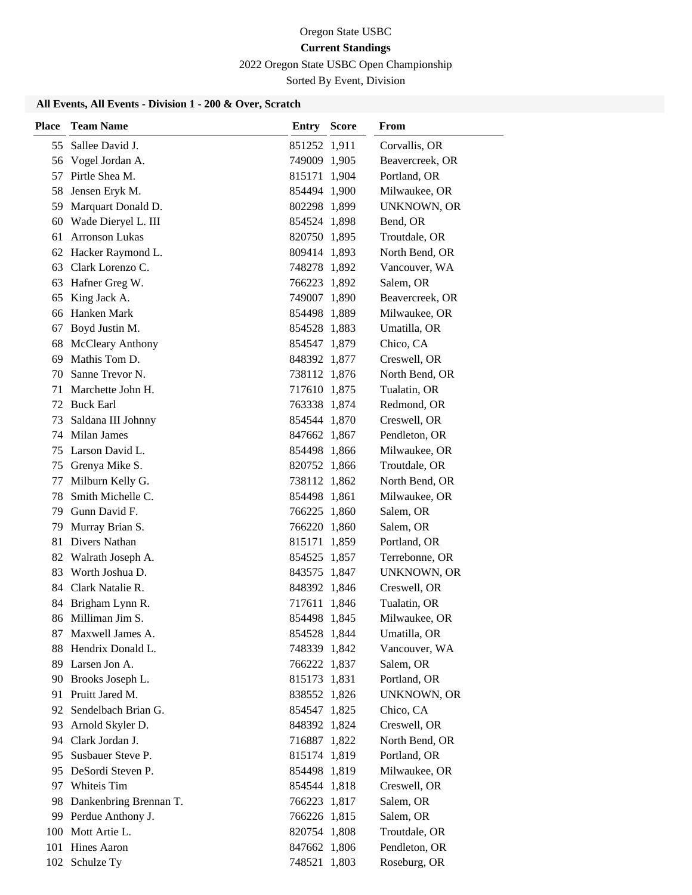Oregon State USBC

**Current Standings**

2022 Oregon State USBC Open Championship

Sorted By Event, Division

### All Events, All Events - Division 1 - 200 & Over, Scratch

| Place | Team Name | Entry | Score | From |
|---|---|---|---|---|
| 55 | Sallee David J. | 851252 | 1,911 | Corvallis, OR |
| 56 | Vogel Jordan A. | 749009 | 1,905 | Beavercreek, OR |
| 57 | Pirtle Shea M. | 815171 | 1,904 | Portland, OR |
| 58 | Jensen Eryk M. | 854494 | 1,900 | Milwaukee, OR |
| 59 | Marquart Donald D. | 802298 | 1,899 | UNKNOWN, OR |
| 60 | Wade Dieryel L. III | 854524 | 1,898 | Bend, OR |
| 61 | Arronson Lukas | 820750 | 1,895 | Troutdale, OR |
| 62 | Hacker Raymond L. | 809414 | 1,893 | North Bend, OR |
| 63 | Clark Lorenzo C. | 748278 | 1,892 | Vancouver, WA |
| 63 | Hafner Greg W. | 766223 | 1,892 | Salem, OR |
| 65 | King Jack A. | 749007 | 1,890 | Beavercreek, OR |
| 66 | Hanken Mark | 854498 | 1,889 | Milwaukee, OR |
| 67 | Boyd Justin M. | 854528 | 1,883 | Umatilla, OR |
| 68 | McCleary Anthony | 854547 | 1,879 | Chico, CA |
| 69 | Mathis Tom D. | 848392 | 1,877 | Creswell, OR |
| 70 | Sanne Trevor N. | 738112 | 1,876 | North Bend, OR |
| 71 | Marchette John H. | 717610 | 1,875 | Tualatin, OR |
| 72 | Buck Earl | 763338 | 1,874 | Redmond, OR |
| 73 | Saldana III Johnny | 854544 | 1,870 | Creswell, OR |
| 74 | Milan James | 847662 | 1,867 | Pendleton, OR |
| 75 | Larson David L. | 854498 | 1,866 | Milwaukee, OR |
| 75 | Grenya Mike S. | 820752 | 1,866 | Troutdale, OR |
| 77 | Milburn Kelly G. | 738112 | 1,862 | North Bend, OR |
| 78 | Smith Michelle C. | 854498 | 1,861 | Milwaukee, OR |
| 79 | Gunn David F. | 766225 | 1,860 | Salem, OR |
| 79 | Murray Brian S. | 766220 | 1,860 | Salem, OR |
| 81 | Divers Nathan | 815171 | 1,859 | Portland, OR |
| 82 | Walrath Joseph A. | 854525 | 1,857 | Terrebonne, OR |
| 83 | Worth Joshua D. | 843575 | 1,847 | UNKNOWN, OR |
| 84 | Clark Natalie R. | 848392 | 1,846 | Creswell, OR |
| 84 | Brigham Lynn R. | 717611 | 1,846 | Tualatin, OR |
| 86 | Milliman Jim S. | 854498 | 1,845 | Milwaukee, OR |
| 87 | Maxwell James A. | 854528 | 1,844 | Umatilla, OR |
| 88 | Hendrix Donald L. | 748339 | 1,842 | Vancouver, WA |
| 89 | Larsen Jon A. | 766222 | 1,837 | Salem, OR |
| 90 | Brooks Joseph L. | 815173 | 1,831 | Portland, OR |
| 91 | Pruitt Jared M. | 838552 | 1,826 | UNKNOWN, OR |
| 92 | Sendelbach Brian G. | 854547 | 1,825 | Chico, CA |
| 93 | Arnold Skyler D. | 848392 | 1,824 | Creswell, OR |
| 94 | Clark Jordan J. | 716887 | 1,822 | North Bend, OR |
| 95 | Susbauer Steve P. | 815174 | 1,819 | Portland, OR |
| 95 | DeSordi Steven P. | 854498 | 1,819 | Milwaukee, OR |
| 97 | Whiteis Tim | 854544 | 1,818 | Creswell, OR |
| 98 | Dankenbring Brennan T. | 766223 | 1,817 | Salem, OR |
| 99 | Perdue Anthony J. | 766226 | 1,815 | Salem, OR |
| 100 | Mott Artie L. | 820754 | 1,808 | Troutdale, OR |
| 101 | Hines Aaron | 847662 | 1,806 | Pendleton, OR |
| 102 | Schulze Ty | 748521 | 1,803 | Roseburg, OR |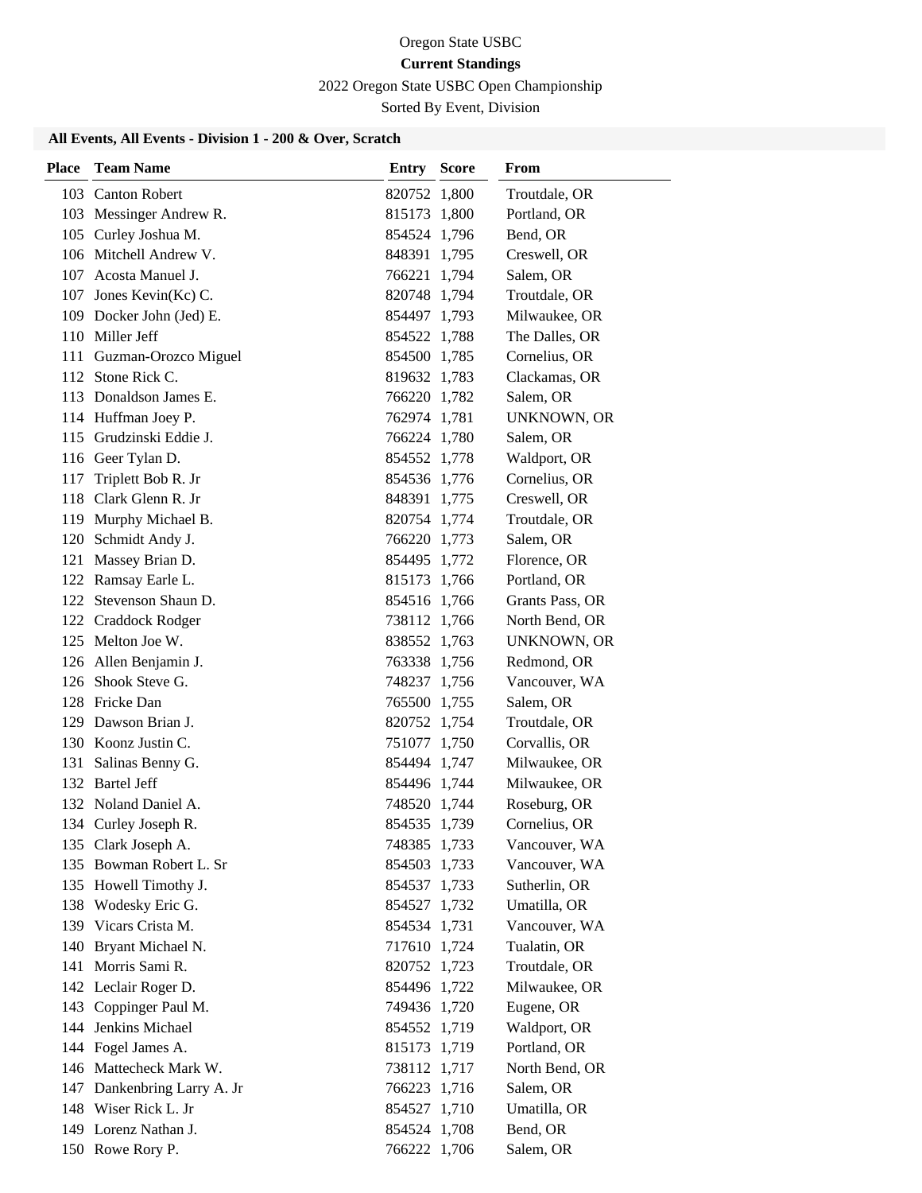Oregon State USBC

**Current Standings**

2022 Oregon State USBC Open Championship

Sorted By Event, Division

### All Events, All Events - Division 1 - 200 & Over, Scratch

| Place | Team Name | Entry | Score | From |
|---|---|---|---|---|
| 103 | Canton Robert | 820752 | 1,800 | Troutdale, OR |
| 103 | Messinger Andrew R. | 815173 | 1,800 | Portland, OR |
| 105 | Curley Joshua M. | 854524 | 1,796 | Bend, OR |
| 106 | Mitchell Andrew V. | 848391 | 1,795 | Creswell, OR |
| 107 | Acosta Manuel J. | 766221 | 1,794 | Salem, OR |
| 107 | Jones Kevin(Kc) C. | 820748 | 1,794 | Troutdale, OR |
| 109 | Docker John (Jed) E. | 854497 | 1,793 | Milwaukee, OR |
| 110 | Miller Jeff | 854522 | 1,788 | The Dalles, OR |
| 111 | Guzman-Orozco Miguel | 854500 | 1,785 | Cornelius, OR |
| 112 | Stone Rick C. | 819632 | 1,783 | Clackamas, OR |
| 113 | Donaldson James E. | 766220 | 1,782 | Salem, OR |
| 114 | Huffman Joey P. | 762974 | 1,781 | UNKNOWN, OR |
| 115 | Grudzinski Eddie J. | 766224 | 1,780 | Salem, OR |
| 116 | Geer Tylan D. | 854552 | 1,778 | Waldport, OR |
| 117 | Triplett Bob R. Jr | 854536 | 1,776 | Cornelius, OR |
| 118 | Clark Glenn R. Jr | 848391 | 1,775 | Creswell, OR |
| 119 | Murphy Michael B. | 820754 | 1,774 | Troutdale, OR |
| 120 | Schmidt Andy J. | 766220 | 1,773 | Salem, OR |
| 121 | Massey Brian D. | 854495 | 1,772 | Florence, OR |
| 122 | Ramsay Earle L. | 815173 | 1,766 | Portland, OR |
| 122 | Stevenson Shaun D. | 854516 | 1,766 | Grants Pass, OR |
| 122 | Craddock Rodger | 738112 | 1,766 | North Bend, OR |
| 125 | Melton Joe W. | 838552 | 1,763 | UNKNOWN, OR |
| 126 | Allen Benjamin J. | 763338 | 1,756 | Redmond, OR |
| 126 | Shook Steve G. | 748237 | 1,756 | Vancouver, WA |
| 128 | Fricke Dan | 765500 | 1,755 | Salem, OR |
| 129 | Dawson Brian J. | 820752 | 1,754 | Troutdale, OR |
| 130 | Koonz Justin C. | 751077 | 1,750 | Corvallis, OR |
| 131 | Salinas Benny G. | 854494 | 1,747 | Milwaukee, OR |
| 132 | Bartel Jeff | 854496 | 1,744 | Milwaukee, OR |
| 132 | Noland Daniel A. | 748520 | 1,744 | Roseburg, OR |
| 134 | Curley Joseph R. | 854535 | 1,739 | Cornelius, OR |
| 135 | Clark Joseph A. | 748385 | 1,733 | Vancouver, WA |
| 135 | Bowman Robert L. Sr | 854503 | 1,733 | Vancouver, WA |
| 135 | Howell Timothy J. | 854537 | 1,733 | Sutherlin, OR |
| 138 | Wodesky Eric G. | 854527 | 1,732 | Umatilla, OR |
| 139 | Vicars Crista M. | 854534 | 1,731 | Vancouver, WA |
| 140 | Bryant Michael N. | 717610 | 1,724 | Tualatin, OR |
| 141 | Morris Sami R. | 820752 | 1,723 | Troutdale, OR |
| 142 | Leclair Roger D. | 854496 | 1,722 | Milwaukee, OR |
| 143 | Coppinger Paul M. | 749436 | 1,720 | Eugene, OR |
| 144 | Jenkins Michael | 854552 | 1,719 | Waldport, OR |
| 144 | Fogel James A. | 815173 | 1,719 | Portland, OR |
| 146 | Mattecheck Mark W. | 738112 | 1,717 | North Bend, OR |
| 147 | Dankenbring Larry A. Jr | 766223 | 1,716 | Salem, OR |
| 148 | Wiser Rick L. Jr | 854527 | 1,710 | Umatilla, OR |
| 149 | Lorenz Nathan J. | 854524 | 1,708 | Bend, OR |
| 150 | Rowe Rory P. | 766222 | 1,706 | Salem, OR |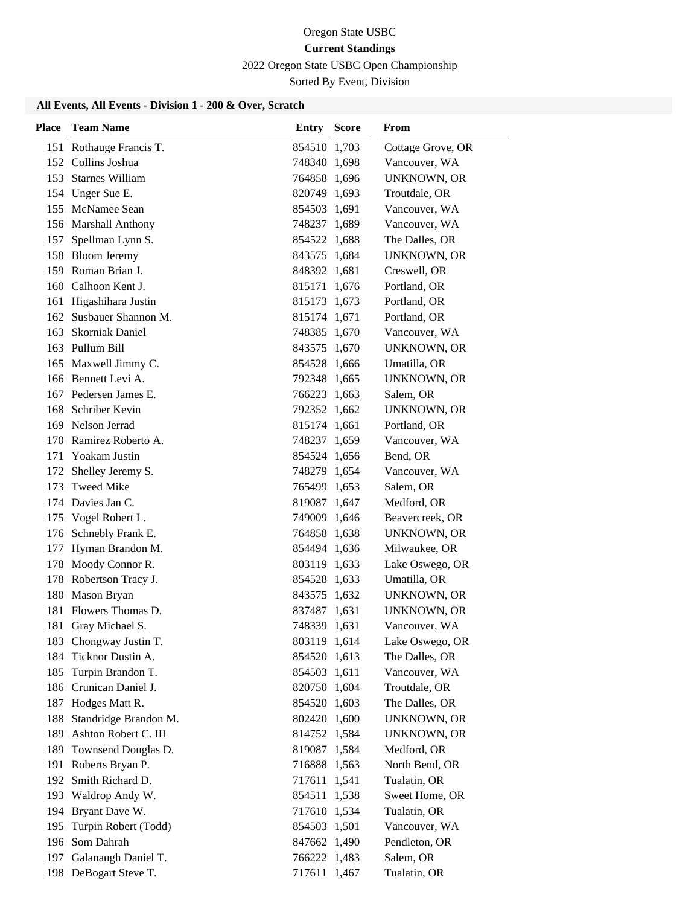Oregon State USBC

**Current Standings**

2022 Oregon State USBC Open Championship

Sorted By Event, Division

### All Events, All Events - Division 1 - 200 & Over, Scratch

| Place | Team Name | Entry | Score | From |
|---|---|---|---|---|
| 151 | Rothauge Francis T. | 854510 | 1,703 | Cottage Grove, OR |
| 152 | Collins Joshua | 748340 | 1,698 | Vancouver, WA |
| 153 | Starnes William | 764858 | 1,696 | UNKNOWN, OR |
| 154 | Unger Sue E. | 820749 | 1,693 | Troutdale, OR |
| 155 | McNamee Sean | 854503 | 1,691 | Vancouver, WA |
| 156 | Marshall Anthony | 748237 | 1,689 | Vancouver, WA |
| 157 | Spellman Lynn S. | 854522 | 1,688 | The Dalles, OR |
| 158 | Bloom Jeremy | 843575 | 1,684 | UNKNOWN, OR |
| 159 | Roman Brian J. | 848392 | 1,681 | Creswell, OR |
| 160 | Calhoon Kent J. | 815171 | 1,676 | Portland, OR |
| 161 | Higashihara Justin | 815173 | 1,673 | Portland, OR |
| 162 | Susbauer Shannon M. | 815174 | 1,671 | Portland, OR |
| 163 | Skorniak Daniel | 748385 | 1,670 | Vancouver, WA |
| 163 | Pullum Bill | 843575 | 1,670 | UNKNOWN, OR |
| 165 | Maxwell Jimmy C. | 854528 | 1,666 | Umatilla, OR |
| 166 | Bennett Levi A. | 792348 | 1,665 | UNKNOWN, OR |
| 167 | Pedersen James E. | 766223 | 1,663 | Salem, OR |
| 168 | Schriber Kevin | 792352 | 1,662 | UNKNOWN, OR |
| 169 | Nelson Jerrad | 815174 | 1,661 | Portland, OR |
| 170 | Ramirez Roberto A. | 748237 | 1,659 | Vancouver, WA |
| 171 | Yoakam Justin | 854524 | 1,656 | Bend, OR |
| 172 | Shelley Jeremy S. | 748279 | 1,654 | Vancouver, WA |
| 173 | Tweed Mike | 765499 | 1,653 | Salem, OR |
| 174 | Davies Jan C. | 819087 | 1,647 | Medford, OR |
| 175 | Vogel Robert L. | 749009 | 1,646 | Beavercreek, OR |
| 176 | Schnebly Frank E. | 764858 | 1,638 | UNKNOWN, OR |
| 177 | Hyman Brandon M. | 854494 | 1,636 | Milwaukee, OR |
| 178 | Moody Connor R. | 803119 | 1,633 | Lake Oswego, OR |
| 178 | Robertson Tracy J. | 854528 | 1,633 | Umatilla, OR |
| 180 | Mason Bryan | 843575 | 1,632 | UNKNOWN, OR |
| 181 | Flowers Thomas D. | 837487 | 1,631 | UNKNOWN, OR |
| 181 | Gray Michael S. | 748339 | 1,631 | Vancouver, WA |
| 183 | Chongway Justin T. | 803119 | 1,614 | Lake Oswego, OR |
| 184 | Ticknor Dustin A. | 854520 | 1,613 | The Dalles, OR |
| 185 | Turpin Brandon T. | 854503 | 1,611 | Vancouver, WA |
| 186 | Crunican Daniel J. | 820750 | 1,604 | Troutdale, OR |
| 187 | Hodges Matt R. | 854520 | 1,603 | The Dalles, OR |
| 188 | Standridge Brandon M. | 802420 | 1,600 | UNKNOWN, OR |
| 189 | Ashton Robert C. III | 814752 | 1,584 | UNKNOWN, OR |
| 189 | Townsend Douglas D. | 819087 | 1,584 | Medford, OR |
| 191 | Roberts Bryan P. | 716888 | 1,563 | North Bend, OR |
| 192 | Smith Richard D. | 717611 | 1,541 | Tualatin, OR |
| 193 | Waldrop Andy W. | 854511 | 1,538 | Sweet Home, OR |
| 194 | Bryant Dave W. | 717610 | 1,534 | Tualatin, OR |
| 195 | Turpin Robert (Todd) | 854503 | 1,501 | Vancouver, WA |
| 196 | Som Dahrah | 847662 | 1,490 | Pendleton, OR |
| 197 | Galanaugh Daniel T. | 766222 | 1,483 | Salem, OR |
| 198 | DeBogart Steve T. | 717611 | 1,467 | Tualatin, OR |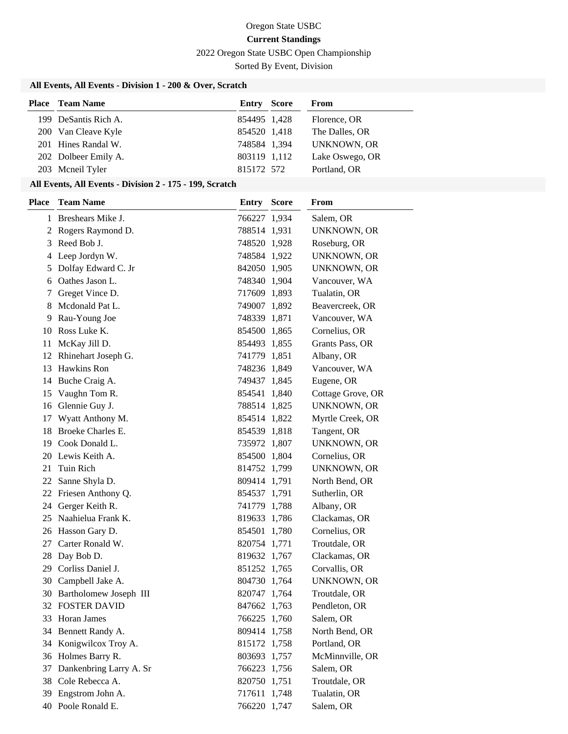Oregon State USBC

**Current Standings**

2022 Oregon State USBC Open Championship

Sorted By Event, Division

### All Events, All Events - Division 1 - 200 & Over, Scratch

| Place | Team Name | Entry | Score | From |
|---|---|---|---|---|
| 199 | DeSantis Rich A. | 854495 | 1,428 | Florence, OR |
| 200 | Van Cleave Kyle | 854520 | 1,418 | The Dalles, OR |
| 201 | Hines Randal W. | 748584 | 1,394 | UNKNOWN, OR |
| 202 | Dolbeer Emily A. | 803119 | 1,112 | Lake Oswego, OR |
| 203 | Mcneil Tyler | 815172 | 572 | Portland, OR |

### All Events, All Events - Division 2 - 175 - 199, Scratch

| Place | Team Name | Entry | Score | From |
|---|---|---|---|---|
| 1 | Breshears Mike J. | 766227 | 1,934 | Salem, OR |
| 2 | Rogers Raymond D. | 788514 | 1,931 | UNKNOWN, OR |
| 3 | Reed Bob J. | 748520 | 1,928 | Roseburg, OR |
| 4 | Leep Jordyn W. | 748584 | 1,922 | UNKNOWN, OR |
| 5 | Dolfay Edward C. Jr | 842050 | 1,905 | UNKNOWN, OR |
| 6 | Oathes Jason L. | 748340 | 1,904 | Vancouver, WA |
| 7 | Greget Vince D. | 717609 | 1,893 | Tualatin, OR |
| 8 | Mcdonald Pat L. | 749007 | 1,892 | Beavercreek, OR |
| 9 | Rau-Young Joe | 748339 | 1,871 | Vancouver, WA |
| 10 | Ross Luke K. | 854500 | 1,865 | Cornelius, OR |
| 11 | McKay Jill D. | 854493 | 1,855 | Grants Pass, OR |
| 12 | Rhinehart Joseph G. | 741779 | 1,851 | Albany, OR |
| 13 | Hawkins Ron | 748236 | 1,849 | Vancouver, WA |
| 14 | Buche Craig A. | 749437 | 1,845 | Eugene, OR |
| 15 | Vaughn Tom R. | 854541 | 1,840 | Cottage Grove, OR |
| 16 | Glennie Guy J. | 788514 | 1,825 | UNKNOWN, OR |
| 17 | Wyatt Anthony M. | 854514 | 1,822 | Myrtle Creek, OR |
| 18 | Broeke Charles E. | 854539 | 1,818 | Tangent, OR |
| 19 | Cook Donald L. | 735972 | 1,807 | UNKNOWN, OR |
| 20 | Lewis Keith A. | 854500 | 1,804 | Cornelius, OR |
| 21 | Tuin Rich | 814752 | 1,799 | UNKNOWN, OR |
| 22 | Sanne Shyla D. | 809414 | 1,791 | North Bend, OR |
| 22 | Friesen Anthony Q. | 854537 | 1,791 | Sutherlin, OR |
| 24 | Gerger Keith R. | 741779 | 1,788 | Albany, OR |
| 25 | Naahielua Frank K. | 819633 | 1,786 | Clackamas, OR |
| 26 | Hasson Gary D. | 854501 | 1,780 | Cornelius, OR |
| 27 | Carter Ronald W. | 820754 | 1,771 | Troutdale, OR |
| 28 | Day Bob D. | 819632 | 1,767 | Clackamas, OR |
| 29 | Corliss Daniel J. | 851252 | 1,765 | Corvallis, OR |
| 30 | Campbell Jake A. | 804730 | 1,764 | UNKNOWN, OR |
| 30 | Bartholomew Joseph III | 820747 | 1,764 | Troutdale, OR |
| 32 | FOSTER DAVID | 847662 | 1,763 | Pendleton, OR |
| 33 | Horan James | 766225 | 1,760 | Salem, OR |
| 34 | Bennett Randy A. | 809414 | 1,758 | North Bend, OR |
| 34 | Konigwilcox Troy A. | 815172 | 1,758 | Portland, OR |
| 36 | Holmes Barry R. | 803693 | 1,757 | McMinnville, OR |
| 37 | Dankenbring Larry A. Sr | 766223 | 1,756 | Salem, OR |
| 38 | Cole Rebecca A. | 820750 | 1,751 | Troutdale, OR |
| 39 | Engstrom John A. | 717611 | 1,748 | Tualatin, OR |
| 40 | Poole Ronald E. | 766220 | 1,747 | Salem, OR |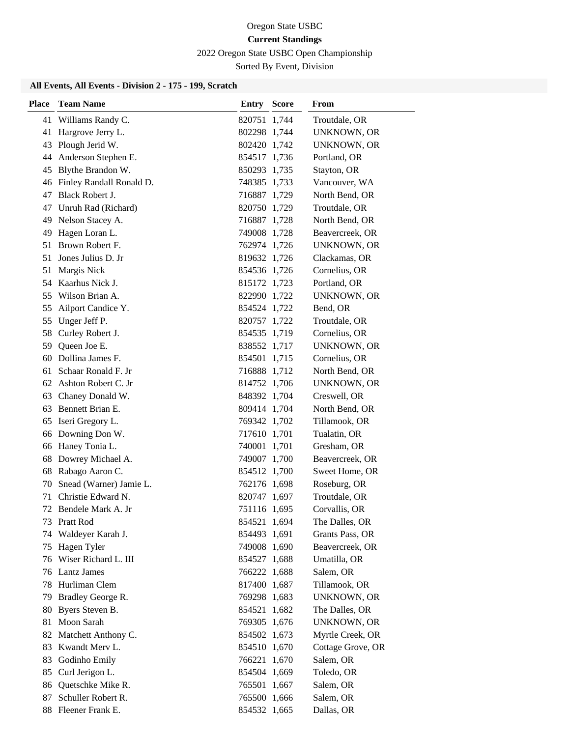Oregon State USBC

**Current Standings**

2022 Oregon State USBC Open Championship

Sorted By Event, Division

### All Events, All Events - Division 2 - 175 - 199, Scratch

| Place | Team Name | Entry | Score | From |
|---|---|---|---|---|
| 41 | Williams Randy C. | 820751 | 1,744 | Troutdale, OR |
| 41 | Hargrove Jerry L. | 802298 | 1,744 | UNKNOWN, OR |
| 43 | Plough Jerid W. | 802420 | 1,742 | UNKNOWN, OR |
| 44 | Anderson Stephen E. | 854517 | 1,736 | Portland, OR |
| 45 | Blythe Brandon W. | 850293 | 1,735 | Stayton, OR |
| 46 | Finley Randall Ronald D. | 748385 | 1,733 | Vancouver, WA |
| 47 | Black Robert J. | 716887 | 1,729 | North Bend, OR |
| 47 | Unruh Rad (Richard) | 820750 | 1,729 | Troutdale, OR |
| 49 | Nelson Stacey A. | 716887 | 1,728 | North Bend, OR |
| 49 | Hagen Loran L. | 749008 | 1,728 | Beavercreek, OR |
| 51 | Brown Robert F. | 762974 | 1,726 | UNKNOWN, OR |
| 51 | Jones Julius D. Jr | 819632 | 1,726 | Clackamas, OR |
| 51 | Margis Nick | 854536 | 1,726 | Cornelius, OR |
| 54 | Kaarhus Nick J. | 815172 | 1,723 | Portland, OR |
| 55 | Wilson Brian A. | 822990 | 1,722 | UNKNOWN, OR |
| 55 | Ailport Candice Y. | 854524 | 1,722 | Bend, OR |
| 55 | Unger Jeff P. | 820757 | 1,722 | Troutdale, OR |
| 58 | Curley Robert J. | 854535 | 1,719 | Cornelius, OR |
| 59 | Queen Joe E. | 838552 | 1,717 | UNKNOWN, OR |
| 60 | Dollina James F. | 854501 | 1,715 | Cornelius, OR |
| 61 | Schaar Ronald F. Jr | 716888 | 1,712 | North Bend, OR |
| 62 | Ashton Robert C. Jr | 814752 | 1,706 | UNKNOWN, OR |
| 63 | Chaney Donald W. | 848392 | 1,704 | Creswell, OR |
| 63 | Bennett Brian E. | 809414 | 1,704 | North Bend, OR |
| 65 | Iseri Gregory L. | 769342 | 1,702 | Tillamook, OR |
| 66 | Downing Don W. | 717610 | 1,701 | Tualatin, OR |
| 66 | Haney Tonia L. | 740001 | 1,701 | Gresham, OR |
| 68 | Dowrey Michael A. | 749007 | 1,700 | Beavercreek, OR |
| 68 | Rabago Aaron C. | 854512 | 1,700 | Sweet Home, OR |
| 70 | Snead (Warner) Jamie L. | 762176 | 1,698 | Roseburg, OR |
| 71 | Christie Edward N. | 820747 | 1,697 | Troutdale, OR |
| 72 | Bendele Mark A. Jr | 751116 | 1,695 | Corvallis, OR |
| 73 | Pratt Rod | 854521 | 1,694 | The Dalles, OR |
| 74 | Waldeyer Karah J. | 854493 | 1,691 | Grants Pass, OR |
| 75 | Hagen Tyler | 749008 | 1,690 | Beavercreek, OR |
| 76 | Wiser Richard L. III | 854527 | 1,688 | Umatilla, OR |
| 76 | Lantz James | 766222 | 1,688 | Salem, OR |
| 78 | Hurliman Clem | 817400 | 1,687 | Tillamook, OR |
| 79 | Bradley George R. | 769298 | 1,683 | UNKNOWN, OR |
| 80 | Byers Steven B. | 854521 | 1,682 | The Dalles, OR |
| 81 | Moon Sarah | 769305 | 1,676 | UNKNOWN, OR |
| 82 | Matchett Anthony C. | 854502 | 1,673 | Myrtle Creek, OR |
| 83 | Kwandt Merv L. | 854510 | 1,670 | Cottage Grove, OR |
| 83 | Godinho Emily | 766221 | 1,670 | Salem, OR |
| 85 | Curl Jerigon L. | 854504 | 1,669 | Toledo, OR |
| 86 | Quetschke Mike R. | 765501 | 1,667 | Salem, OR |
| 87 | Schuller Robert R. | 765500 | 1,666 | Salem, OR |
| 88 | Fleener Frank E. | 854532 | 1,665 | Dallas, OR |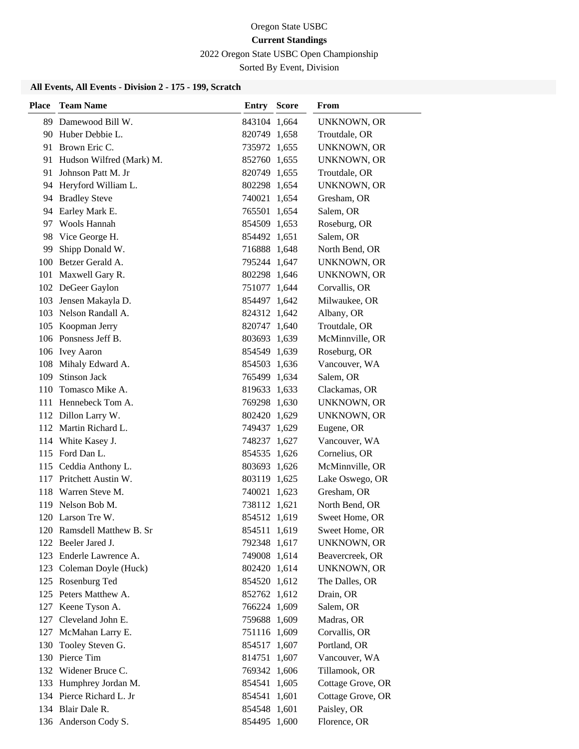Oregon State USBC

**Current Standings**

2022 Oregon State USBC Open Championship

Sorted By Event, Division

### All Events, All Events - Division 2 - 175 - 199, Scratch

| Place | Team Name | Entry | Score | From |
|---|---|---|---|---|
| 89 | Damewood Bill W. | 843104 | 1,664 | UNKNOWN, OR |
| 90 | Huber Debbie L. | 820749 | 1,658 | Troutdale, OR |
| 91 | Brown Eric C. | 735972 | 1,655 | UNKNOWN, OR |
| 91 | Hudson Wilfred (Mark) M. | 852760 | 1,655 | UNKNOWN, OR |
| 91 | Johnson Patt M. Jr | 820749 | 1,655 | Troutdale, OR |
| 94 | Heryford William L. | 802298 | 1,654 | UNKNOWN, OR |
| 94 | Bradley Steve | 740021 | 1,654 | Gresham, OR |
| 94 | Earley Mark E. | 765501 | 1,654 | Salem, OR |
| 97 | Wools Hannah | 854509 | 1,653 | Roseburg, OR |
| 98 | Vice George H. | 854492 | 1,651 | Salem, OR |
| 99 | Shipp Donald W. | 716888 | 1,648 | North Bend, OR |
| 100 | Betzer Gerald A. | 795244 | 1,647 | UNKNOWN, OR |
| 101 | Maxwell Gary R. | 802298 | 1,646 | UNKNOWN, OR |
| 102 | DeGeer Gaylon | 751077 | 1,644 | Corvallis, OR |
| 103 | Jensen Makayla D. | 854497 | 1,642 | Milwaukee, OR |
| 103 | Nelson Randall A. | 824312 | 1,642 | Albany, OR |
| 105 | Koopman Jerry | 820747 | 1,640 | Troutdale, OR |
| 106 | Ponsness Jeff B. | 803693 | 1,639 | McMinnville, OR |
| 106 | Ivey Aaron | 854549 | 1,639 | Roseburg, OR |
| 108 | Mihaly Edward A. | 854503 | 1,636 | Vancouver, WA |
| 109 | Stinson Jack | 765499 | 1,634 | Salem, OR |
| 110 | Tomasco Mike A. | 819633 | 1,633 | Clackamas, OR |
| 111 | Hennebeck Tom A. | 769298 | 1,630 | UNKNOWN, OR |
| 112 | Dillon Larry W. | 802420 | 1,629 | UNKNOWN, OR |
| 112 | Martin Richard L. | 749437 | 1,629 | Eugene, OR |
| 114 | White Kasey J. | 748237 | 1,627 | Vancouver, WA |
| 115 | Ford Dan L. | 854535 | 1,626 | Cornelius, OR |
| 115 | Ceddia Anthony L. | 803693 | 1,626 | McMinnville, OR |
| 117 | Pritchett Austin W. | 803119 | 1,625 | Lake Oswego, OR |
| 118 | Warren Steve M. | 740021 | 1,623 | Gresham, OR |
| 119 | Nelson Bob M. | 738112 | 1,621 | North Bend, OR |
| 120 | Larson Tre W. | 854512 | 1,619 | Sweet Home, OR |
| 120 | Ramsdell Matthew B. Sr | 854511 | 1,619 | Sweet Home, OR |
| 122 | Beeler Jared J. | 792348 | 1,617 | UNKNOWN, OR |
| 123 | Enderle Lawrence A. | 749008 | 1,614 | Beavercreek, OR |
| 123 | Coleman Doyle (Huck) | 802420 | 1,614 | UNKNOWN, OR |
| 125 | Rosenburg Ted | 854520 | 1,612 | The Dalles, OR |
| 125 | Peters Matthew A. | 852762 | 1,612 | Drain, OR |
| 127 | Keene Tyson A. | 766224 | 1,609 | Salem, OR |
| 127 | Cleveland John E. | 759688 | 1,609 | Madras, OR |
| 127 | McMahan Larry E. | 751116 | 1,609 | Corvallis, OR |
| 130 | Tooley Steven G. | 854517 | 1,607 | Portland, OR |
| 130 | Pierce Tim | 814751 | 1,607 | Vancouver, WA |
| 132 | Widener Bruce C. | 769342 | 1,606 | Tillamook, OR |
| 133 | Humphrey Jordan M. | 854541 | 1,605 | Cottage Grove, OR |
| 134 | Pierce Richard L. Jr | 854541 | 1,601 | Cottage Grove, OR |
| 134 | Blair Dale R. | 854548 | 1,601 | Paisley, OR |
| 136 | Anderson Cody S. | 854495 | 1,600 | Florence, OR |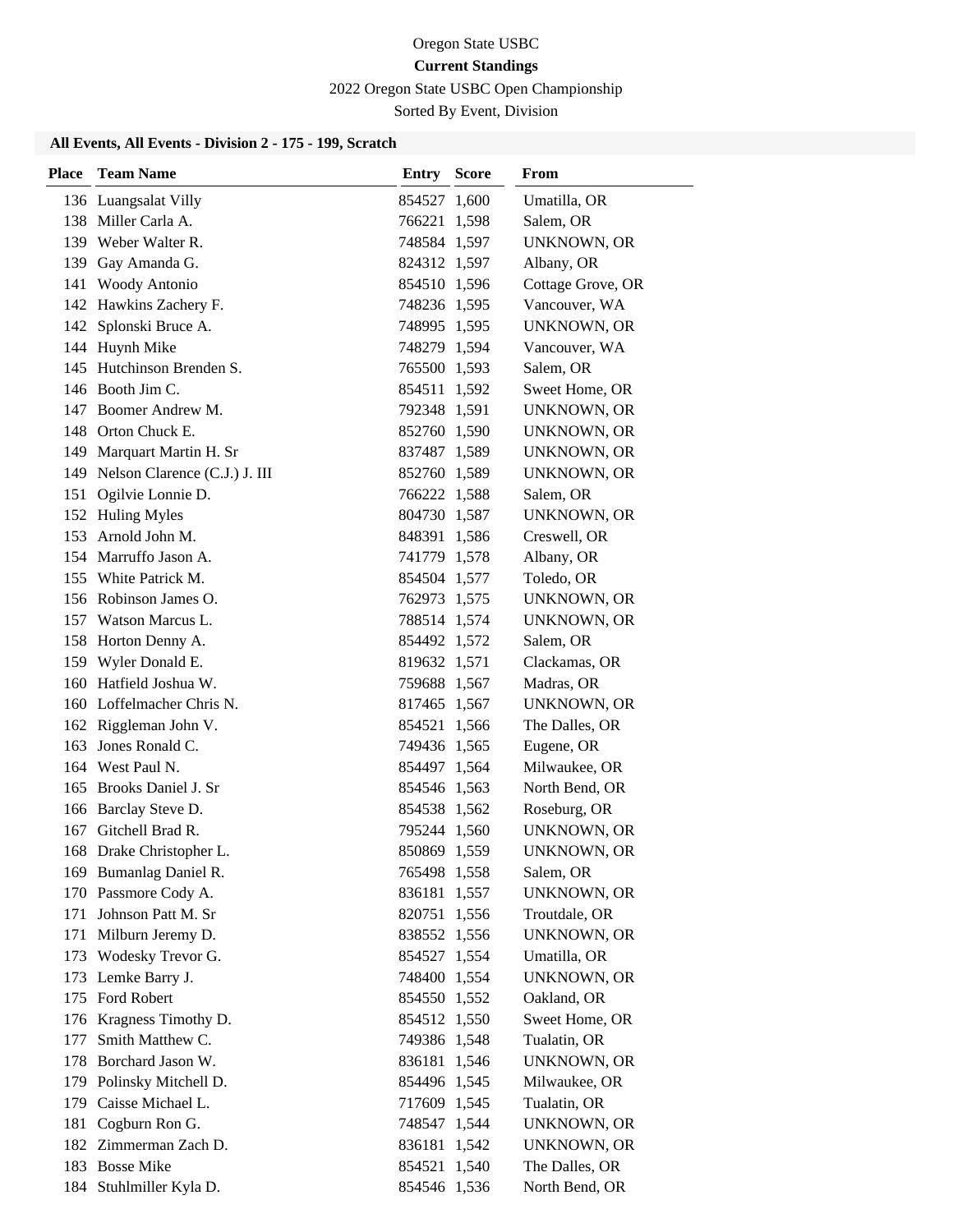Oregon State USBC

**Current Standings**

2022 Oregon State USBC Open Championship

Sorted By Event, Division

### All Events, All Events - Division 2 - 175 - 199, Scratch

| Place | Team Name | Entry | Score | From |
|---|---|---|---|---|
| 136 | Luangsalat Villy | 854527 | 1,600 | Umatilla, OR |
| 138 | Miller Carla A. | 766221 | 1,598 | Salem, OR |
| 139 | Weber Walter R. | 748584 | 1,597 | UNKNOWN, OR |
| 139 | Gay Amanda G. | 824312 | 1,597 | Albany, OR |
| 141 | Woody Antonio | 854510 | 1,596 | Cottage Grove, OR |
| 142 | Hawkins Zachery F. | 748236 | 1,595 | Vancouver, WA |
| 142 | Splonski Bruce A. | 748995 | 1,595 | UNKNOWN, OR |
| 144 | Huynh Mike | 748279 | 1,594 | Vancouver, WA |
| 145 | Hutchinson Brenden S. | 765500 | 1,593 | Salem, OR |
| 146 | Booth Jim C. | 854511 | 1,592 | Sweet Home, OR |
| 147 | Boomer Andrew M. | 792348 | 1,591 | UNKNOWN, OR |
| 148 | Orton Chuck E. | 852760 | 1,590 | UNKNOWN, OR |
| 149 | Marquart Martin H. Sr | 837487 | 1,589 | UNKNOWN, OR |
| 149 | Nelson Clarence (C.J.) J. III | 852760 | 1,589 | UNKNOWN, OR |
| 151 | Ogilvie Lonnie D. | 766222 | 1,588 | Salem, OR |
| 152 | Huling Myles | 804730 | 1,587 | UNKNOWN, OR |
| 153 | Arnold John M. | 848391 | 1,586 | Creswell, OR |
| 154 | Marruffo Jason A. | 741779 | 1,578 | Albany, OR |
| 155 | White Patrick M. | 854504 | 1,577 | Toledo, OR |
| 156 | Robinson James O. | 762973 | 1,575 | UNKNOWN, OR |
| 157 | Watson Marcus L. | 788514 | 1,574 | UNKNOWN, OR |
| 158 | Horton Denny A. | 854492 | 1,572 | Salem, OR |
| 159 | Wyler Donald E. | 819632 | 1,571 | Clackamas, OR |
| 160 | Hatfield Joshua W. | 759688 | 1,567 | Madras, OR |
| 160 | Loffelmacher Chris N. | 817465 | 1,567 | UNKNOWN, OR |
| 162 | Riggleman John V. | 854521 | 1,566 | The Dalles, OR |
| 163 | Jones Ronald C. | 749436 | 1,565 | Eugene, OR |
| 164 | West Paul N. | 854497 | 1,564 | Milwaukee, OR |
| 165 | Brooks Daniel J. Sr | 854546 | 1,563 | North Bend, OR |
| 166 | Barclay Steve D. | 854538 | 1,562 | Roseburg, OR |
| 167 | Gitchell Brad R. | 795244 | 1,560 | UNKNOWN, OR |
| 168 | Drake Christopher L. | 850869 | 1,559 | UNKNOWN, OR |
| 169 | Bumanlag Daniel R. | 765498 | 1,558 | Salem, OR |
| 170 | Passmore Cody A. | 836181 | 1,557 | UNKNOWN, OR |
| 171 | Johnson Patt M. Sr | 820751 | 1,556 | Troutdale, OR |
| 171 | Milburn Jeremy D. | 838552 | 1,556 | UNKNOWN, OR |
| 173 | Wodesky Trevor G. | 854527 | 1,554 | Umatilla, OR |
| 173 | Lemke Barry J. | 748400 | 1,554 | UNKNOWN, OR |
| 175 | Ford Robert | 854550 | 1,552 | Oakland, OR |
| 176 | Kragness Timothy D. | 854512 | 1,550 | Sweet Home, OR |
| 177 | Smith Matthew C. | 749386 | 1,548 | Tualatin, OR |
| 178 | Borchard Jason W. | 836181 | 1,546 | UNKNOWN, OR |
| 179 | Polinsky Mitchell D. | 854496 | 1,545 | Milwaukee, OR |
| 179 | Caisse Michael L. | 717609 | 1,545 | Tualatin, OR |
| 181 | Cogburn Ron G. | 748547 | 1,544 | UNKNOWN, OR |
| 182 | Zimmerman Zach D. | 836181 | 1,542 | UNKNOWN, OR |
| 183 | Bosse Mike | 854521 | 1,540 | The Dalles, OR |
| 184 | Stuhlmiller Kyla D. | 854546 | 1,536 | North Bend, OR |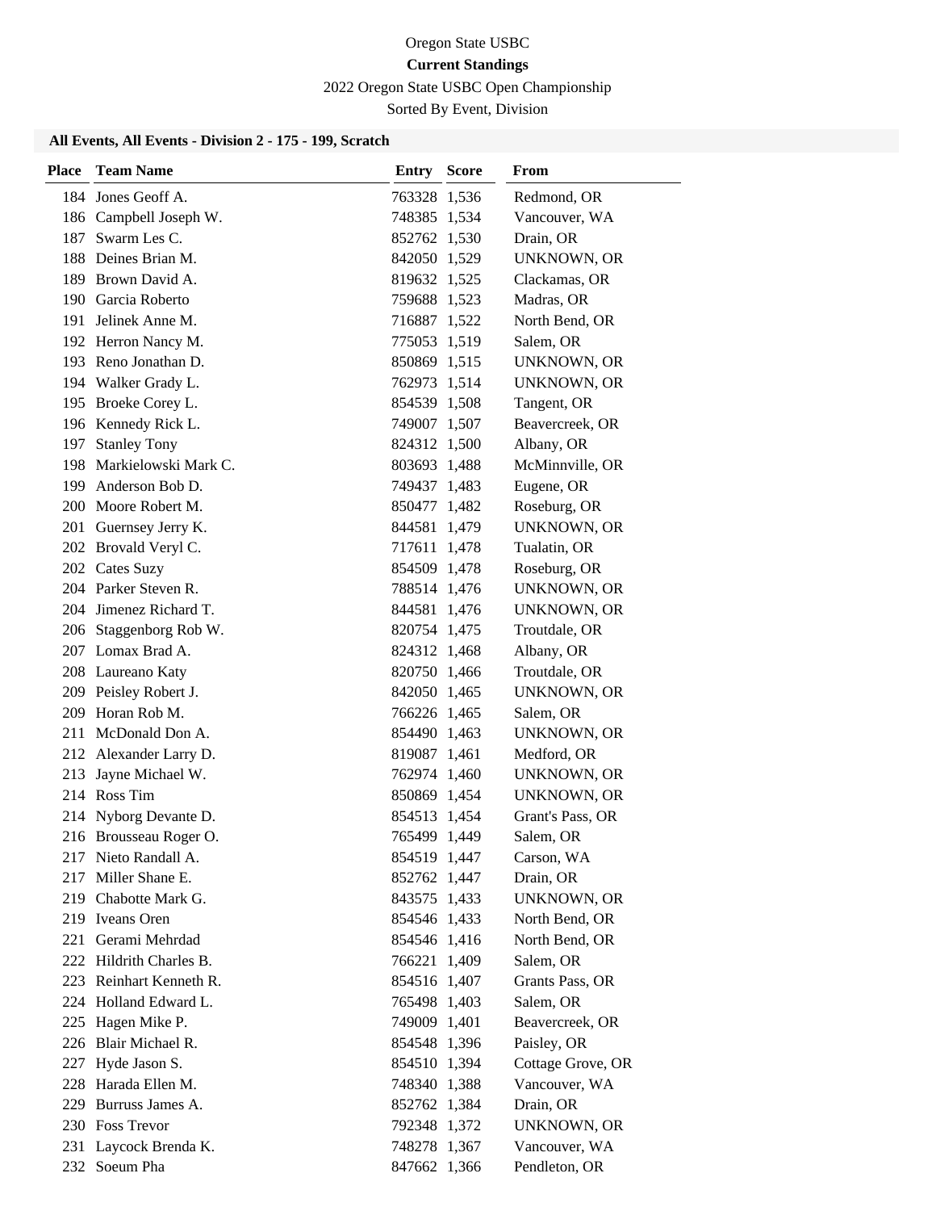Oregon State USBC

**Current Standings**

2022 Oregon State USBC Open Championship

Sorted By Event, Division

### All Events, All Events - Division 2 - 175 - 199, Scratch

| Place | Team Name | Entry | Score | From |
|---|---|---|---|---|
| 184 | Jones Geoff A. | 763328 | 1,536 | Redmond, OR |
| 186 | Campbell Joseph W. | 748385 | 1,534 | Vancouver, WA |
| 187 | Swarm Les C. | 852762 | 1,530 | Drain, OR |
| 188 | Deines Brian M. | 842050 | 1,529 | UNKNOWN, OR |
| 189 | Brown David A. | 819632 | 1,525 | Clackamas, OR |
| 190 | Garcia Roberto | 759688 | 1,523 | Madras, OR |
| 191 | Jelinek Anne M. | 716887 | 1,522 | North Bend, OR |
| 192 | Herron Nancy M. | 775053 | 1,519 | Salem, OR |
| 193 | Reno Jonathan D. | 850869 | 1,515 | UNKNOWN, OR |
| 194 | Walker Grady L. | 762973 | 1,514 | UNKNOWN, OR |
| 195 | Broeke Corey L. | 854539 | 1,508 | Tangent, OR |
| 196 | Kennedy Rick L. | 749007 | 1,507 | Beavercreek, OR |
| 197 | Stanley Tony | 824312 | 1,500 | Albany, OR |
| 198 | Markielowski Mark C. | 803693 | 1,488 | McMinnville, OR |
| 199 | Anderson Bob D. | 749437 | 1,483 | Eugene, OR |
| 200 | Moore Robert M. | 850477 | 1,482 | Roseburg, OR |
| 201 | Guernsey Jerry K. | 844581 | 1,479 | UNKNOWN, OR |
| 202 | Brovald Veryl C. | 717611 | 1,478 | Tualatin, OR |
| 202 | Cates Suzy | 854509 | 1,478 | Roseburg, OR |
| 204 | Parker Steven R. | 788514 | 1,476 | UNKNOWN, OR |
| 204 | Jimenez Richard T. | 844581 | 1,476 | UNKNOWN, OR |
| 206 | Staggenborg Rob W. | 820754 | 1,475 | Troutdale, OR |
| 207 | Lomax Brad A. | 824312 | 1,468 | Albany, OR |
| 208 | Laureano Katy | 820750 | 1,466 | Troutdale, OR |
| 209 | Peisley Robert J. | 842050 | 1,465 | UNKNOWN, OR |
| 209 | Horan Rob M. | 766226 | 1,465 | Salem, OR |
| 211 | McDonald Don A. | 854490 | 1,463 | UNKNOWN, OR |
| 212 | Alexander Larry D. | 819087 | 1,461 | Medford, OR |
| 213 | Jayne Michael W. | 762974 | 1,460 | UNKNOWN, OR |
| 214 | Ross Tim | 850869 | 1,454 | UNKNOWN, OR |
| 214 | Nyborg Devante D. | 854513 | 1,454 | Grant's Pass, OR |
| 216 | Brousseau Roger O. | 765499 | 1,449 | Salem, OR |
| 217 | Nieto Randall A. | 854519 | 1,447 | Carson, WA |
| 217 | Miller Shane E. | 852762 | 1,447 | Drain, OR |
| 219 | Chabotte Mark G. | 843575 | 1,433 | UNKNOWN, OR |
| 219 | Iveans Oren | 854546 | 1,433 | North Bend, OR |
| 221 | Gerami Mehrdad | 854546 | 1,416 | North Bend, OR |
| 222 | Hildrith Charles B. | 766221 | 1,409 | Salem, OR |
| 223 | Reinhart Kenneth R. | 854516 | 1,407 | Grants Pass, OR |
| 224 | Holland Edward L. | 765498 | 1,403 | Salem, OR |
| 225 | Hagen Mike P. | 749009 | 1,401 | Beavercreek, OR |
| 226 | Blair Michael R. | 854548 | 1,396 | Paisley, OR |
| 227 | Hyde Jason S. | 854510 | 1,394 | Cottage Grove, OR |
| 228 | Harada Ellen M. | 748340 | 1,388 | Vancouver, WA |
| 229 | Burruss James A. | 852762 | 1,384 | Drain, OR |
| 230 | Foss Trevor | 792348 | 1,372 | UNKNOWN, OR |
| 231 | Laycock Brenda K. | 748278 | 1,367 | Vancouver, WA |
| 232 | Soeum Pha | 847662 | 1,366 | Pendleton, OR |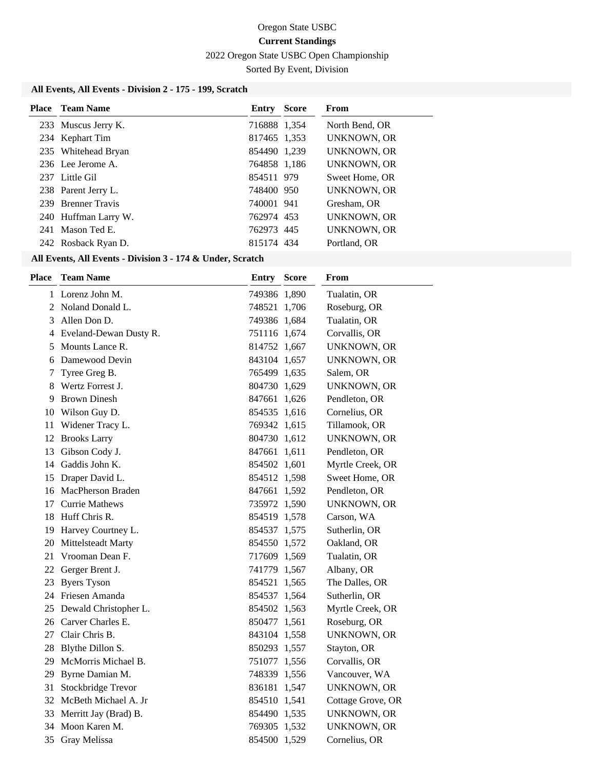Oregon State USBC

**Current Standings**

2022 Oregon State USBC Open Championship

Sorted By Event, Division

### All Events, All Events - Division 2 - 175 - 199, Scratch

| Place | Team Name | Entry | Score | From |
|---|---|---|---|---|
| 233 | Muscus Jerry K. | 716888 | 1,354 | North Bend, OR |
| 234 | Kephart Tim | 817465 | 1,353 | UNKNOWN, OR |
| 235 | Whitehead Bryan | 854490 | 1,239 | UNKNOWN, OR |
| 236 | Lee Jerome A. | 764858 | 1,186 | UNKNOWN, OR |
| 237 | Little Gil | 854511 | 979 | Sweet Home, OR |
| 238 | Parent Jerry L. | 748400 | 950 | UNKNOWN, OR |
| 239 | Brenner Travis | 740001 | 941 | Gresham, OR |
| 240 | Huffman Larry W. | 762974 | 453 | UNKNOWN, OR |
| 241 | Mason Ted E. | 762973 | 445 | UNKNOWN, OR |
| 242 | Rosback Ryan D. | 815174 | 434 | Portland, OR |

### All Events, All Events - Division 3 - 174 & Under, Scratch

| Place | Team Name | Entry | Score | From |
|---|---|---|---|---|
| 1 | Lorenz John M. | 749386 | 1,890 | Tualatin, OR |
| 2 | Noland Donald L. | 748521 | 1,706 | Roseburg, OR |
| 3 | Allen Don D. | 749386 | 1,684 | Tualatin, OR |
| 4 | Eveland-Dewan Dusty R. | 751116 | 1,674 | Corvallis, OR |
| 5 | Mounts Lance R. | 814752 | 1,667 | UNKNOWN, OR |
| 6 | Damewood Devin | 843104 | 1,657 | UNKNOWN, OR |
| 7 | Tyree Greg B. | 765499 | 1,635 | Salem, OR |
| 8 | Wertz Forrest J. | 804730 | 1,629 | UNKNOWN, OR |
| 9 | Brown Dinesh | 847661 | 1,626 | Pendleton, OR |
| 10 | Wilson Guy D. | 854535 | 1,616 | Cornelius, OR |
| 11 | Widener Tracy L. | 769342 | 1,615 | Tillamook, OR |
| 12 | Brooks Larry | 804730 | 1,612 | UNKNOWN, OR |
| 13 | Gibson Cody J. | 847661 | 1,611 | Pendleton, OR |
| 14 | Gaddis John K. | 854502 | 1,601 | Myrtle Creek, OR |
| 15 | Draper David L. | 854512 | 1,598 | Sweet Home, OR |
| 16 | MacPherson Braden | 847661 | 1,592 | Pendleton, OR |
| 17 | Currie Mathews | 735972 | 1,590 | UNKNOWN, OR |
| 18 | Huff Chris R. | 854519 | 1,578 | Carson, WA |
| 19 | Harvey Courtney L. | 854537 | 1,575 | Sutherlin, OR |
| 20 | Mittelsteadt Marty | 854550 | 1,572 | Oakland, OR |
| 21 | Vrooman Dean F. | 717609 | 1,569 | Tualatin, OR |
| 22 | Gerger Brent J. | 741779 | 1,567 | Albany, OR |
| 23 | Byers Tyson | 854521 | 1,565 | The Dalles, OR |
| 24 | Friesen Amanda | 854537 | 1,564 | Sutherlin, OR |
| 25 | Dewald Christopher L. | 854502 | 1,563 | Myrtle Creek, OR |
| 26 | Carver Charles E. | 850477 | 1,561 | Roseburg, OR |
| 27 | Clair Chris B. | 843104 | 1,558 | UNKNOWN, OR |
| 28 | Blythe Dillon S. | 850293 | 1,557 | Stayton, OR |
| 29 | McMorris Michael B. | 751077 | 1,556 | Corvallis, OR |
| 29 | Byrne Damian M. | 748339 | 1,556 | Vancouver, WA |
| 31 | Stockbridge Trevor | 836181 | 1,547 | UNKNOWN, OR |
| 32 | McBeth Michael A. Jr | 854510 | 1,541 | Cottage Grove, OR |
| 33 | Merritt Jay (Brad) B. | 854490 | 1,535 | UNKNOWN, OR |
| 34 | Moon Karen M. | 769305 | 1,532 | UNKNOWN, OR |
| 35 | Gray Melissa | 854500 | 1,529 | Cornelius, OR |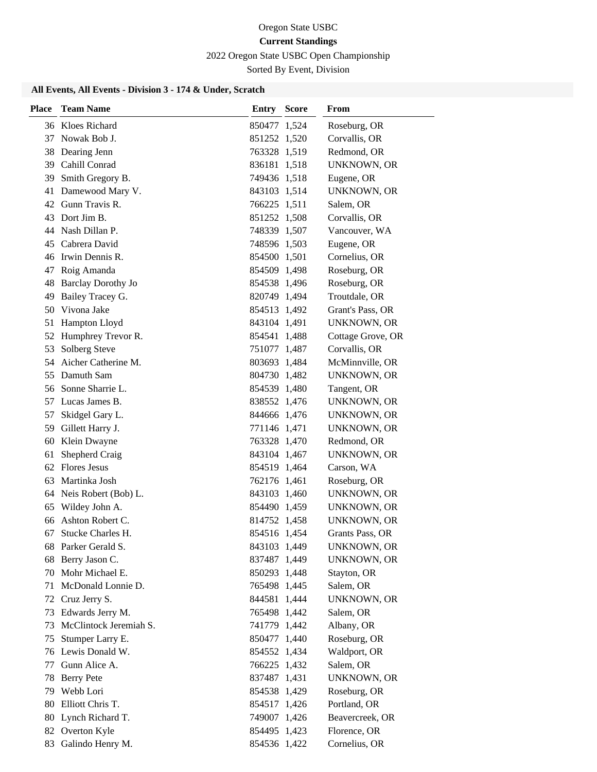Oregon State USBC

**Current Standings**

2022 Oregon State USBC Open Championship

Sorted By Event, Division

**All Events, All Events - Division 3 - 174 & Under, Scratch**

| Place | Team Name | Entry | Score | From |
|---|---|---|---|---|
| 36 | Kloes Richard | 850477 | 1,524 | Roseburg, OR |
| 37 | Nowak Bob J. | 851252 | 1,520 | Corvallis, OR |
| 38 | Dearing Jenn | 763328 | 1,519 | Redmond, OR |
| 39 | Cahill Conrad | 836181 | 1,518 | UNKNOWN, OR |
| 39 | Smith Gregory B. | 749436 | 1,518 | Eugene, OR |
| 41 | Damewood Mary V. | 843103 | 1,514 | UNKNOWN, OR |
| 42 | Gunn Travis R. | 766225 | 1,511 | Salem, OR |
| 43 | Dort Jim B. | 851252 | 1,508 | Corvallis, OR |
| 44 | Nash Dillan P. | 748339 | 1,507 | Vancouver, WA |
| 45 | Cabrera David | 748596 | 1,503 | Eugene, OR |
| 46 | Irwin Dennis R. | 854500 | 1,501 | Cornelius, OR |
| 47 | Roig Amanda | 854509 | 1,498 | Roseburg, OR |
| 48 | Barclay Dorothy Jo | 854538 | 1,496 | Roseburg, OR |
| 49 | Bailey Tracey G. | 820749 | 1,494 | Troutdale, OR |
| 50 | Vivona Jake | 854513 | 1,492 | Grant's Pass, OR |
| 51 | Hampton Lloyd | 843104 | 1,491 | UNKNOWN, OR |
| 52 | Humphrey Trevor R. | 854541 | 1,488 | Cottage Grove, OR |
| 53 | Solberg Steve | 751077 | 1,487 | Corvallis, OR |
| 54 | Aicher Catherine M. | 803693 | 1,484 | McMinnville, OR |
| 55 | Damuth Sam | 804730 | 1,482 | UNKNOWN, OR |
| 56 | Sonne Sharrie L. | 854539 | 1,480 | Tangent, OR |
| 57 | Lucas James B. | 838552 | 1,476 | UNKNOWN, OR |
| 57 | Skidgel Gary L. | 844666 | 1,476 | UNKNOWN, OR |
| 59 | Gillett Harry J. | 771146 | 1,471 | UNKNOWN, OR |
| 60 | Klein Dwayne | 763328 | 1,470 | Redmond, OR |
| 61 | Shepherd Craig | 843104 | 1,467 | UNKNOWN, OR |
| 62 | Flores Jesus | 854519 | 1,464 | Carson, WA |
| 63 | Martinka Josh | 762176 | 1,461 | Roseburg, OR |
| 64 | Neis Robert (Bob) L. | 843103 | 1,460 | UNKNOWN, OR |
| 65 | Wildey John A. | 854490 | 1,459 | UNKNOWN, OR |
| 66 | Ashton Robert C. | 814752 | 1,458 | UNKNOWN, OR |
| 67 | Stucke Charles H. | 854516 | 1,454 | Grants Pass, OR |
| 68 | Parker Gerald S. | 843103 | 1,449 | UNKNOWN, OR |
| 68 | Berry Jason C. | 837487 | 1,449 | UNKNOWN, OR |
| 70 | Mohr Michael E. | 850293 | 1,448 | Stayton, OR |
| 71 | McDonald Lonnie D. | 765498 | 1,445 | Salem, OR |
| 72 | Cruz Jerry S. | 844581 | 1,444 | UNKNOWN, OR |
| 73 | Edwards Jerry M. | 765498 | 1,442 | Salem, OR |
| 73 | McClintock Jeremiah S. | 741779 | 1,442 | Albany, OR |
| 75 | Stumper Larry E. | 850477 | 1,440 | Roseburg, OR |
| 76 | Lewis Donald W. | 854552 | 1,434 | Waldport, OR |
| 77 | Gunn Alice A. | 766225 | 1,432 | Salem, OR |
| 78 | Berry Pete | 837487 | 1,431 | UNKNOWN, OR |
| 79 | Webb Lori | 854538 | 1,429 | Roseburg, OR |
| 80 | Elliott Chris T. | 854517 | 1,426 | Portland, OR |
| 80 | Lynch Richard T. | 749007 | 1,426 | Beavercreek, OR |
| 82 | Overton Kyle | 854495 | 1,423 | Florence, OR |
| 83 | Galindo Henry M. | 854536 | 1,422 | Cornelius, OR |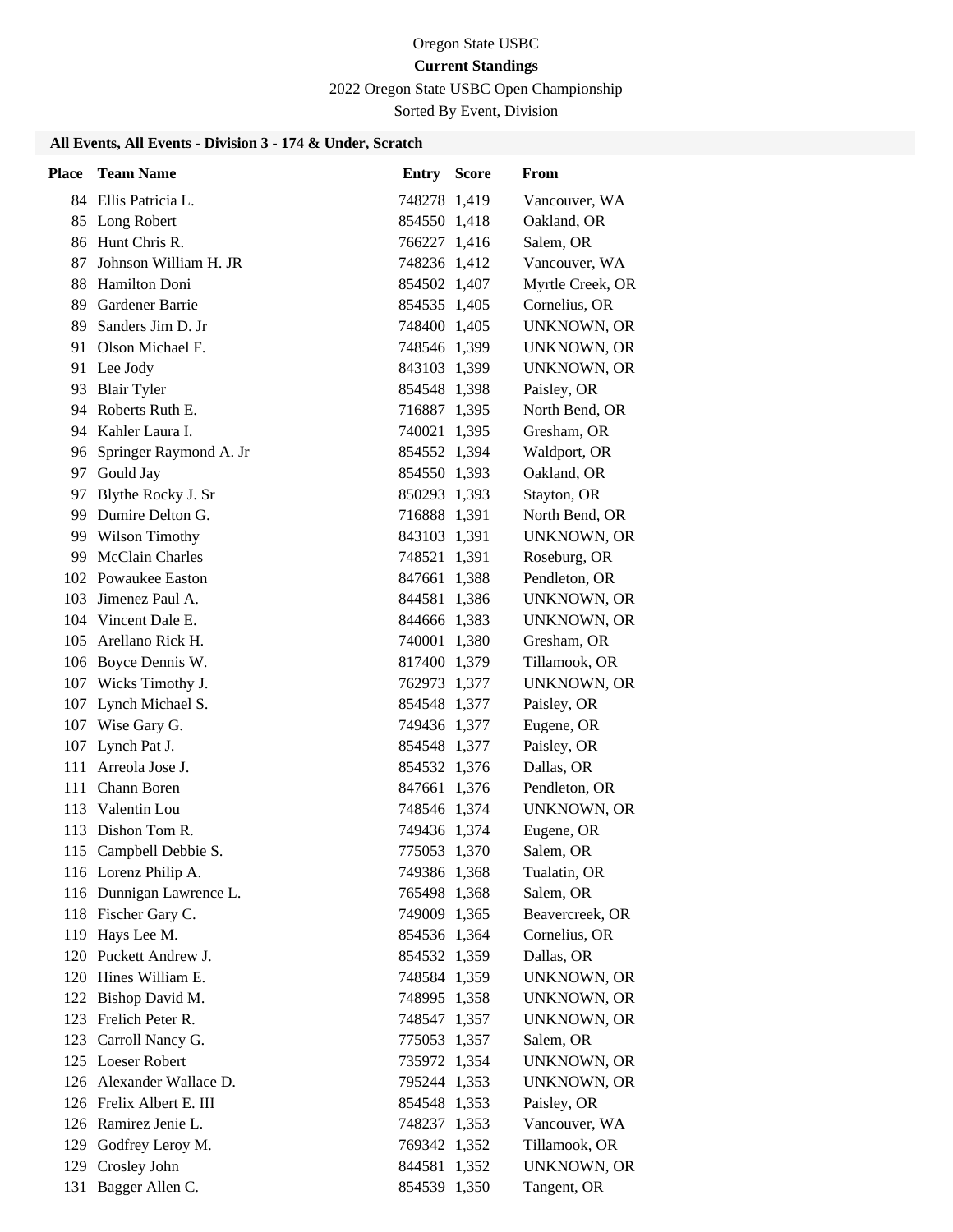Oregon State USBC

**Current Standings**

2022 Oregon State USBC Open Championship

Sorted By Event, Division

### All Events, All Events - Division 3 - 174 & Under, Scratch

| Place | Team Name | Entry | Score | From |
|---|---|---|---|---|
| 84 | Ellis Patricia L. | 748278 | 1,419 | Vancouver, WA |
| 85 | Long Robert | 854550 | 1,418 | Oakland, OR |
| 86 | Hunt Chris R. | 766227 | 1,416 | Salem, OR |
| 87 | Johnson William H. JR | 748236 | 1,412 | Vancouver, WA |
| 88 | Hamilton Doni | 854502 | 1,407 | Myrtle Creek, OR |
| 89 | Gardener Barrie | 854535 | 1,405 | Cornelius, OR |
| 89 | Sanders Jim D. Jr | 748400 | 1,405 | UNKNOWN, OR |
| 91 | Olson Michael F. | 748546 | 1,399 | UNKNOWN, OR |
| 91 | Lee Jody | 843103 | 1,399 | UNKNOWN, OR |
| 93 | Blair Tyler | 854548 | 1,398 | Paisley, OR |
| 94 | Roberts Ruth E. | 716887 | 1,395 | North Bend, OR |
| 94 | Kahler Laura I. | 740021 | 1,395 | Gresham, OR |
| 96 | Springer Raymond A. Jr | 854552 | 1,394 | Waldport, OR |
| 97 | Gould Jay | 854550 | 1,393 | Oakland, OR |
| 97 | Blythe Rocky J. Sr | 850293 | 1,393 | Stayton, OR |
| 99 | Dumire Delton G. | 716888 | 1,391 | North Bend, OR |
| 99 | Wilson Timothy | 843103 | 1,391 | UNKNOWN, OR |
| 99 | McClain Charles | 748521 | 1,391 | Roseburg, OR |
| 102 | Powaukee Easton | 847661 | 1,388 | Pendleton, OR |
| 103 | Jimenez Paul A. | 844581 | 1,386 | UNKNOWN, OR |
| 104 | Vincent Dale E. | 844666 | 1,383 | UNKNOWN, OR |
| 105 | Arellano Rick H. | 740001 | 1,380 | Gresham, OR |
| 106 | Boyce Dennis W. | 817400 | 1,379 | Tillamook, OR |
| 107 | Wicks Timothy J. | 762973 | 1,377 | UNKNOWN, OR |
| 107 | Lynch Michael S. | 854548 | 1,377 | Paisley, OR |
| 107 | Wise Gary G. | 749436 | 1,377 | Eugene, OR |
| 107 | Lynch Pat J. | 854548 | 1,377 | Paisley, OR |
| 111 | Arreola Jose J. | 854532 | 1,376 | Dallas, OR |
| 111 | Chann Boren | 847661 | 1,376 | Pendleton, OR |
| 113 | Valentin Lou | 748546 | 1,374 | UNKNOWN, OR |
| 113 | Dishon Tom R. | 749436 | 1,374 | Eugene, OR |
| 115 | Campbell Debbie S. | 775053 | 1,370 | Salem, OR |
| 116 | Lorenz Philip A. | 749386 | 1,368 | Tualatin, OR |
| 116 | Dunnigan Lawrence L. | 765498 | 1,368 | Salem, OR |
| 118 | Fischer Gary C. | 749009 | 1,365 | Beavercreek, OR |
| 119 | Hays Lee M. | 854536 | 1,364 | Cornelius, OR |
| 120 | Puckett Andrew J. | 854532 | 1,359 | Dallas, OR |
| 120 | Hines William E. | 748584 | 1,359 | UNKNOWN, OR |
| 122 | Bishop David M. | 748995 | 1,358 | UNKNOWN, OR |
| 123 | Frelich Peter R. | 748547 | 1,357 | UNKNOWN, OR |
| 123 | Carroll Nancy G. | 775053 | 1,357 | Salem, OR |
| 125 | Loeser Robert | 735972 | 1,354 | UNKNOWN, OR |
| 126 | Alexander Wallace D. | 795244 | 1,353 | UNKNOWN, OR |
| 126 | Frelix Albert E. III | 854548 | 1,353 | Paisley, OR |
| 126 | Ramirez Jenie L. | 748237 | 1,353 | Vancouver, WA |
| 129 | Godfrey Leroy M. | 769342 | 1,352 | Tillamook, OR |
| 129 | Crosley John | 844581 | 1,352 | UNKNOWN, OR |
| 131 | Bagger Allen C. | 854539 | 1,350 | Tangent, OR |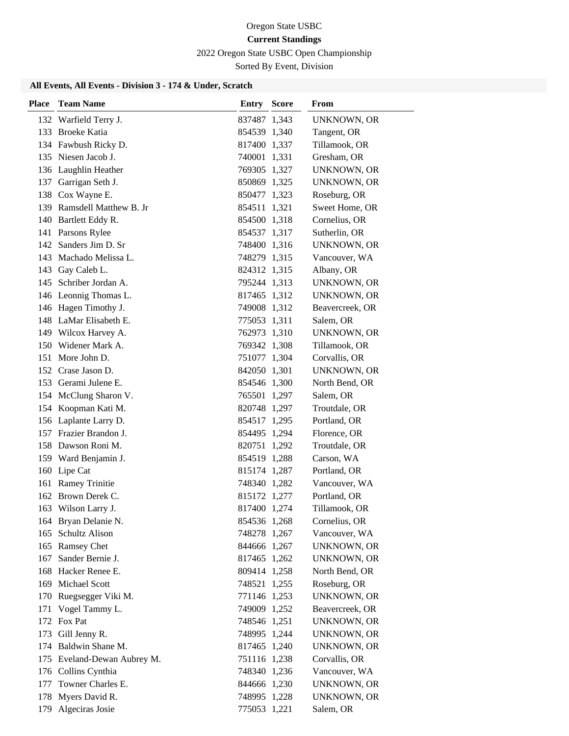Oregon State USBC

**Current Standings**

2022 Oregon State USBC Open Championship

Sorted By Event, Division

### All Events, All Events - Division 3 - 174 & Under, Scratch

| Place | Team Name | Entry | Score | From |
|---|---|---|---|---|
| 132 | Warfield Terry J. | 837487 | 1,343 | UNKNOWN, OR |
| 133 | Broeke Katia | 854539 | 1,340 | Tangent, OR |
| 134 | Fawbush Ricky D. | 817400 | 1,337 | Tillamook, OR |
| 135 | Niesen Jacob J. | 740001 | 1,331 | Gresham, OR |
| 136 | Laughlin Heather | 769305 | 1,327 | UNKNOWN, OR |
| 137 | Garrigan Seth J. | 850869 | 1,325 | UNKNOWN, OR |
| 138 | Cox Wayne E. | 850477 | 1,323 | Roseburg, OR |
| 139 | Ramsdell Matthew B. Jr | 854511 | 1,321 | Sweet Home, OR |
| 140 | Bartlett Eddy R. | 854500 | 1,318 | Cornelius, OR |
| 141 | Parsons Rylee | 854537 | 1,317 | Sutherlin, OR |
| 142 | Sanders Jim D. Sr | 748400 | 1,316 | UNKNOWN, OR |
| 143 | Machado Melissa L. | 748279 | 1,315 | Vancouver, WA |
| 143 | Gay Caleb L. | 824312 | 1,315 | Albany, OR |
| 145 | Schriber Jordan A. | 795244 | 1,313 | UNKNOWN, OR |
| 146 | Leonnig Thomas L. | 817465 | 1,312 | UNKNOWN, OR |
| 146 | Hagen Timothy J. | 749008 | 1,312 | Beavercreek, OR |
| 148 | LaMar Elisabeth E. | 775053 | 1,311 | Salem, OR |
| 149 | Wilcox Harvey A. | 762973 | 1,310 | UNKNOWN, OR |
| 150 | Widener Mark A. | 769342 | 1,308 | Tillamook, OR |
| 151 | More John D. | 751077 | 1,304 | Corvallis, OR |
| 152 | Crase Jason D. | 842050 | 1,301 | UNKNOWN, OR |
| 153 | Gerami Julene E. | 854546 | 1,300 | North Bend, OR |
| 154 | McClung Sharon V. | 765501 | 1,297 | Salem, OR |
| 154 | Koopman Kati M. | 820748 | 1,297 | Troutdale, OR |
| 156 | Laplante Larry D. | 854517 | 1,295 | Portland, OR |
| 157 | Frazier Brandon J. | 854495 | 1,294 | Florence, OR |
| 158 | Dawson Roni M. | 820751 | 1,292 | Troutdale, OR |
| 159 | Ward Benjamin J. | 854519 | 1,288 | Carson, WA |
| 160 | Lipe Cat | 815174 | 1,287 | Portland, OR |
| 161 | Ramey Trinitie | 748340 | 1,282 | Vancouver, WA |
| 162 | Brown Derek C. | 815172 | 1,277 | Portland, OR |
| 163 | Wilson Larry J. | 817400 | 1,274 | Tillamook, OR |
| 164 | Bryan Delanie N. | 854536 | 1,268 | Cornelius, OR |
| 165 | Schultz Alison | 748278 | 1,267 | Vancouver, WA |
| 165 | Ramsey Chet | 844666 | 1,267 | UNKNOWN, OR |
| 167 | Sander Bernie J. | 817465 | 1,262 | UNKNOWN, OR |
| 168 | Hacker Renee E. | 809414 | 1,258 | North Bend, OR |
| 169 | Michael Scott | 748521 | 1,255 | Roseburg, OR |
| 170 | Ruegsegger Viki M. | 771146 | 1,253 | UNKNOWN, OR |
| 171 | Vogel Tammy L. | 749009 | 1,252 | Beavercreek, OR |
| 172 | Fox Pat | 748546 | 1,251 | UNKNOWN, OR |
| 173 | Gill Jenny R. | 748995 | 1,244 | UNKNOWN, OR |
| 174 | Baldwin Shane M. | 817465 | 1,240 | UNKNOWN, OR |
| 175 | Eveland-Dewan Aubrey M. | 751116 | 1,238 | Corvallis, OR |
| 176 | Collins Cynthia | 748340 | 1,236 | Vancouver, WA |
| 177 | Towner Charles E. | 844666 | 1,230 | UNKNOWN, OR |
| 178 | Myers David R. | 748995 | 1,228 | UNKNOWN, OR |
| 179 | Algeciras Josie | 775053 | 1,221 | Salem, OR |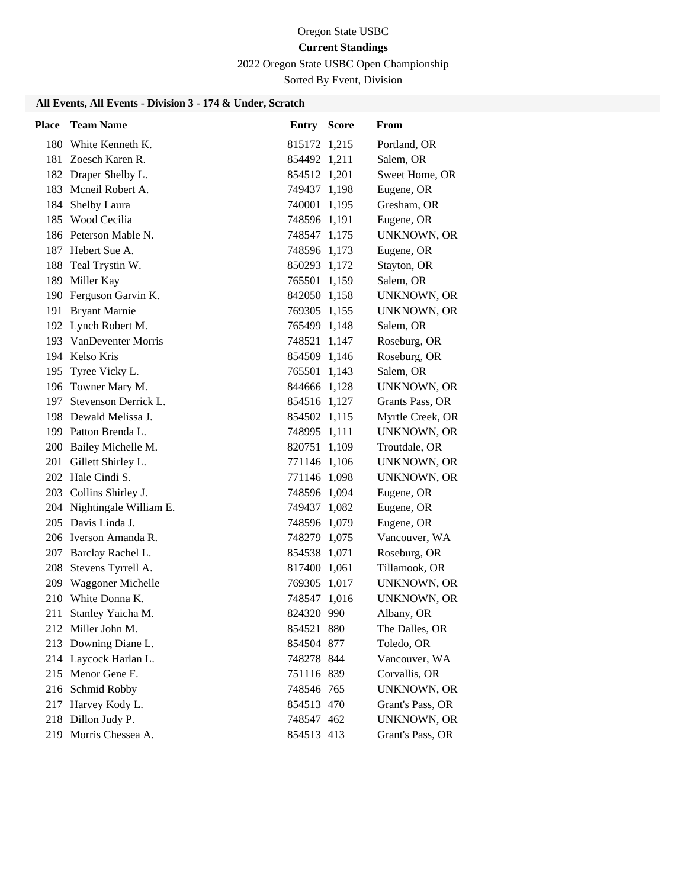Oregon State USBC

**Current Standings**

2022 Oregon State USBC Open Championship

Sorted By Event, Division

### All Events, All Events - Division 3 - 174 & Under, Scratch

| Place | Team Name | Entry | Score | From |
|---|---|---|---|---|
| 180 | White Kenneth K. | 815172 | 1,215 | Portland, OR |
| 181 | Zoesch Karen R. | 854492 | 1,211 | Salem, OR |
| 182 | Draper Shelby L. | 854512 | 1,201 | Sweet Home, OR |
| 183 | Mcneil Robert A. | 749437 | 1,198 | Eugene, OR |
| 184 | Shelby Laura | 740001 | 1,195 | Gresham, OR |
| 185 | Wood Cecilia | 748596 | 1,191 | Eugene, OR |
| 186 | Peterson Mable N. | 748547 | 1,175 | UNKNOWN, OR |
| 187 | Hebert Sue A. | 748596 | 1,173 | Eugene, OR |
| 188 | Teal Trystin W. | 850293 | 1,172 | Stayton, OR |
| 189 | Miller Kay | 765501 | 1,159 | Salem, OR |
| 190 | Ferguson Garvin K. | 842050 | 1,158 | UNKNOWN, OR |
| 191 | Bryant Marnie | 769305 | 1,155 | UNKNOWN, OR |
| 192 | Lynch Robert M. | 765499 | 1,148 | Salem, OR |
| 193 | VanDeventer Morris | 748521 | 1,147 | Roseburg, OR |
| 194 | Kelso Kris | 854509 | 1,146 | Roseburg, OR |
| 195 | Tyree Vicky L. | 765501 | 1,143 | Salem, OR |
| 196 | Towner Mary M. | 844666 | 1,128 | UNKNOWN, OR |
| 197 | Stevenson Derrick L. | 854516 | 1,127 | Grants Pass, OR |
| 198 | Dewald Melissa J. | 854502 | 1,115 | Myrtle Creek, OR |
| 199 | Patton Brenda L. | 748995 | 1,111 | UNKNOWN, OR |
| 200 | Bailey Michelle M. | 820751 | 1,109 | Troutdale, OR |
| 201 | Gillett Shirley L. | 771146 | 1,106 | UNKNOWN, OR |
| 202 | Hale Cindi S. | 771146 | 1,098 | UNKNOWN, OR |
| 203 | Collins Shirley J. | 748596 | 1,094 | Eugene, OR |
| 204 | Nightingale William E. | 749437 | 1,082 | Eugene, OR |
| 205 | Davis Linda J. | 748596 | 1,079 | Eugene, OR |
| 206 | Iverson Amanda R. | 748279 | 1,075 | Vancouver, WA |
| 207 | Barclay Rachel L. | 854538 | 1,071 | Roseburg, OR |
| 208 | Stevens Tyrrell A. | 817400 | 1,061 | Tillamook, OR |
| 209 | Waggoner Michelle | 769305 | 1,017 | UNKNOWN, OR |
| 210 | White Donna K. | 748547 | 1,016 | UNKNOWN, OR |
| 211 | Stanley Yaicha M. | 824320 | 990 | Albany, OR |
| 212 | Miller John M. | 854521 | 880 | The Dalles, OR |
| 213 | Downing Diane L. | 854504 | 877 | Toledo, OR |
| 214 | Laycock Harlan L. | 748278 | 844 | Vancouver, WA |
| 215 | Menor Gene F. | 751116 | 839 | Corvallis, OR |
| 216 | Schmid Robby | 748546 | 765 | UNKNOWN, OR |
| 217 | Harvey Kody L. | 854513 | 470 | Grant's Pass, OR |
| 218 | Dillon Judy P. | 748547 | 462 | UNKNOWN, OR |
| 219 | Morris Chessea A. | 854513 | 413 | Grant's Pass, OR |